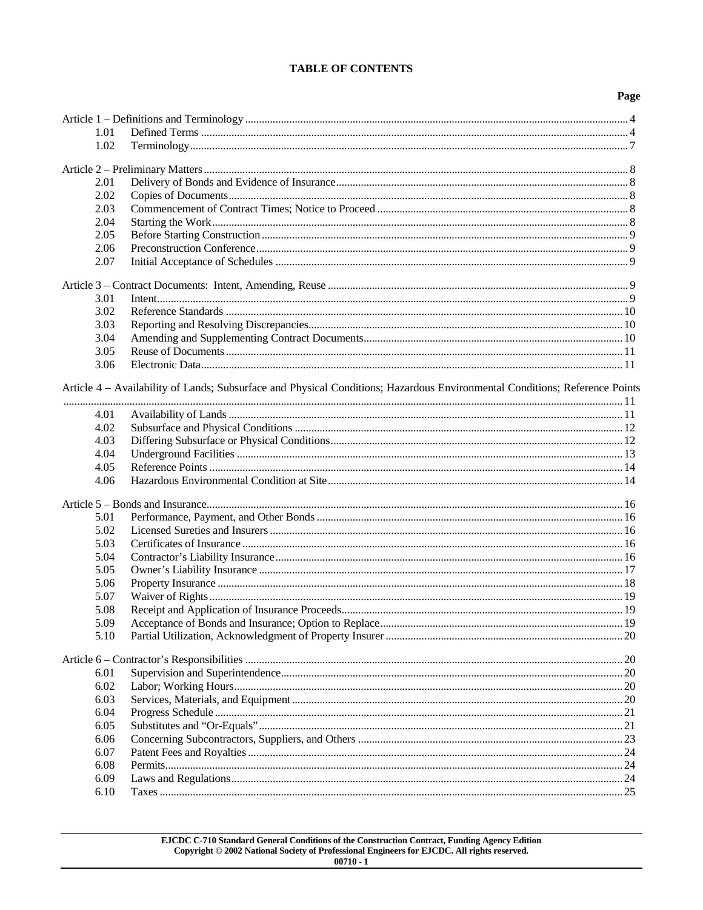# TABLE OF CONTENTS

| | | Page |
|---|---|---|
| Article 1 – Definitions and Terminology | | 4 |
| 1.01 | Defined Terms | 4 |
| 1.02 | Terminology | 7 |
| Article 2 – Preliminary Matters | | 8 |
| 2.01 | Delivery of Bonds and Evidence of Insurance | 8 |
| 2.02 | Copies of Documents | 8 |
| 2.03 | Commencement of Contract Times; Notice to Proceed | 8 |
| 2.04 | Starting the Work | 8 |
| 2.05 | Before Starting Construction | 9 |
| 2.06 | Preconstruction Conference | 9 |
| 2.07 | Initial Acceptance of Schedules | 9 |
| Article 3 – Contract Documents: Intent, Amending, Reuse | | 9 |
| 3.01 | Intent | 9 |
| 3.02 | Reference Standards | 10 |
| 3.03 | Reporting and Resolving Discrepancies | 10 |
| 3.04 | Amending and Supplementing Contract Documents | 10 |
| 3.05 | Reuse of Documents | 11 |
| 3.06 | Electronic Data | 11 |
| Article 4 – Availability of Lands; Subsurface and Physical Conditions; Hazardous Environmental Conditions; Reference Points | | 11 |
| 4.01 | Availability of Lands | 11 |
| 4.02 | Subsurface and Physical Conditions | 12 |
| 4.03 | Differing Subsurface or Physical Conditions | 12 |
| 4.04 | Underground Facilities | 13 |
| 4.05 | Reference Points | 14 |
| 4.06 | Hazardous Environmental Condition at Site | 14 |
| Article 5 – Bonds and Insurance | | 16 |
| 5.01 | Performance, Payment, and Other Bonds | 16 |
| 5.02 | Licensed Sureties and Insurers | 16 |
| 5.03 | Certificates of Insurance | 16 |
| 5.04 | Contractor's Liability Insurance | 16 |
| 5.05 | Owner's Liability Insurance | 17 |
| 5.06 | Property Insurance | 18 |
| 5.07 | Waiver of Rights | 19 |
| 5.08 | Receipt and Application of Insurance Proceeds | 19 |
| 5.09 | Acceptance of Bonds and Insurance; Option to Replace | 19 |
| 5.10 | Partial Utilization, Acknowledgment of Property Insurer | 20 |
| Article 6 – Contractor's Responsibilities | | 20 |
| 6.01 | Supervision and Superintendence | 20 |
| 6.02 | Labor; Working Hours | 20 |
| 6.03 | Services, Materials, and Equipment | 20 |
| 6.04 | Progress Schedule | 21 |
| 6.05 | Substitutes and "Or-Equals" | 21 |
| 6.06 | Concerning Subcontractors, Suppliers, and Others | 23 |
| 6.07 | Patent Fees and Royalties | 24 |
| 6.08 | Permits | 24 |
| 6.09 | Laws and Regulations | 24 |
| 6.10 | Taxes | 25 |

EJCDC C-710 Standard General Conditions of the Construction Contract, Funding Agency Edition
Copyright © 2002 National Society of Professional Engineers for EJCDC. All rights reserved.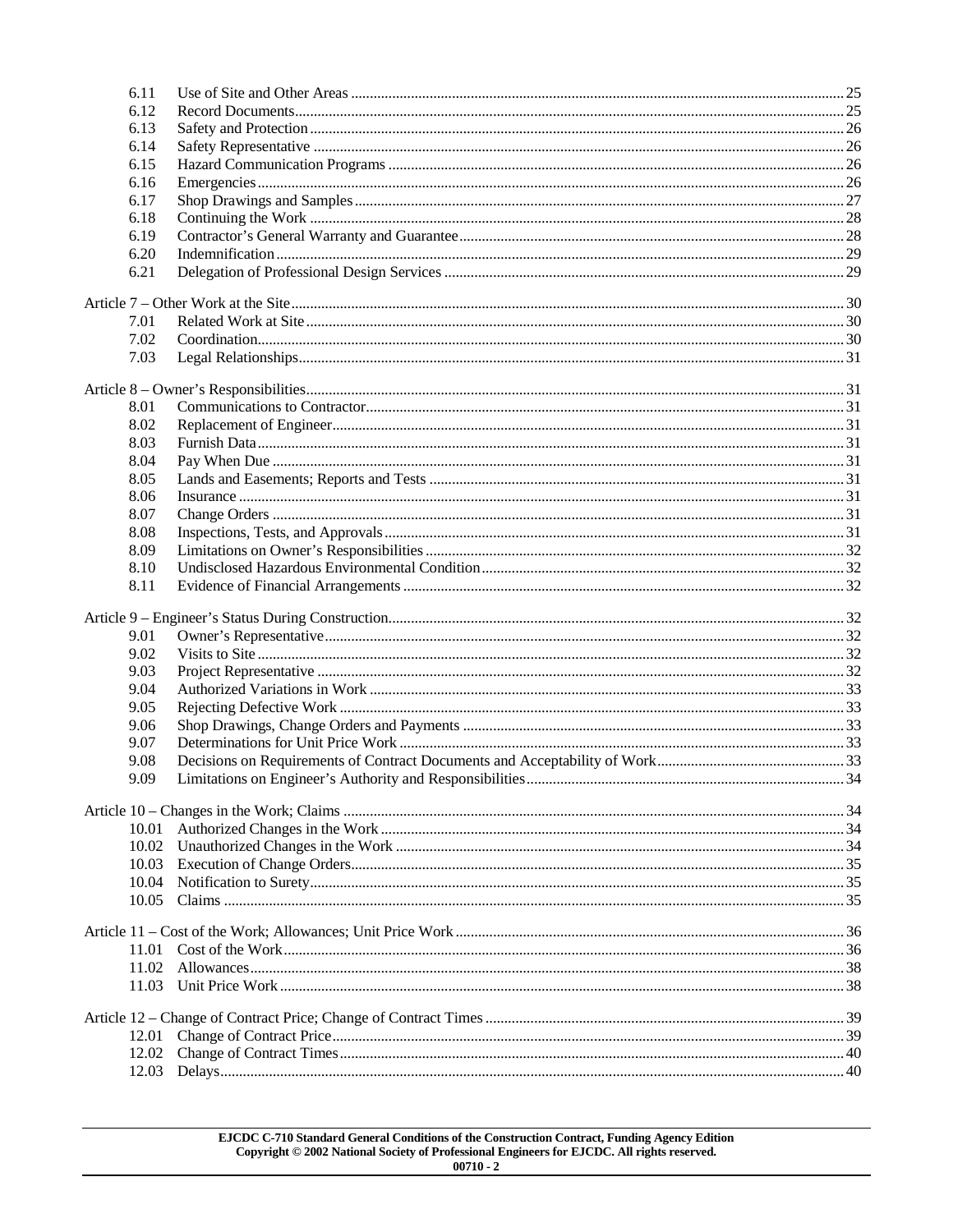| | | |
|---|---|---|
| 6.11 | Use of Site and Other Areas | 25 |
| 6.12 | Record Documents | 25 |
| 6.13 | Safety and Protection | 26 |
| 6.14 | Safety Representative | 26 |
| 6.15 | Hazard Communication Programs | 26 |
| 6.16 | Emergencies | 26 |
| 6.17 | Shop Drawings and Samples | 27 |
| 6.18 | Continuing the Work | 28 |
| 6.19 | Contractor's General Warranty and Guarantee | 28 |
| 6.20 | Indemnification | 29 |
| 6.21 | Delegation of Professional Design Services | 29 |
| **Article 7 – Other Work at the Site** | | 30 |
| 7.01 | Related Work at Site | 30 |
| 7.02 | Coordination | 30 |
| 7.03 | Legal Relationships | 31 |
| **Article 8 – Owner's Responsibilities** | | 31 |
| 8.01 | Communications to Contractor | 31 |
| 8.02 | Replacement of Engineer | 31 |
| 8.03 | Furnish Data | 31 |
| 8.04 | Pay When Due | 31 |
| 8.05 | Lands and Easements; Reports and Tests | 31 |
| 8.06 | Insurance | 31 |
| 8.07 | Change Orders | 31 |
| 8.08 | Inspections, Tests, and Approvals | 31 |
| 8.09 | Limitations on Owner's Responsibilities | 32 |
| 8.10 | Undisclosed Hazardous Environmental Condition | 32 |
| 8.11 | Evidence of Financial Arrangements | 32 |
| **Article 9 – Engineer's Status During Construction** | | 32 |
| 9.01 | Owner's Representative | 32 |
| 9.02 | Visits to Site | 32 |
| 9.03 | Project Representative | 32 |
| 9.04 | Authorized Variations in Work | 33 |
| 9.05 | Rejecting Defective Work | 33 |
| 9.06 | Shop Drawings, Change Orders and Payments | 33 |
| 9.07 | Determinations for Unit Price Work | 33 |
| 9.08 | Decisions on Requirements of Contract Documents and Acceptability of Work | 33 |
| 9.09 | Limitations on Engineer's Authority and Responsibilities | 34 |
| **Article 10 – Changes in the Work; Claims** | | 34 |
| 10.01 | Authorized Changes in the Work | 34 |
| 10.02 | Unauthorized Changes in the Work | 34 |
| 10.03 | Execution of Change Orders | 35 |
| 10.04 | Notification to Surety | 35 |
| 10.05 | Claims | 35 |
| **Article 11 – Cost of the Work; Allowances; Unit Price Work** | | 36 |
| 11.01 | Cost of the Work | 36 |
| 11.02 | Allowances | 38 |
| 11.03 | Unit Price Work | 38 |
| **Article 12 – Change of Contract Price; Change of Contract Times** | | 39 |
| 12.01 | Change of Contract Price | 39 |
| 12.02 | Change of Contract Times | 40 |
| 12.03 | Delays | 40 |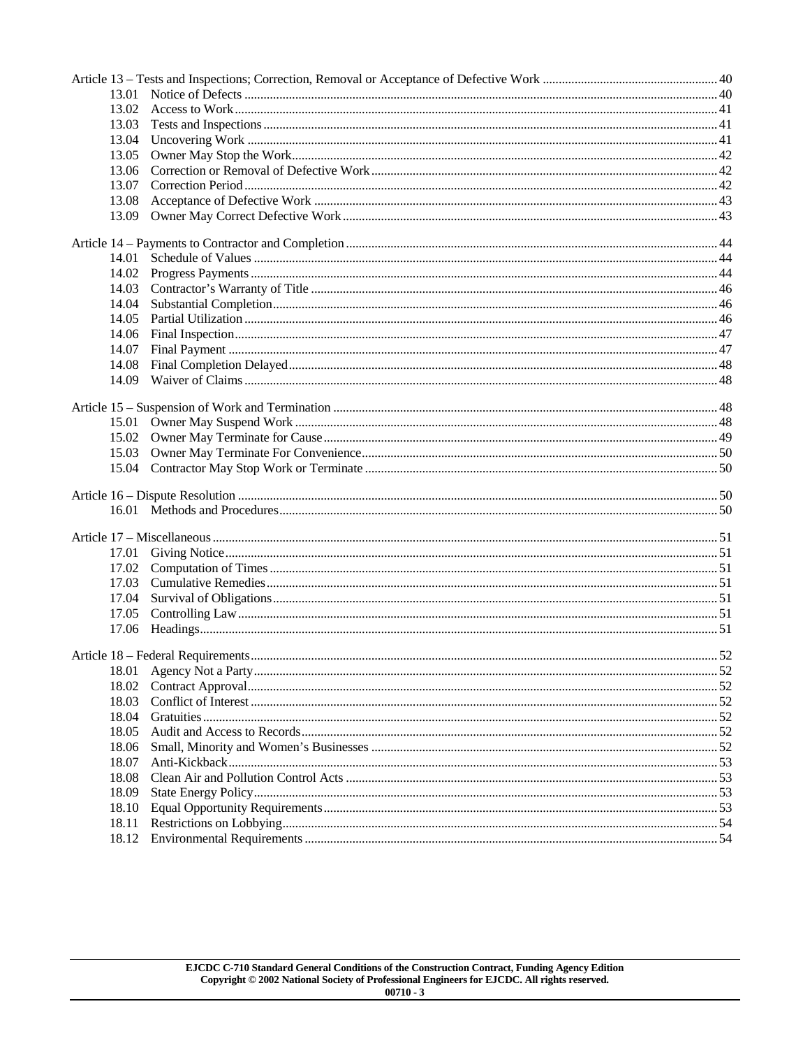Article 13 – Tests and Inspections; Correction, Removal or Acceptance of Defective Work ........ 40

| | | |
|---|---|---|
| 13.01 | Notice of Defects | 40 |
| 13.02 | Access to Work | 41 |
| 13.03 | Tests and Inspections | 41 |
| 13.04 | Uncovering Work | 41 |
| 13.05 | Owner May Stop the Work | 42 |
| 13.06 | Correction or Removal of Defective Work | 42 |
| 13.07 | Correction Period | 42 |
| 13.08 | Acceptance of Defective Work | 43 |
| 13.09 | Owner May Correct Defective Work | 43 |

Article 14 – Payments to Contractor and Completion ........ 44

| | | |
|---|---|---|
| 14.01 | Schedule of Values | 44 |
| 14.02 | Progress Payments | 44 |
| 14.03 | Contractor's Warranty of Title | 46 |
| 14.04 | Substantial Completion | 46 |
| 14.05 | Partial Utilization | 46 |
| 14.06 | Final Inspection | 47 |
| 14.07 | Final Payment | 47 |
| 14.08 | Final Completion Delayed | 48 |
| 14.09 | Waiver of Claims | 48 |

Article 15 – Suspension of Work and Termination ........ 48

| | | |
|---|---|---|
| 15.01 | Owner May Suspend Work | 48 |
| 15.02 | Owner May Terminate for Cause | 49 |
| 15.03 | Owner May Terminate For Convenience | 50 |
| 15.04 | Contractor May Stop Work or Terminate | 50 |

Article 16 – Dispute Resolution ........ 50

| | | |
|---|---|---|
| 16.01 | Methods and Procedures | 50 |

Article 17 – Miscellaneous ........ 51

| | | |
|---|---|---|
| 17.01 | Giving Notice | 51 |
| 17.02 | Computation of Times | 51 |
| 17.03 | Cumulative Remedies | 51 |
| 17.04 | Survival of Obligations | 51 |
| 17.05 | Controlling Law | 51 |
| 17.06 | Headings | 51 |

Article 18 – Federal Requirements ........ 52

| | | |
|---|---|---|
| 18.01 | Agency Not a Party | 52 |
| 18.02 | Contract Approval | 52 |
| 18.03 | Conflict of Interest | 52 |
| 18.04 | Gratuities | 52 |
| 18.05 | Audit and Access to Records | 52 |
| 18.06 | Small, Minority and Women's Businesses | 52 |
| 18.07 | Anti-Kickback | 53 |
| 18.08 | Clean Air and Pollution Control Acts | 53 |
| 18.09 | State Energy Policy | 53 |
| 18.10 | Equal Opportunity Requirements | 53 |
| 18.11 | Restrictions on Lobbying | 54 |
| 18.12 | Environmental Requirements | 54 |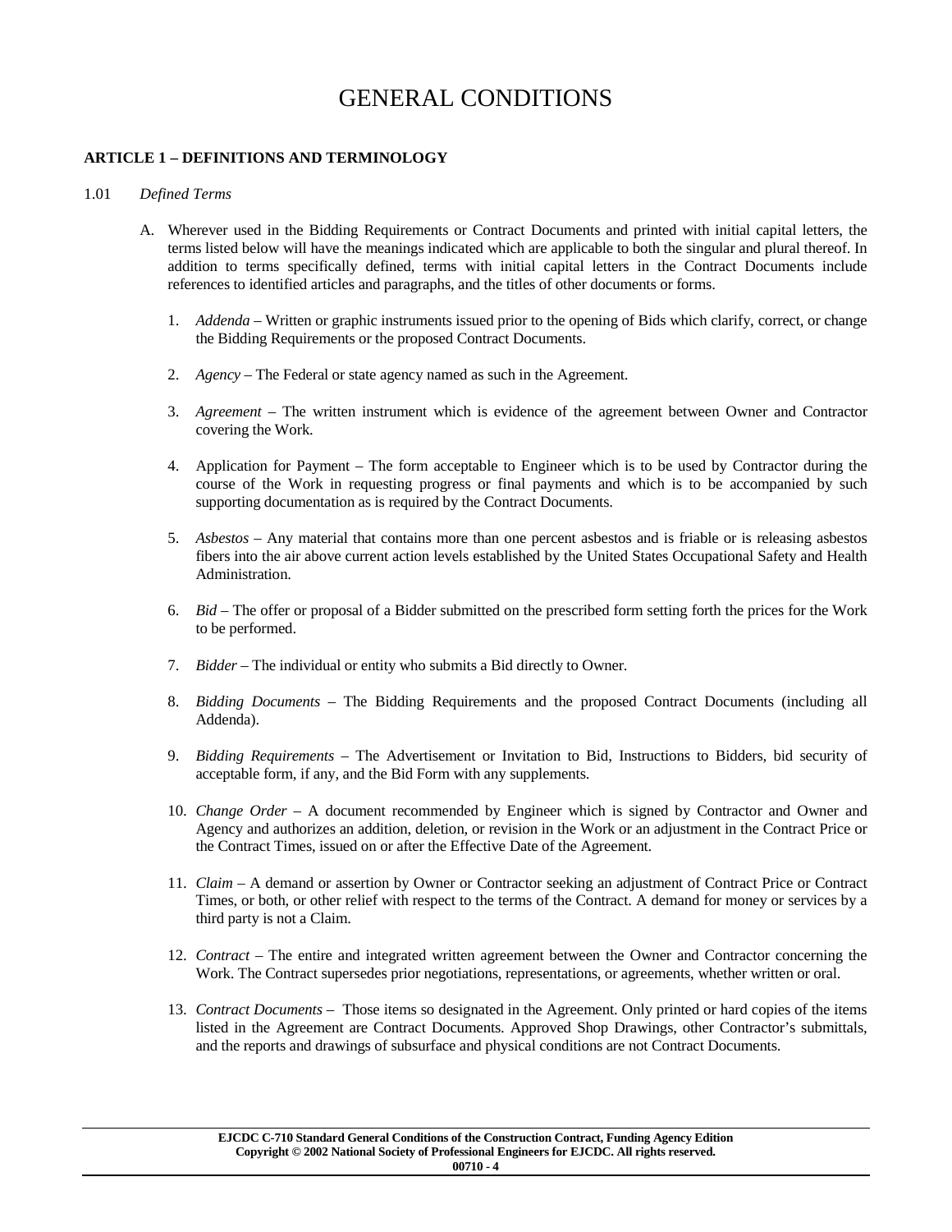# GENERAL CONDITIONS

## ARTICLE 1 – DEFINITIONS AND TERMINOLOGY

1.01 *Defined Terms*

A. Wherever used in the Bidding Requirements or Contract Documents and printed with initial capital letters, the terms listed below will have the meanings indicated which are applicable to both the singular and plural thereof. In addition to terms specifically defined, terms with initial capital letters in the Contract Documents include references to identified articles and paragraphs, and the titles of other documents or forms.

1. *Addenda* – Written or graphic instruments issued prior to the opening of Bids which clarify, correct, or change the Bidding Requirements or the proposed Contract Documents.

2. *Agency* – The Federal or state agency named as such in the Agreement.

3. *Agreement* – The written instrument which is evidence of the agreement between Owner and Contractor covering the Work.

4. Application for Payment – The form acceptable to Engineer which is to be used by Contractor during the course of the Work in requesting progress or final payments and which is to be accompanied by such supporting documentation as is required by the Contract Documents.

5. *Asbestos* – Any material that contains more than one percent asbestos and is friable or is releasing asbestos fibers into the air above current action levels established by the United States Occupational Safety and Health Administration.

6. *Bid* – The offer or proposal of a Bidder submitted on the prescribed form setting forth the prices for the Work to be performed.

7. *Bidder* – The individual or entity who submits a Bid directly to Owner.

8. *Bidding Documents* – The Bidding Requirements and the proposed Contract Documents (including all Addenda).

9. *Bidding Requirements* – The Advertisement or Invitation to Bid, Instructions to Bidders, bid security of acceptable form, if any, and the Bid Form with any supplements.

10. *Change Order* – A document recommended by Engineer which is signed by Contractor and Owner and Agency and authorizes an addition, deletion, or revision in the Work or an adjustment in the Contract Price or the Contract Times, issued on or after the Effective Date of the Agreement.

11. *Claim* – A demand or assertion by Owner or Contractor seeking an adjustment of Contract Price or Contract Times, or both, or other relief with respect to the terms of the Contract. A demand for money or services by a third party is not a Claim.

12. *Contract* – The entire and integrated written agreement between the Owner and Contractor concerning the Work. The Contract supersedes prior negotiations, representations, or agreements, whether written or oral.

13. *Contract Documents* – Those items so designated in the Agreement. Only printed or hard copies of the items listed in the Agreement are Contract Documents. Approved Shop Drawings, other Contractor's submittals, and the reports and drawings of subsurface and physical conditions are not Contract Documents.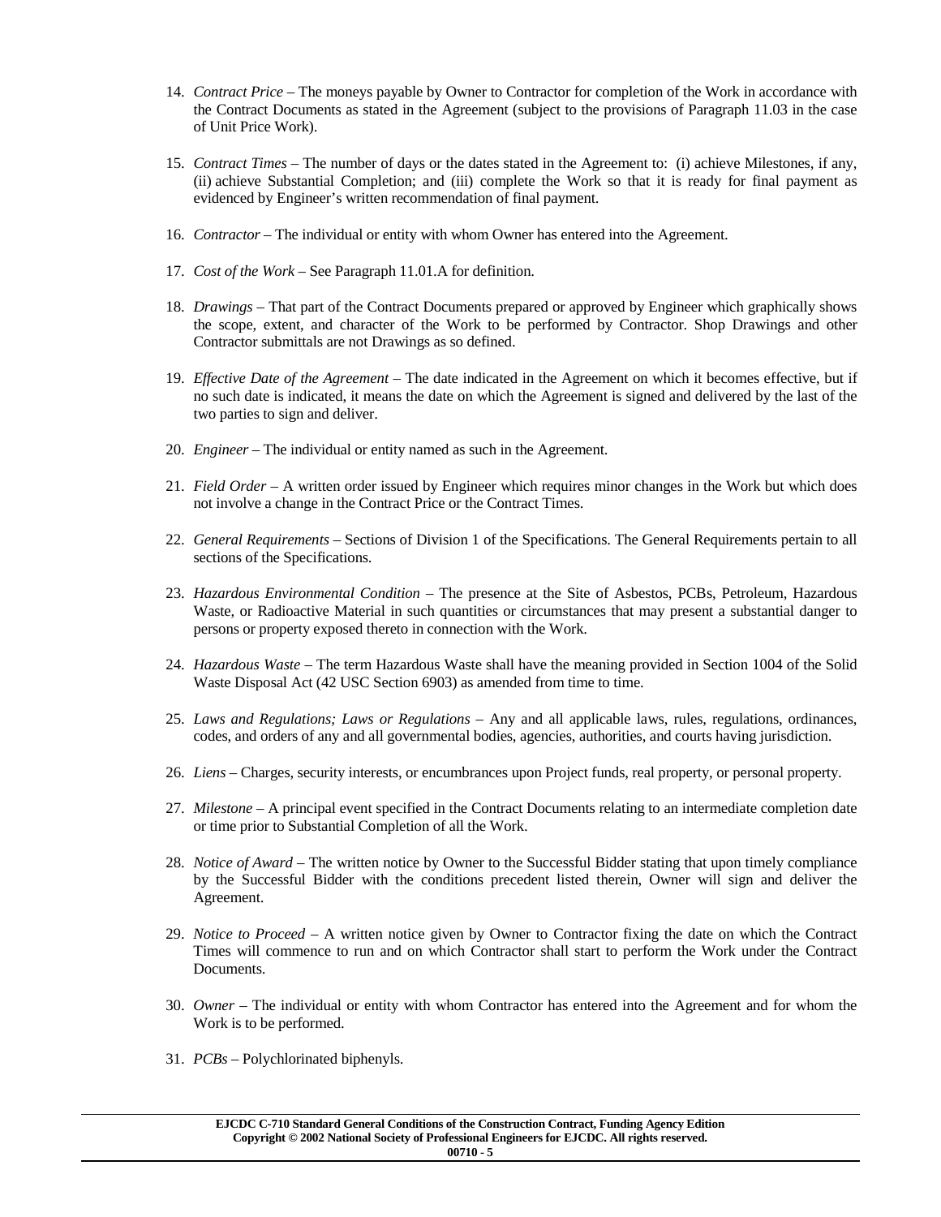14. *Contract Price* – The moneys payable by Owner to Contractor for completion of the Work in accordance with the Contract Documents as stated in the Agreement (subject to the provisions of Paragraph 11.03 in the case of Unit Price Work).

15. *Contract Times* – The number of days or the dates stated in the Agreement to: (i) achieve Milestones, if any, (ii) achieve Substantial Completion; and (iii) complete the Work so that it is ready for final payment as evidenced by Engineer's written recommendation of final payment.

16. *Contractor* – The individual or entity with whom Owner has entered into the Agreement.

17. *Cost of the Work* – See Paragraph 11.01.A for definition.

18. *Drawings* – That part of the Contract Documents prepared or approved by Engineer which graphically shows the scope, extent, and character of the Work to be performed by Contractor. Shop Drawings and other Contractor submittals are not Drawings as so defined.

19. *Effective Date of the Agreement* – The date indicated in the Agreement on which it becomes effective, but if no such date is indicated, it means the date on which the Agreement is signed and delivered by the last of the two parties to sign and deliver.

20. *Engineer* – The individual or entity named as such in the Agreement.

21. *Field Order* – A written order issued by Engineer which requires minor changes in the Work but which does not involve a change in the Contract Price or the Contract Times.

22. *General Requirements* – Sections of Division 1 of the Specifications. The General Requirements pertain to all sections of the Specifications.

23. *Hazardous Environmental Condition* – The presence at the Site of Asbestos, PCBs, Petroleum, Hazardous Waste, or Radioactive Material in such quantities or circumstances that may present a substantial danger to persons or property exposed thereto in connection with the Work.

24. *Hazardous Waste* – The term Hazardous Waste shall have the meaning provided in Section 1004 of the Solid Waste Disposal Act (42 USC Section 6903) as amended from time to time.

25. *Laws and Regulations; Laws or Regulations* – Any and all applicable laws, rules, regulations, ordinances, codes, and orders of any and all governmental bodies, agencies, authorities, and courts having jurisdiction.

26. *Liens* – Charges, security interests, or encumbrances upon Project funds, real property, or personal property.

27. *Milestone* – A principal event specified in the Contract Documents relating to an intermediate completion date or time prior to Substantial Completion of all the Work.

28. *Notice of Award* – The written notice by Owner to the Successful Bidder stating that upon timely compliance by the Successful Bidder with the conditions precedent listed therein, Owner will sign and deliver the Agreement.

29. *Notice to Proceed* – A written notice given by Owner to Contractor fixing the date on which the Contract Times will commence to run and on which Contractor shall start to perform the Work under the Contract Documents.

30. *Owner* – The individual or entity with whom Contractor has entered into the Agreement and for whom the Work is to be performed.

31. *PCBs* – Polychlorinated biphenyls.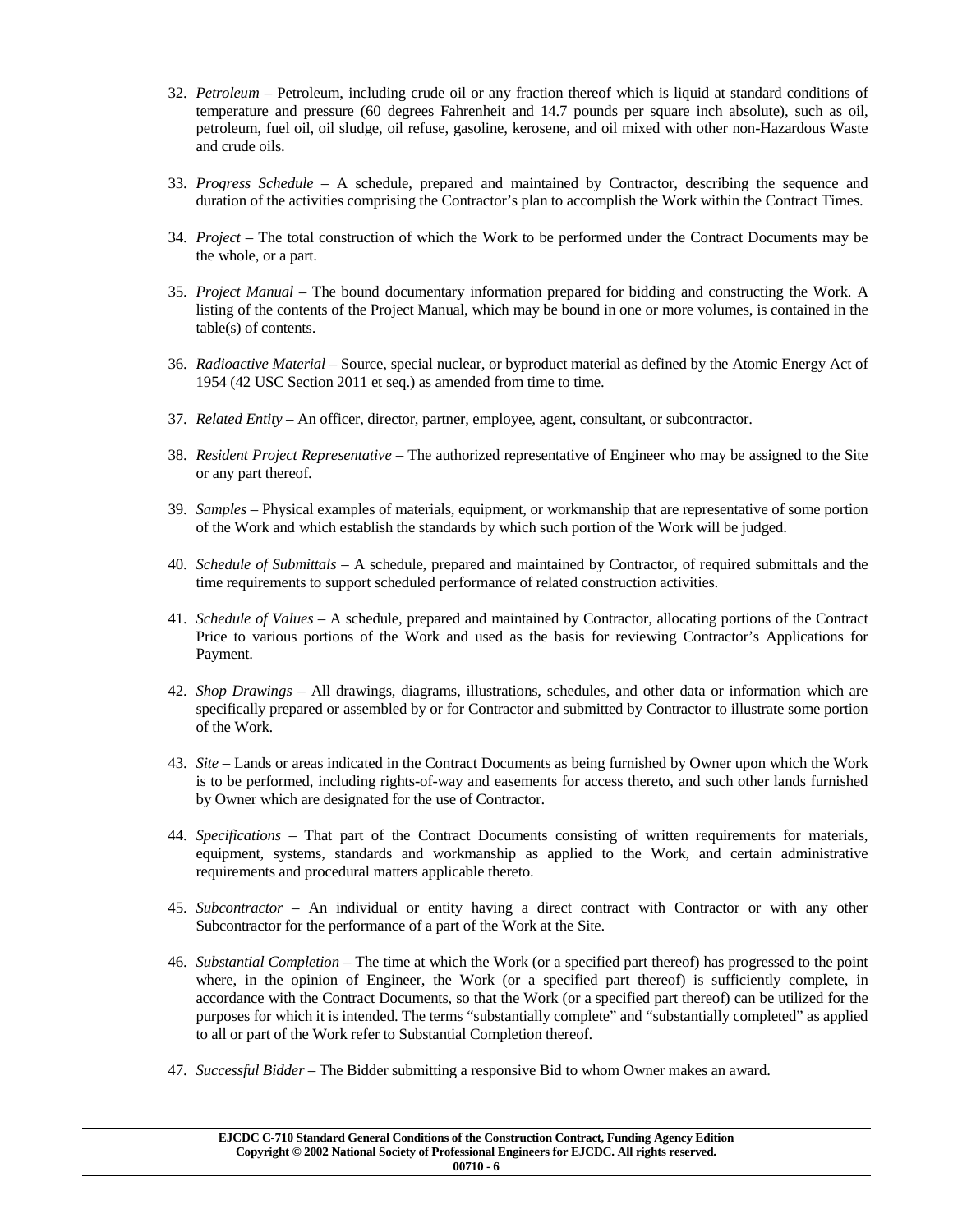32. *Petroleum* – Petroleum, including crude oil or any fraction thereof which is liquid at standard conditions of temperature and pressure (60 degrees Fahrenheit and 14.7 pounds per square inch absolute), such as oil, petroleum, fuel oil, oil sludge, oil refuse, gasoline, kerosene, and oil mixed with other non-Hazardous Waste and crude oils.

33. *Progress Schedule* – A schedule, prepared and maintained by Contractor, describing the sequence and duration of the activities comprising the Contractor's plan to accomplish the Work within the Contract Times.

34. *Project* – The total construction of which the Work to be performed under the Contract Documents may be the whole, or a part.

35. *Project Manual* – The bound documentary information prepared for bidding and constructing the Work. A listing of the contents of the Project Manual, which may be bound in one or more volumes, is contained in the table(s) of contents.

36. *Radioactive Material* – Source, special nuclear, or byproduct material as defined by the Atomic Energy Act of 1954 (42 USC Section 2011 et seq.) as amended from time to time.

37. *Related Entity* – An officer, director, partner, employee, agent, consultant, or subcontractor.

38. *Resident Project Representative* – The authorized representative of Engineer who may be assigned to the Site or any part thereof.

39. *Samples* – Physical examples of materials, equipment, or workmanship that are representative of some portion of the Work and which establish the standards by which such portion of the Work will be judged.

40. *Schedule of Submittals* – A schedule, prepared and maintained by Contractor, of required submittals and the time requirements to support scheduled performance of related construction activities.

41. *Schedule of Values* – A schedule, prepared and maintained by Contractor, allocating portions of the Contract Price to various portions of the Work and used as the basis for reviewing Contractor's Applications for Payment.

42. *Shop Drawings* – All drawings, diagrams, illustrations, schedules, and other data or information which are specifically prepared or assembled by or for Contractor and submitted by Contractor to illustrate some portion of the Work.

43. *Site* – Lands or areas indicated in the Contract Documents as being furnished by Owner upon which the Work is to be performed, including rights-of-way and easements for access thereto, and such other lands furnished by Owner which are designated for the use of Contractor.

44. *Specifications* – That part of the Contract Documents consisting of written requirements for materials, equipment, systems, standards and workmanship as applied to the Work, and certain administrative requirements and procedural matters applicable thereto.

45. *Subcontractor* – An individual or entity having a direct contract with Contractor or with any other Subcontractor for the performance of a part of the Work at the Site.

46. *Substantial Completion* – The time at which the Work (or a specified part thereof) has progressed to the point where, in the opinion of Engineer, the Work (or a specified part thereof) is sufficiently complete, in accordance with the Contract Documents, so that the Work (or a specified part thereof) can be utilized for the purposes for which it is intended. The terms "substantially complete" and "substantially completed" as applied to all or part of the Work refer to Substantial Completion thereof.

47. *Successful Bidder* – The Bidder submitting a responsive Bid to whom Owner makes an award.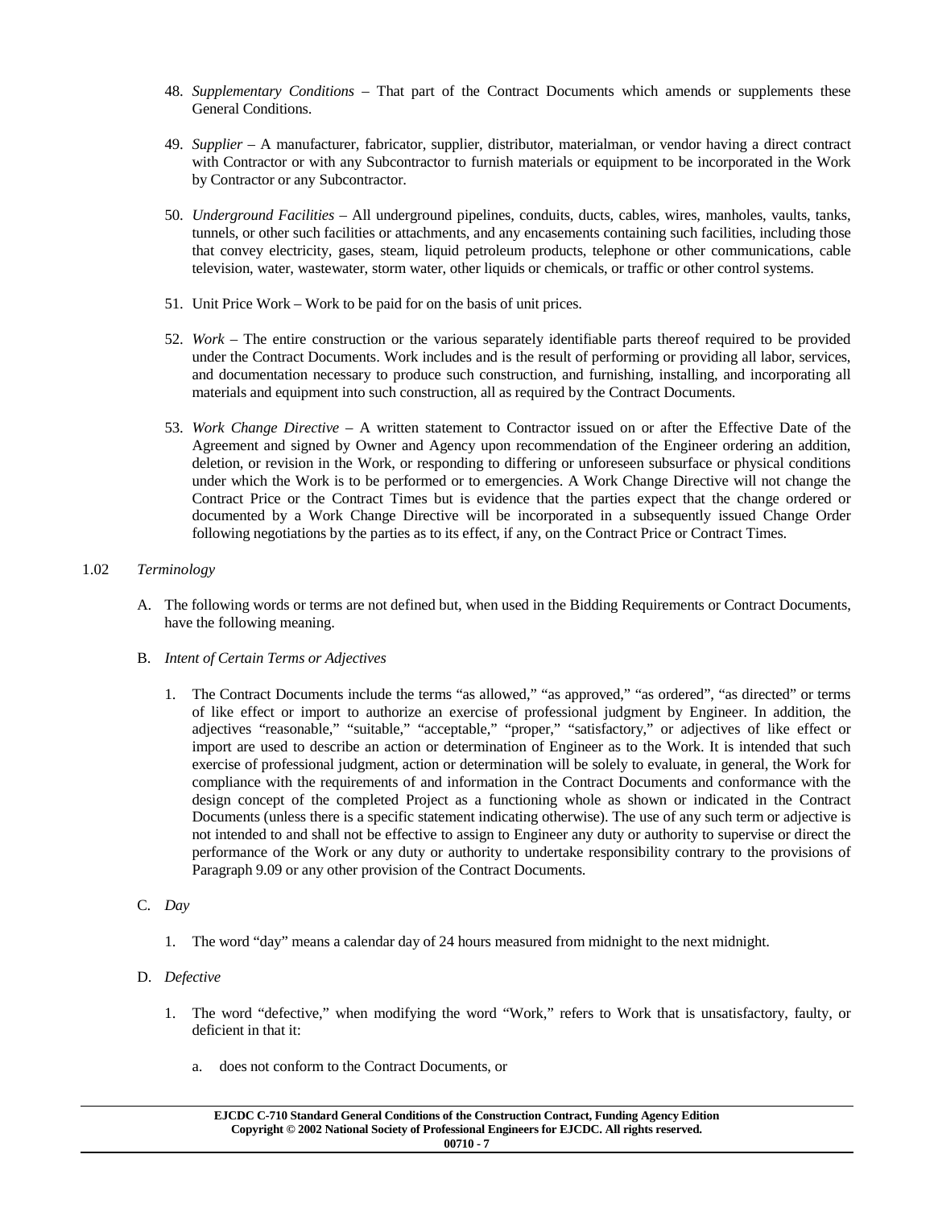48. *Supplementary Conditions* – That part of the Contract Documents which amends or supplements these General Conditions.

49. *Supplier* – A manufacturer, fabricator, supplier, distributor, materialman, or vendor having a direct contract with Contractor or with any Subcontractor to furnish materials or equipment to be incorporated in the Work by Contractor or any Subcontractor.

50. *Underground Facilities* – All underground pipelines, conduits, ducts, cables, wires, manholes, vaults, tanks, tunnels, or other such facilities or attachments, and any encasements containing such facilities, including those that convey electricity, gases, steam, liquid petroleum products, telephone or other communications, cable television, water, wastewater, storm water, other liquids or chemicals, or traffic or other control systems.

51. Unit Price Work – Work to be paid for on the basis of unit prices.

52. *Work* – The entire construction or the various separately identifiable parts thereof required to be provided under the Contract Documents. Work includes and is the result of performing or providing all labor, services, and documentation necessary to produce such construction, and furnishing, installing, and incorporating all materials and equipment into such construction, all as required by the Contract Documents.

53. *Work Change Directive* – A written statement to Contractor issued on or after the Effective Date of the Agreement and signed by Owner and Agency upon recommendation of the Engineer ordering an addition, deletion, or revision in the Work, or responding to differing or unforeseen subsurface or physical conditions under which the Work is to be performed or to emergencies. A Work Change Directive will not change the Contract Price or the Contract Times but is evidence that the parties expect that the change ordered or documented by a Work Change Directive will be incorporated in a subsequently issued Change Order following negotiations by the parties as to its effect, if any, on the Contract Price or Contract Times.

1.02 *Terminology*

A. The following words or terms are not defined but, when used in the Bidding Requirements or Contract Documents, have the following meaning.

B. *Intent of Certain Terms or Adjectives*

1. The Contract Documents include the terms "as allowed," "as approved," "as ordered", "as directed" or terms of like effect or import to authorize an exercise of professional judgment by Engineer. In addition, the adjectives "reasonable," "suitable," "acceptable," "proper," "satisfactory," or adjectives of like effect or import are used to describe an action or determination of Engineer as to the Work. It is intended that such exercise of professional judgment, action or determination will be solely to evaluate, in general, the Work for compliance with the requirements of and information in the Contract Documents and conformance with the design concept of the completed Project as a functioning whole as shown or indicated in the Contract Documents (unless there is a specific statement indicating otherwise). The use of any such term or adjective is not intended to and shall not be effective to assign to Engineer any duty or authority to supervise or direct the performance of the Work or any duty or authority to undertake responsibility contrary to the provisions of Paragraph 9.09 or any other provision of the Contract Documents.

C. *Day*

1. The word "day" means a calendar day of 24 hours measured from midnight to the next midnight.

D. *Defective*

1. The word "defective," when modifying the word "Work," refers to Work that is unsatisfactory, faulty, or deficient in that it:

   a. does not conform to the Contract Documents, or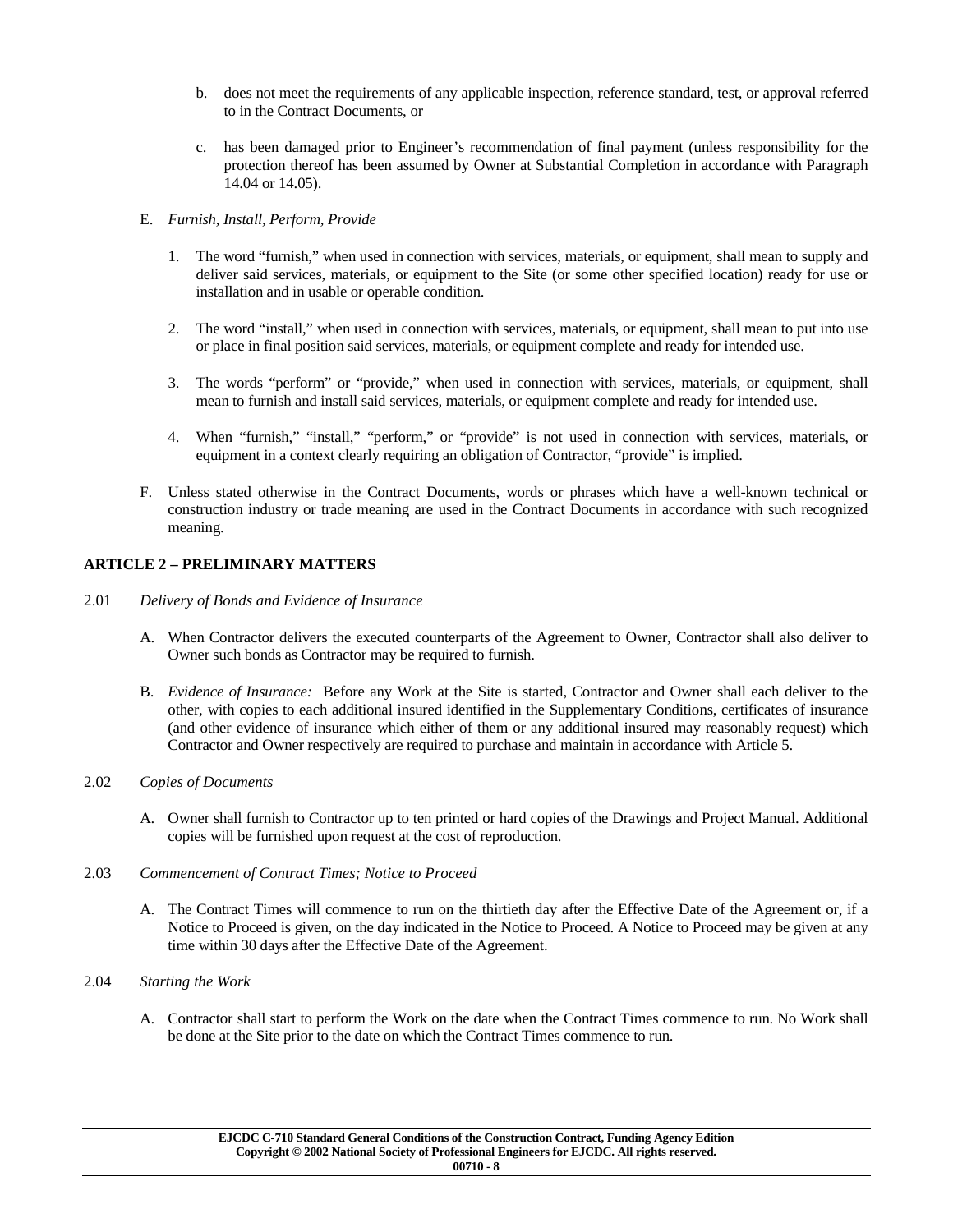b. does not meet the requirements of any applicable inspection, reference standard, test, or approval referred to in the Contract Documents, or

c. has been damaged prior to Engineer's recommendation of final payment (unless responsibility for the protection thereof has been assumed by Owner at Substantial Completion in accordance with Paragraph 14.04 or 14.05).

E. *Furnish, Install, Perform, Provide*

1. The word "furnish," when used in connection with services, materials, or equipment, shall mean to supply and deliver said services, materials, or equipment to the Site (or some other specified location) ready for use or installation and in usable or operable condition.

2. The word "install," when used in connection with services, materials, or equipment, shall mean to put into use or place in final position said services, materials, or equipment complete and ready for intended use.

3. The words "perform" or "provide," when used in connection with services, materials, or equipment, shall mean to furnish and install said services, materials, or equipment complete and ready for intended use.

4. When "furnish," "install," "perform," or "provide" is not used in connection with services, materials, or equipment in a context clearly requiring an obligation of Contractor, "provide" is implied.

F. Unless stated otherwise in the Contract Documents, words or phrases which have a well-known technical or construction industry or trade meaning are used in the Contract Documents in accordance with such recognized meaning.

## ARTICLE 2 – PRELIMINARY MATTERS

2.01 *Delivery of Bonds and Evidence of Insurance*

A. When Contractor delivers the executed counterparts of the Agreement to Owner, Contractor shall also deliver to Owner such bonds as Contractor may be required to furnish.

B. *Evidence of Insurance:* Before any Work at the Site is started, Contractor and Owner shall each deliver to the other, with copies to each additional insured identified in the Supplementary Conditions, certificates of insurance (and other evidence of insurance which either of them or any additional insured may reasonably request) which Contractor and Owner respectively are required to purchase and maintain in accordance with Article 5.

2.02 *Copies of Documents*

A. Owner shall furnish to Contractor up to ten printed or hard copies of the Drawings and Project Manual. Additional copies will be furnished upon request at the cost of reproduction.

2.03 *Commencement of Contract Times; Notice to Proceed*

A. The Contract Times will commence to run on the thirtieth day after the Effective Date of the Agreement or, if a Notice to Proceed is given, on the day indicated in the Notice to Proceed. A Notice to Proceed may be given at any time within 30 days after the Effective Date of the Agreement.

2.04 *Starting the Work*

A. Contractor shall start to perform the Work on the date when the Contract Times commence to run. No Work shall be done at the Site prior to the date on which the Contract Times commence to run.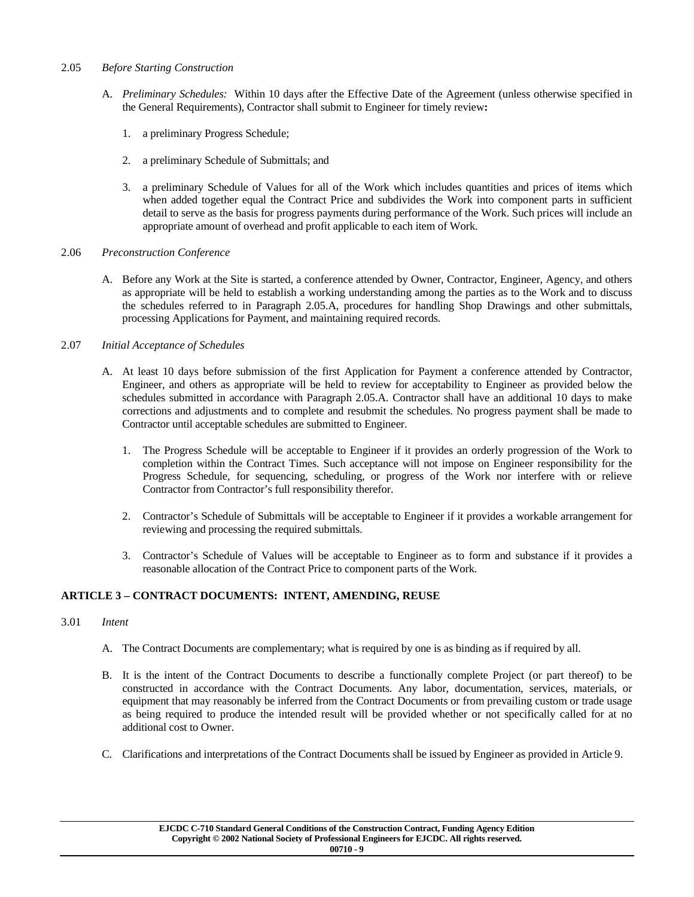2.05 *Before Starting Construction*

A. *Preliminary Schedules:* Within 10 days after the Effective Date of the Agreement (unless otherwise specified in the General Requirements), Contractor shall submit to Engineer for timely review**:**

1. a preliminary Progress Schedule;

2. a preliminary Schedule of Submittals; and

3. a preliminary Schedule of Values for all of the Work which includes quantities and prices of items which when added together equal the Contract Price and subdivides the Work into component parts in sufficient detail to serve as the basis for progress payments during performance of the Work. Such prices will include an appropriate amount of overhead and profit applicable to each item of Work.

2.06 *Preconstruction Conference*

A. Before any Work at the Site is started, a conference attended by Owner, Contractor, Engineer, Agency, and others as appropriate will be held to establish a working understanding among the parties as to the Work and to discuss the schedules referred to in Paragraph 2.05.A, procedures for handling Shop Drawings and other submittals, processing Applications for Payment, and maintaining required records.

2.07 *Initial Acceptance of Schedules*

A. At least 10 days before submission of the first Application for Payment a conference attended by Contractor, Engineer, and others as appropriate will be held to review for acceptability to Engineer as provided below the schedules submitted in accordance with Paragraph 2.05.A. Contractor shall have an additional 10 days to make corrections and adjustments and to complete and resubmit the schedules. No progress payment shall be made to Contractor until acceptable schedules are submitted to Engineer.

1. The Progress Schedule will be acceptable to Engineer if it provides an orderly progression of the Work to completion within the Contract Times. Such acceptance will not impose on Engineer responsibility for the Progress Schedule, for sequencing, scheduling, or progress of the Work nor interfere with or relieve Contractor from Contractor's full responsibility therefor.

2. Contractor's Schedule of Submittals will be acceptable to Engineer if it provides a workable arrangement for reviewing and processing the required submittals.

3. Contractor's Schedule of Values will be acceptable to Engineer as to form and substance if it provides a reasonable allocation of the Contract Price to component parts of the Work.

## ARTICLE 3 – CONTRACT DOCUMENTS: INTENT, AMENDING, REUSE

3.01 *Intent*

A. The Contract Documents are complementary; what is required by one is as binding as if required by all.

B. It is the intent of the Contract Documents to describe a functionally complete Project (or part thereof) to be constructed in accordance with the Contract Documents. Any labor, documentation, services, materials, or equipment that may reasonably be inferred from the Contract Documents or from prevailing custom or trade usage as being required to produce the intended result will be provided whether or not specifically called for at no additional cost to Owner.

C. Clarifications and interpretations of the Contract Documents shall be issued by Engineer as provided in Article 9.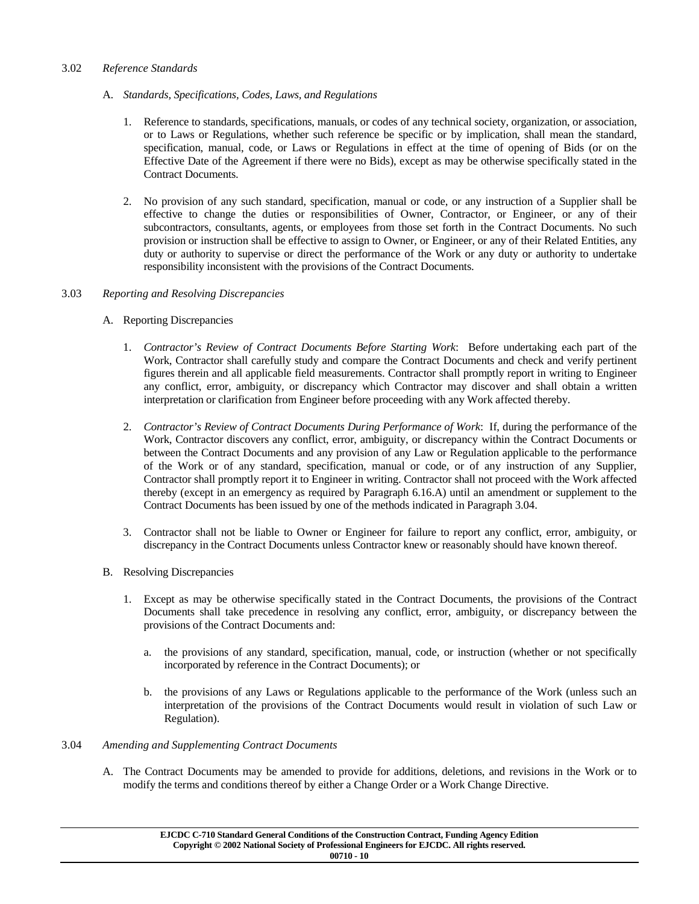### 3.02 *Reference Standards*

A. *Standards, Specifications, Codes, Laws, and Regulations*

1. Reference to standards, specifications, manuals, or codes of any technical society, organization, or association, or to Laws or Regulations, whether such reference be specific or by implication, shall mean the standard, specification, manual, code, or Laws or Regulations in effect at the time of opening of Bids (or on the Effective Date of the Agreement if there were no Bids), except as may be otherwise specifically stated in the Contract Documents.

2. No provision of any such standard, specification, manual or code, or any instruction of a Supplier shall be effective to change the duties or responsibilities of Owner, Contractor, or Engineer, or any of their subcontractors, consultants, agents, or employees from those set forth in the Contract Documents. No such provision or instruction shall be effective to assign to Owner, or Engineer, or any of their Related Entities, any duty or authority to supervise or direct the performance of the Work or any duty or authority to undertake responsibility inconsistent with the provisions of the Contract Documents.

### 3.03 *Reporting and Resolving Discrepancies*

A. Reporting Discrepancies

1. *Contractor's Review of Contract Documents Before Starting Work*: Before undertaking each part of the Work, Contractor shall carefully study and compare the Contract Documents and check and verify pertinent figures therein and all applicable field measurements. Contractor shall promptly report in writing to Engineer any conflict, error, ambiguity, or discrepancy which Contractor may discover and shall obtain a written interpretation or clarification from Engineer before proceeding with any Work affected thereby.

2. *Contractor's Review of Contract Documents During Performance of Work*: If, during the performance of the Work, Contractor discovers any conflict, error, ambiguity, or discrepancy within the Contract Documents or between the Contract Documents and any provision of any Law or Regulation applicable to the performance of the Work or of any standard, specification, manual or code, or of any instruction of any Supplier, Contractor shall promptly report it to Engineer in writing. Contractor shall not proceed with the Work affected thereby (except in an emergency as required by Paragraph 6.16.A) until an amendment or supplement to the Contract Documents has been issued by one of the methods indicated in Paragraph 3.04.

3. Contractor shall not be liable to Owner or Engineer for failure to report any conflict, error, ambiguity, or discrepancy in the Contract Documents unless Contractor knew or reasonably should have known thereof.

B. Resolving Discrepancies

1. Except as may be otherwise specifically stated in the Contract Documents, the provisions of the Contract Documents shall take precedence in resolving any conflict, error, ambiguity, or discrepancy between the provisions of the Contract Documents and:

   a. the provisions of any standard, specification, manual, code, or instruction (whether or not specifically incorporated by reference in the Contract Documents); or

   b. the provisions of any Laws or Regulations applicable to the performance of the Work (unless such an interpretation of the provisions of the Contract Documents would result in violation of such Law or Regulation).

### 3.04 *Amending and Supplementing Contract Documents*

A. The Contract Documents may be amended to provide for additions, deletions, and revisions in the Work or to modify the terms and conditions thereof by either a Change Order or a Work Change Directive.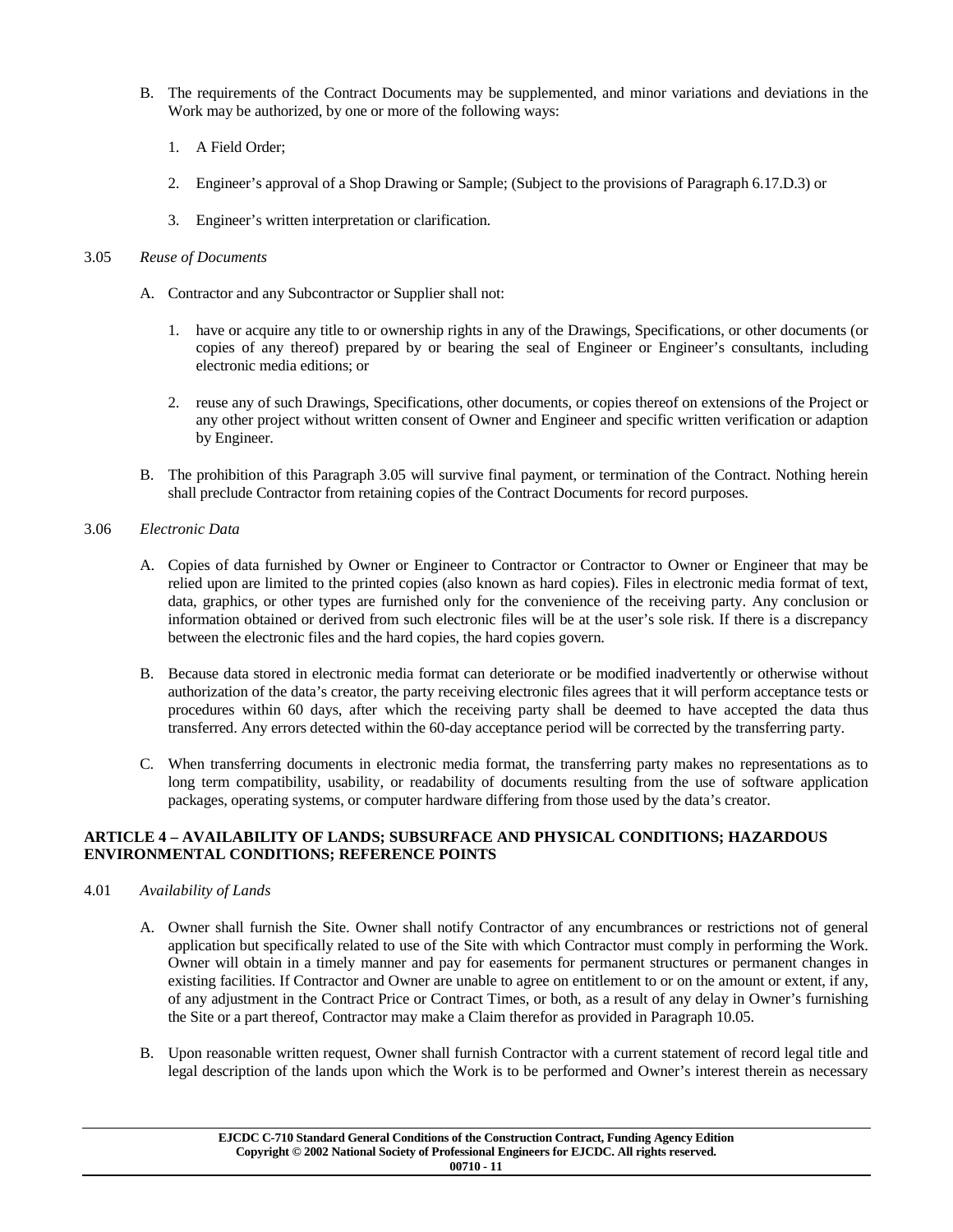B. The requirements of the Contract Documents may be supplemented, and minor variations and deviations in the Work may be authorized, by one or more of the following ways:

1. A Field Order;

2. Engineer's approval of a Shop Drawing or Sample; (Subject to the provisions of Paragraph 6.17.D.3) or

3. Engineer's written interpretation or clarification.

3.05 *Reuse of Documents*

A. Contractor and any Subcontractor or Supplier shall not:

1. have or acquire any title to or ownership rights in any of the Drawings, Specifications, or other documents (or copies of any thereof) prepared by or bearing the seal of Engineer or Engineer's consultants, including electronic media editions; or

2. reuse any of such Drawings, Specifications, other documents, or copies thereof on extensions of the Project or any other project without written consent of Owner and Engineer and specific written verification or adaption by Engineer.

B. The prohibition of this Paragraph 3.05 will survive final payment, or termination of the Contract. Nothing herein shall preclude Contractor from retaining copies of the Contract Documents for record purposes.

3.06 *Electronic Data*

A. Copies of data furnished by Owner or Engineer to Contractor or Contractor to Owner or Engineer that may be relied upon are limited to the printed copies (also known as hard copies). Files in electronic media format of text, data, graphics, or other types are furnished only for the convenience of the receiving party. Any conclusion or information obtained or derived from such electronic files will be at the user's sole risk. If there is a discrepancy between the electronic files and the hard copies, the hard copies govern.

B. Because data stored in electronic media format can deteriorate or be modified inadvertently or otherwise without authorization of the data's creator, the party receiving electronic files agrees that it will perform acceptance tests or procedures within 60 days, after which the receiving party shall be deemed to have accepted the data thus transferred. Any errors detected within the 60-day acceptance period will be corrected by the transferring party.

C. When transferring documents in electronic media format, the transferring party makes no representations as to long term compatibility, usability, or readability of documents resulting from the use of software application packages, operating systems, or computer hardware differing from those used by the data's creator.

## ARTICLE 4 – AVAILABILITY OF LANDS; SUBSURFACE AND PHYSICAL CONDITIONS; HAZARDOUS ENVIRONMENTAL CONDITIONS; REFERENCE POINTS

4.01 *Availability of Lands*

A. Owner shall furnish the Site. Owner shall notify Contractor of any encumbrances or restrictions not of general application but specifically related to use of the Site with which Contractor must comply in performing the Work. Owner will obtain in a timely manner and pay for easements for permanent structures or permanent changes in existing facilities. If Contractor and Owner are unable to agree on entitlement to or on the amount or extent, if any, of any adjustment in the Contract Price or Contract Times, or both, as a result of any delay in Owner's furnishing the Site or a part thereof, Contractor may make a Claim therefor as provided in Paragraph 10.05.

B. Upon reasonable written request, Owner shall furnish Contractor with a current statement of record legal title and legal description of the lands upon which the Work is to be performed and Owner's interest therein as necessary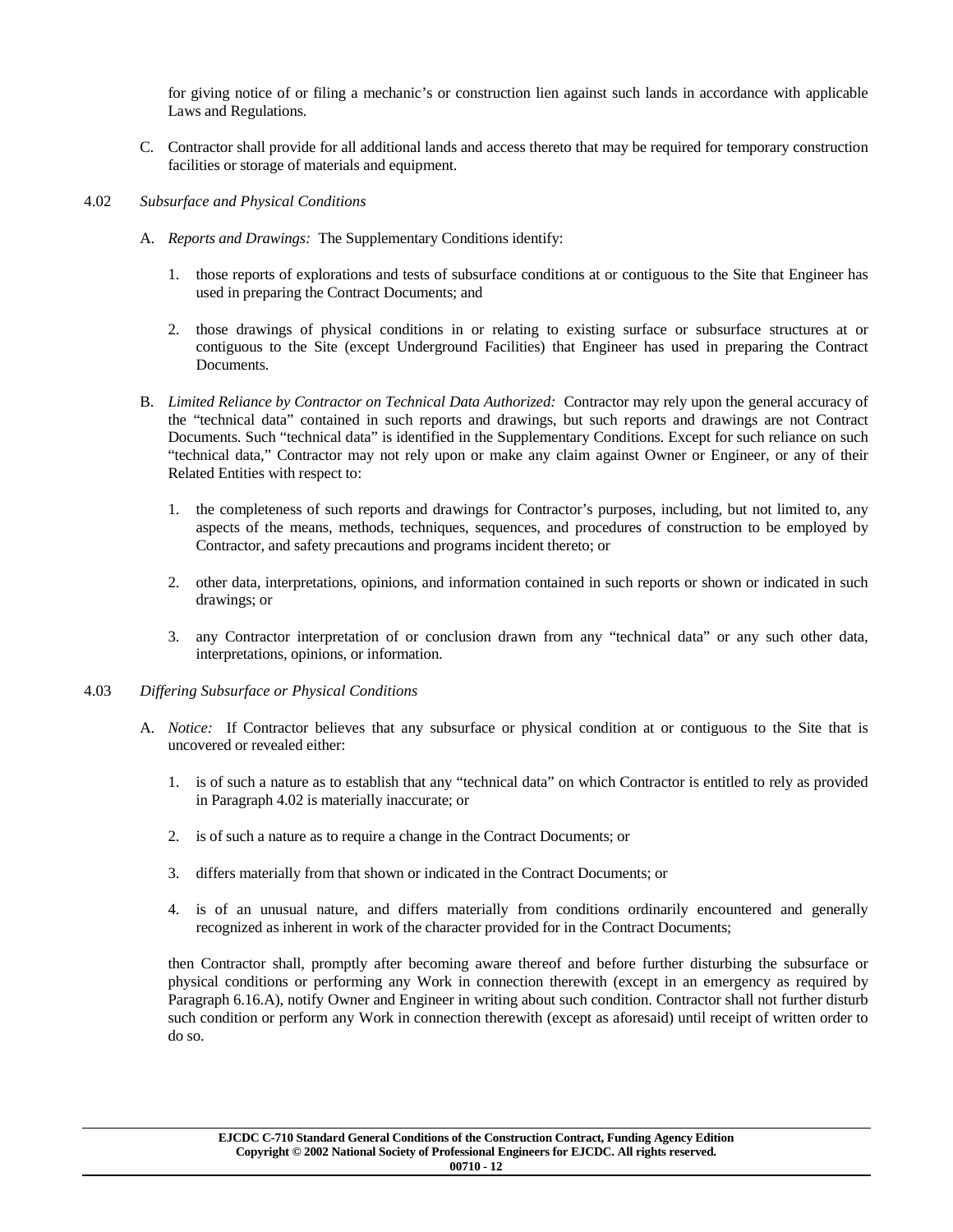for giving notice of or filing a mechanic's or construction lien against such lands in accordance with applicable Laws and Regulations.

C. Contractor shall provide for all additional lands and access thereto that may be required for temporary construction facilities or storage of materials and equipment.

4.02 *Subsurface and Physical Conditions*

A. *Reports and Drawings:* The Supplementary Conditions identify:

1. those reports of explorations and tests of subsurface conditions at or contiguous to the Site that Engineer has used in preparing the Contract Documents; and

2. those drawings of physical conditions in or relating to existing surface or subsurface structures at or contiguous to the Site (except Underground Facilities) that Engineer has used in preparing the Contract Documents.

B. *Limited Reliance by Contractor on Technical Data Authorized:* Contractor may rely upon the general accuracy of the "technical data" contained in such reports and drawings, but such reports and drawings are not Contract Documents. Such "technical data" is identified in the Supplementary Conditions. Except for such reliance on such "technical data," Contractor may not rely upon or make any claim against Owner or Engineer, or any of their Related Entities with respect to:

1. the completeness of such reports and drawings for Contractor's purposes, including, but not limited to, any aspects of the means, methods, techniques, sequences, and procedures of construction to be employed by Contractor, and safety precautions and programs incident thereto; or

2. other data, interpretations, opinions, and information contained in such reports or shown or indicated in such drawings; or

3. any Contractor interpretation of or conclusion drawn from any "technical data" or any such other data, interpretations, opinions, or information.

4.03 *Differing Subsurface or Physical Conditions*

A. *Notice:* If Contractor believes that any subsurface or physical condition at or contiguous to the Site that is uncovered or revealed either:

1. is of such a nature as to establish that any "technical data" on which Contractor is entitled to rely as provided in Paragraph 4.02 is materially inaccurate; or

2. is of such a nature as to require a change in the Contract Documents; or

3. differs materially from that shown or indicated in the Contract Documents; or

4. is of an unusual nature, and differs materially from conditions ordinarily encountered and generally recognized as inherent in work of the character provided for in the Contract Documents;

then Contractor shall, promptly after becoming aware thereof and before further disturbing the subsurface or physical conditions or performing any Work in connection therewith (except in an emergency as required by Paragraph 6.16.A), notify Owner and Engineer in writing about such condition. Contractor shall not further disturb such condition or perform any Work in connection therewith (except as aforesaid) until receipt of written order to do so.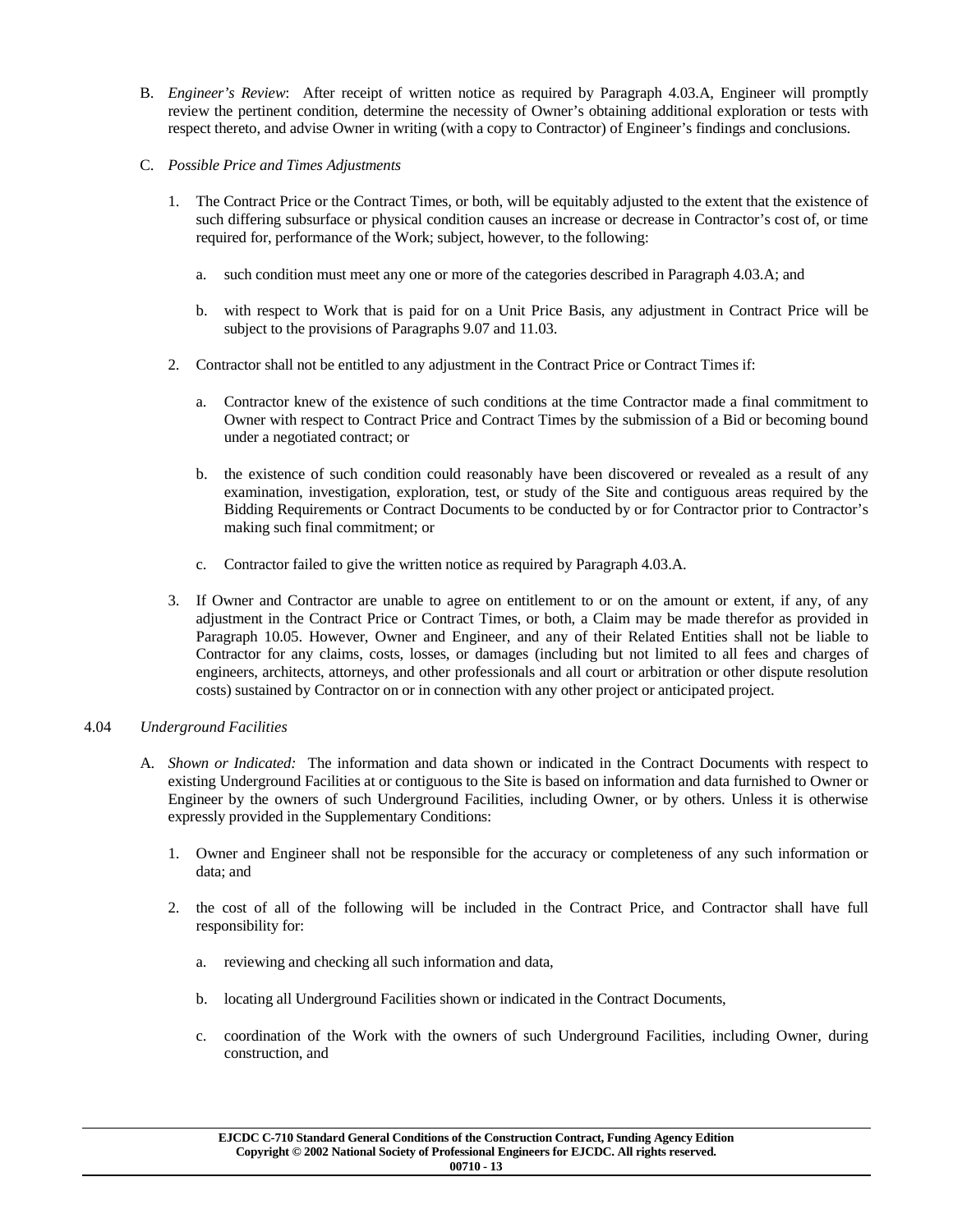B. *Engineer's Review*: After receipt of written notice as required by Paragraph 4.03.A, Engineer will promptly review the pertinent condition, determine the necessity of Owner's obtaining additional exploration or tests with respect thereto, and advise Owner in writing (with a copy to Contractor) of Engineer's findings and conclusions.

C. *Possible Price and Times Adjustments*

1. The Contract Price or the Contract Times, or both, will be equitably adjusted to the extent that the existence of such differing subsurface or physical condition causes an increase or decrease in Contractor's cost of, or time required for, performance of the Work; subject, however, to the following:

   a. such condition must meet any one or more of the categories described in Paragraph 4.03.A; and

   b. with respect to Work that is paid for on a Unit Price Basis, any adjustment in Contract Price will be subject to the provisions of Paragraphs 9.07 and 11.03.

2. Contractor shall not be entitled to any adjustment in the Contract Price or Contract Times if:

   a. Contractor knew of the existence of such conditions at the time Contractor made a final commitment to Owner with respect to Contract Price and Contract Times by the submission of a Bid or becoming bound under a negotiated contract; or

   b. the existence of such condition could reasonably have been discovered or revealed as a result of any examination, investigation, exploration, test, or study of the Site and contiguous areas required by the Bidding Requirements or Contract Documents to be conducted by or for Contractor prior to Contractor's making such final commitment; or

   c. Contractor failed to give the written notice as required by Paragraph 4.03.A.

3. If Owner and Contractor are unable to agree on entitlement to or on the amount or extent, if any, of any adjustment in the Contract Price or Contract Times, or both, a Claim may be made therefor as provided in Paragraph 10.05. However, Owner and Engineer, and any of their Related Entities shall not be liable to Contractor for any claims, costs, losses, or damages (including but not limited to all fees and charges of engineers, architects, attorneys, and other professionals and all court or arbitration or other dispute resolution costs) sustained by Contractor on or in connection with any other project or anticipated project.

4.04 *Underground Facilities*

A. *Shown or Indicated:* The information and data shown or indicated in the Contract Documents with respect to existing Underground Facilities at or contiguous to the Site is based on information and data furnished to Owner or Engineer by the owners of such Underground Facilities, including Owner, or by others. Unless it is otherwise expressly provided in the Supplementary Conditions:

1. Owner and Engineer shall not be responsible for the accuracy or completeness of any such information or data; and

2. the cost of all of the following will be included in the Contract Price, and Contractor shall have full responsibility for:

   a. reviewing and checking all such information and data,

   b. locating all Underground Facilities shown or indicated in the Contract Documents,

   c. coordination of the Work with the owners of such Underground Facilities, including Owner, during construction, and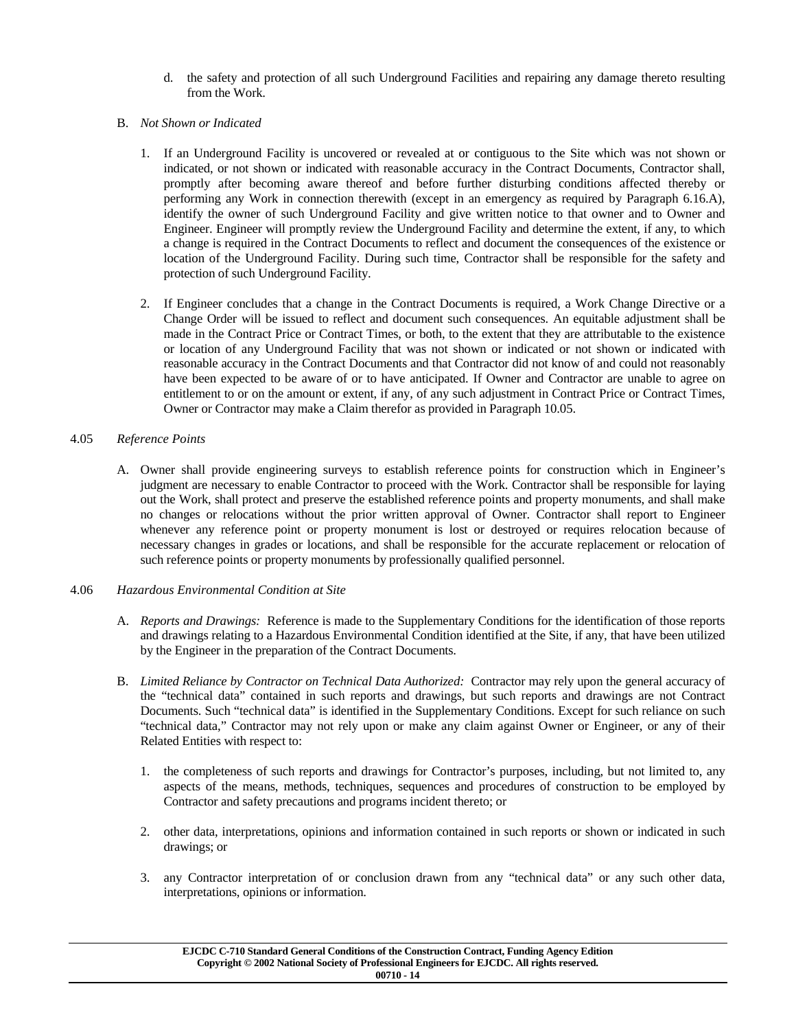d. the safety and protection of all such Underground Facilities and repairing any damage thereto resulting from the Work.

B. *Not Shown or Indicated*

1. If an Underground Facility is uncovered or revealed at or contiguous to the Site which was not shown or indicated, or not shown or indicated with reasonable accuracy in the Contract Documents, Contractor shall, promptly after becoming aware thereof and before further disturbing conditions affected thereby or performing any Work in connection therewith (except in an emergency as required by Paragraph 6.16.A), identify the owner of such Underground Facility and give written notice to that owner and to Owner and Engineer. Engineer will promptly review the Underground Facility and determine the extent, if any, to which a change is required in the Contract Documents to reflect and document the consequences of the existence or location of the Underground Facility. During such time, Contractor shall be responsible for the safety and protection of such Underground Facility.

2. If Engineer concludes that a change in the Contract Documents is required, a Work Change Directive or a Change Order will be issued to reflect and document such consequences. An equitable adjustment shall be made in the Contract Price or Contract Times, or both, to the extent that they are attributable to the existence or location of any Underground Facility that was not shown or indicated or not shown or indicated with reasonable accuracy in the Contract Documents and that Contractor did not know of and could not reasonably have been expected to be aware of or to have anticipated. If Owner and Contractor are unable to agree on entitlement to or on the amount or extent, if any, of any such adjustment in Contract Price or Contract Times, Owner or Contractor may make a Claim therefor as provided in Paragraph 10.05.

4.05 *Reference Points*

A. Owner shall provide engineering surveys to establish reference points for construction which in Engineer's judgment are necessary to enable Contractor to proceed with the Work. Contractor shall be responsible for laying out the Work, shall protect and preserve the established reference points and property monuments, and shall make no changes or relocations without the prior written approval of Owner. Contractor shall report to Engineer whenever any reference point or property monument is lost or destroyed or requires relocation because of necessary changes in grades or locations, and shall be responsible for the accurate replacement or relocation of such reference points or property monuments by professionally qualified personnel.

4.06 *Hazardous Environmental Condition at Site*

A. *Reports and Drawings:* Reference is made to the Supplementary Conditions for the identification of those reports and drawings relating to a Hazardous Environmental Condition identified at the Site, if any, that have been utilized by the Engineer in the preparation of the Contract Documents.

B. *Limited Reliance by Contractor on Technical Data Authorized:* Contractor may rely upon the general accuracy of the "technical data" contained in such reports and drawings, but such reports and drawings are not Contract Documents. Such "technical data" is identified in the Supplementary Conditions. Except for such reliance on such "technical data," Contractor may not rely upon or make any claim against Owner or Engineer, or any of their Related Entities with respect to:

1. the completeness of such reports and drawings for Contractor's purposes, including, but not limited to, any aspects of the means, methods, techniques, sequences and procedures of construction to be employed by Contractor and safety precautions and programs incident thereto; or

2. other data, interpretations, opinions and information contained in such reports or shown or indicated in such drawings; or

3. any Contractor interpretation of or conclusion drawn from any "technical data" or any such other data, interpretations, opinions or information.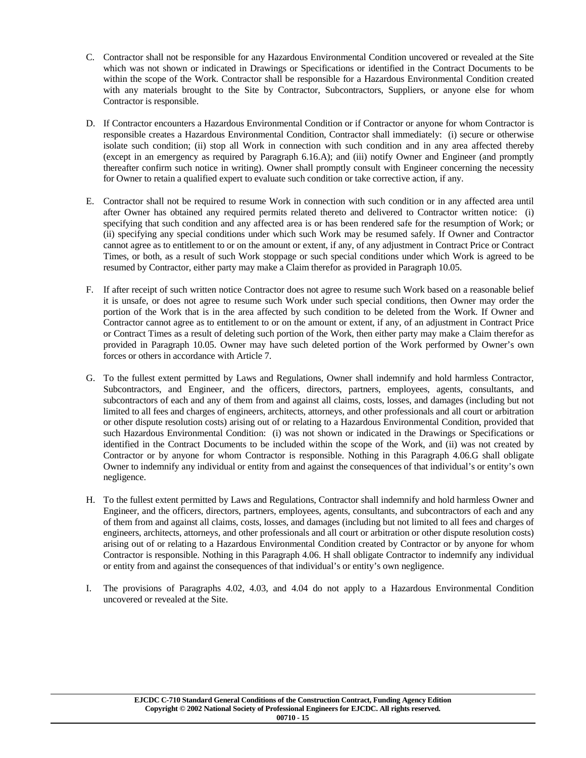C. Contractor shall not be responsible for any Hazardous Environmental Condition uncovered or revealed at the Site which was not shown or indicated in Drawings or Specifications or identified in the Contract Documents to be within the scope of the Work. Contractor shall be responsible for a Hazardous Environmental Condition created with any materials brought to the Site by Contractor, Subcontractors, Suppliers, or anyone else for whom Contractor is responsible.

D. If Contractor encounters a Hazardous Environmental Condition or if Contractor or anyone for whom Contractor is responsible creates a Hazardous Environmental Condition, Contractor shall immediately: (i) secure or otherwise isolate such condition; (ii) stop all Work in connection with such condition and in any area affected thereby (except in an emergency as required by Paragraph 6.16.A); and (iii) notify Owner and Engineer (and promptly thereafter confirm such notice in writing). Owner shall promptly consult with Engineer concerning the necessity for Owner to retain a qualified expert to evaluate such condition or take corrective action, if any.

E. Contractor shall not be required to resume Work in connection with such condition or in any affected area until after Owner has obtained any required permits related thereto and delivered to Contractor written notice: (i) specifying that such condition and any affected area is or has been rendered safe for the resumption of Work; or (ii) specifying any special conditions under which such Work may be resumed safely. If Owner and Contractor cannot agree as to entitlement to or on the amount or extent, if any, of any adjustment in Contract Price or Contract Times, or both, as a result of such Work stoppage or such special conditions under which Work is agreed to be resumed by Contractor, either party may make a Claim therefor as provided in Paragraph 10.05.

F. If after receipt of such written notice Contractor does not agree to resume such Work based on a reasonable belief it is unsafe, or does not agree to resume such Work under such special conditions, then Owner may order the portion of the Work that is in the area affected by such condition to be deleted from the Work. If Owner and Contractor cannot agree as to entitlement to or on the amount or extent, if any, of an adjustment in Contract Price or Contract Times as a result of deleting such portion of the Work, then either party may make a Claim therefor as provided in Paragraph 10.05. Owner may have such deleted portion of the Work performed by Owner's own forces or others in accordance with Article 7.

G. To the fullest extent permitted by Laws and Regulations, Owner shall indemnify and hold harmless Contractor, Subcontractors, and Engineer, and the officers, directors, partners, employees, agents, consultants, and subcontractors of each and any of them from and against all claims, costs, losses, and damages (including but not limited to all fees and charges of engineers, architects, attorneys, and other professionals and all court or arbitration or other dispute resolution costs) arising out of or relating to a Hazardous Environmental Condition, provided that such Hazardous Environmental Condition: (i) was not shown or indicated in the Drawings or Specifications or identified in the Contract Documents to be included within the scope of the Work, and (ii) was not created by Contractor or by anyone for whom Contractor is responsible. Nothing in this Paragraph 4.06.G shall obligate Owner to indemnify any individual or entity from and against the consequences of that individual's or entity's own negligence.

H. To the fullest extent permitted by Laws and Regulations, Contractor shall indemnify and hold harmless Owner and Engineer, and the officers, directors, partners, employees, agents, consultants, and subcontractors of each and any of them from and against all claims, costs, losses, and damages (including but not limited to all fees and charges of engineers, architects, attorneys, and other professionals and all court or arbitration or other dispute resolution costs) arising out of or relating to a Hazardous Environmental Condition created by Contractor or by anyone for whom Contractor is responsible. Nothing in this Paragraph 4.06. H shall obligate Contractor to indemnify any individual or entity from and against the consequences of that individual's or entity's own negligence.

I. The provisions of Paragraphs 4.02, 4.03, and 4.04 do not apply to a Hazardous Environmental Condition uncovered or revealed at the Site.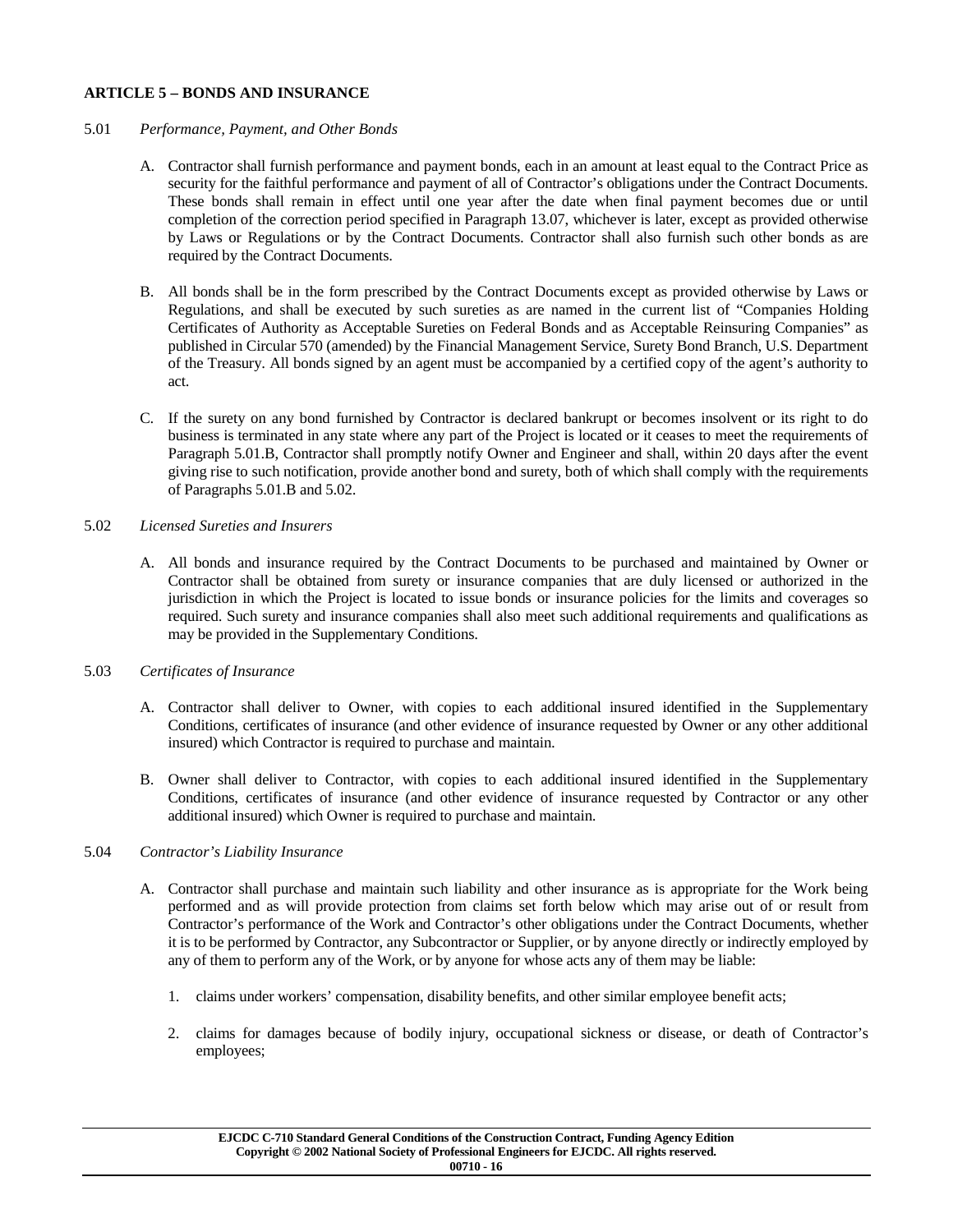## ARTICLE 5 – BONDS AND INSURANCE

5.01 *Performance, Payment, and Other Bonds*

A. Contractor shall furnish performance and payment bonds, each in an amount at least equal to the Contract Price as security for the faithful performance and payment of all of Contractor's obligations under the Contract Documents. These bonds shall remain in effect until one year after the date when final payment becomes due or until completion of the correction period specified in Paragraph 13.07, whichever is later, except as provided otherwise by Laws or Regulations or by the Contract Documents. Contractor shall also furnish such other bonds as are required by the Contract Documents.

B. All bonds shall be in the form prescribed by the Contract Documents except as provided otherwise by Laws or Regulations, and shall be executed by such sureties as are named in the current list of "Companies Holding Certificates of Authority as Acceptable Sureties on Federal Bonds and as Acceptable Reinsuring Companies" as published in Circular 570 (amended) by the Financial Management Service, Surety Bond Branch, U.S. Department of the Treasury. All bonds signed by an agent must be accompanied by a certified copy of the agent's authority to act.

C. If the surety on any bond furnished by Contractor is declared bankrupt or becomes insolvent or its right to do business is terminated in any state where any part of the Project is located or it ceases to meet the requirements of Paragraph 5.01.B, Contractor shall promptly notify Owner and Engineer and shall, within 20 days after the event giving rise to such notification, provide another bond and surety, both of which shall comply with the requirements of Paragraphs 5.01.B and 5.02.

5.02 *Licensed Sureties and Insurers*

A. All bonds and insurance required by the Contract Documents to be purchased and maintained by Owner or Contractor shall be obtained from surety or insurance companies that are duly licensed or authorized in the jurisdiction in which the Project is located to issue bonds or insurance policies for the limits and coverages so required. Such surety and insurance companies shall also meet such additional requirements and qualifications as may be provided in the Supplementary Conditions.

5.03 *Certificates of Insurance*

A. Contractor shall deliver to Owner, with copies to each additional insured identified in the Supplementary Conditions, certificates of insurance (and other evidence of insurance requested by Owner or any other additional insured) which Contractor is required to purchase and maintain.

B. Owner shall deliver to Contractor, with copies to each additional insured identified in the Supplementary Conditions, certificates of insurance (and other evidence of insurance requested by Contractor or any other additional insured) which Owner is required to purchase and maintain.

5.04 *Contractor's Liability Insurance*

A. Contractor shall purchase and maintain such liability and other insurance as is appropriate for the Work being performed and as will provide protection from claims set forth below which may arise out of or result from Contractor's performance of the Work and Contractor's other obligations under the Contract Documents, whether it is to be performed by Contractor, any Subcontractor or Supplier, or by anyone directly or indirectly employed by any of them to perform any of the Work, or by anyone for whose acts any of them may be liable:

1. claims under workers' compensation, disability benefits, and other similar employee benefit acts;

2. claims for damages because of bodily injury, occupational sickness or disease, or death of Contractor's employees;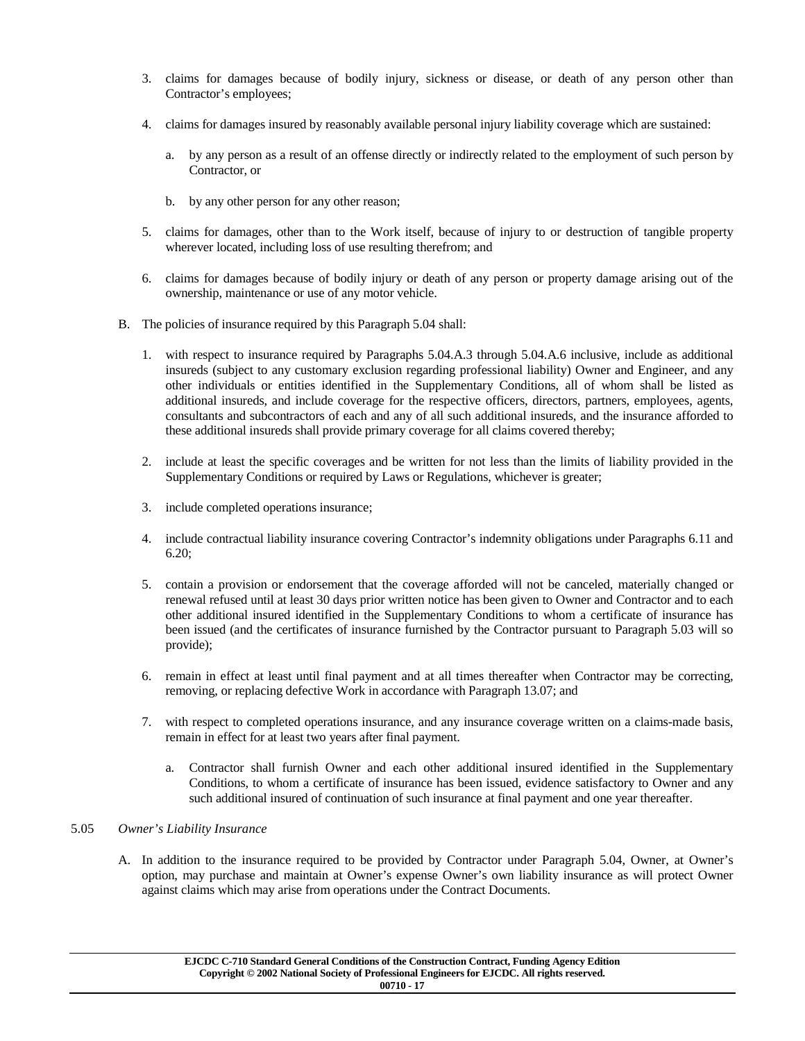3. claims for damages because of bodily injury, sickness or disease, or death of any person other than Contractor's employees;

4. claims for damages insured by reasonably available personal injury liability coverage which are sustained:

    a. by any person as a result of an offense directly or indirectly related to the employment of such person by Contractor, or

    b. by any other person for any other reason;

5. claims for damages, other than to the Work itself, because of injury to or destruction of tangible property wherever located, including loss of use resulting therefrom; and

6. claims for damages because of bodily injury or death of any person or property damage arising out of the ownership, maintenance or use of any motor vehicle.

B. The policies of insurance required by this Paragraph 5.04 shall:

1. with respect to insurance required by Paragraphs 5.04.A.3 through 5.04.A.6 inclusive, include as additional insureds (subject to any customary exclusion regarding professional liability) Owner and Engineer, and any other individuals or entities identified in the Supplementary Conditions, all of whom shall be listed as additional insureds, and include coverage for the respective officers, directors, partners, employees, agents, consultants and subcontractors of each and any of all such additional insureds, and the insurance afforded to these additional insureds shall provide primary coverage for all claims covered thereby;

2. include at least the specific coverages and be written for not less than the limits of liability provided in the Supplementary Conditions or required by Laws or Regulations, whichever is greater;

3. include completed operations insurance;

4. include contractual liability insurance covering Contractor's indemnity obligations under Paragraphs 6.11 and 6.20;

5. contain a provision or endorsement that the coverage afforded will not be canceled, materially changed or renewal refused until at least 30 days prior written notice has been given to Owner and Contractor and to each other additional insured identified in the Supplementary Conditions to whom a certificate of insurance has been issued (and the certificates of insurance furnished by the Contractor pursuant to Paragraph 5.03 will so provide);

6. remain in effect at least until final payment and at all times thereafter when Contractor may be correcting, removing, or replacing defective Work in accordance with Paragraph 13.07; and

7. with respect to completed operations insurance, and any insurance coverage written on a claims-made basis, remain in effect for at least two years after final payment.

    a. Contractor shall furnish Owner and each other additional insured identified in the Supplementary Conditions, to whom a certificate of insurance has been issued, evidence satisfactory to Owner and any such additional insured of continuation of such insurance at final payment and one year thereafter.

5.05 *Owner's Liability Insurance*

A. In addition to the insurance required to be provided by Contractor under Paragraph 5.04, Owner, at Owner's option, may purchase and maintain at Owner's expense Owner's own liability insurance as will protect Owner against claims which may arise from operations under the Contract Documents.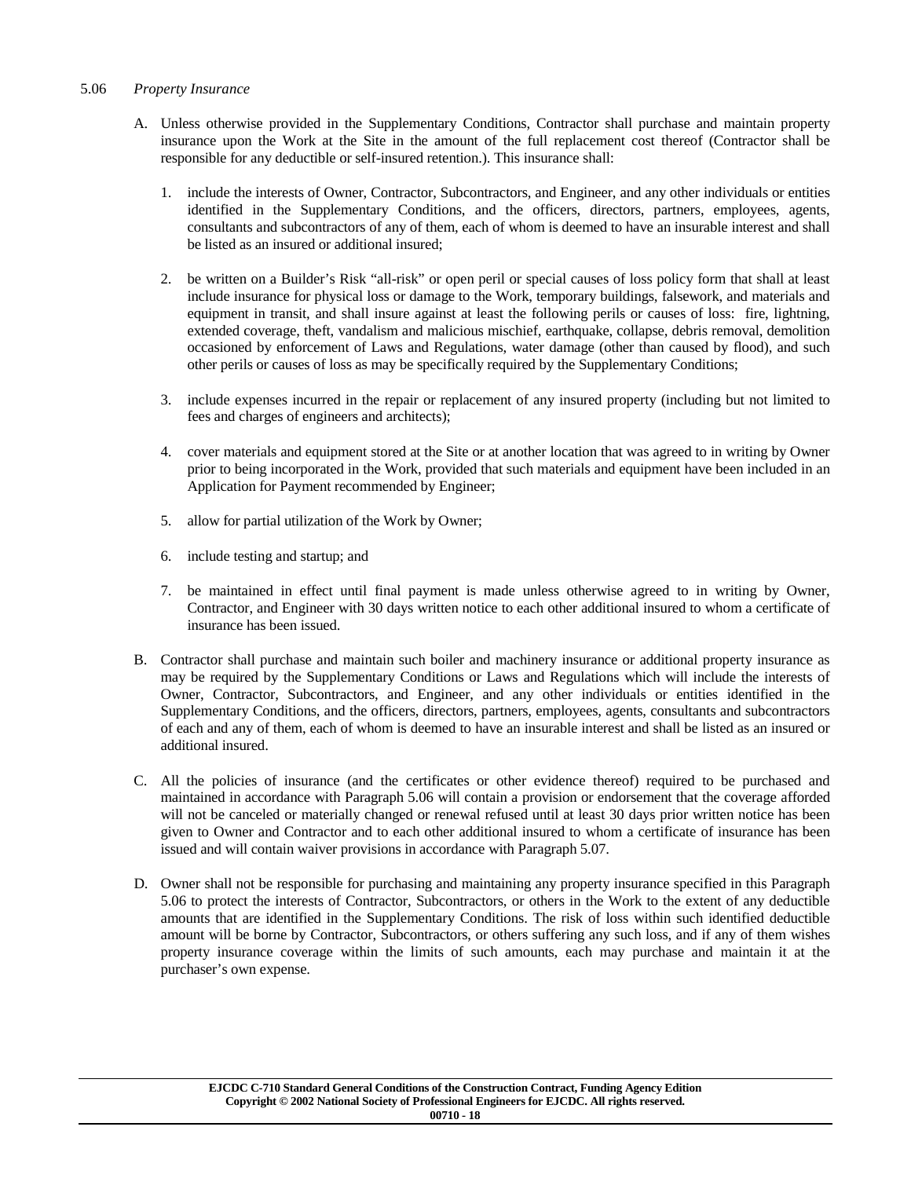5.06 *Property Insurance*

A. Unless otherwise provided in the Supplementary Conditions, Contractor shall purchase and maintain property insurance upon the Work at the Site in the amount of the full replacement cost thereof (Contractor shall be responsible for any deductible or self-insured retention.). This insurance shall:

   1. include the interests of Owner, Contractor, Subcontractors, and Engineer, and any other individuals or entities identified in the Supplementary Conditions, and the officers, directors, partners, employees, agents, consultants and subcontractors of any of them, each of whom is deemed to have an insurable interest and shall be listed as an insured or additional insured;

   2. be written on a Builder's Risk "all-risk" or open peril or special causes of loss policy form that shall at least include insurance for physical loss or damage to the Work, temporary buildings, falsework, and materials and equipment in transit, and shall insure against at least the following perils or causes of loss: fire, lightning, extended coverage, theft, vandalism and malicious mischief, earthquake, collapse, debris removal, demolition occasioned by enforcement of Laws and Regulations, water damage (other than caused by flood), and such other perils or causes of loss as may be specifically required by the Supplementary Conditions;

   3. include expenses incurred in the repair or replacement of any insured property (including but not limited to fees and charges of engineers and architects);

   4. cover materials and equipment stored at the Site or at another location that was agreed to in writing by Owner prior to being incorporated in the Work, provided that such materials and equipment have been included in an Application for Payment recommended by Engineer;

   5. allow for partial utilization of the Work by Owner;

   6. include testing and startup; and

   7. be maintained in effect until final payment is made unless otherwise agreed to in writing by Owner, Contractor, and Engineer with 30 days written notice to each other additional insured to whom a certificate of insurance has been issued.

B. Contractor shall purchase and maintain such boiler and machinery insurance or additional property insurance as may be required by the Supplementary Conditions or Laws and Regulations which will include the interests of Owner, Contractor, Subcontractors, and Engineer, and any other individuals or entities identified in the Supplementary Conditions, and the officers, directors, partners, employees, agents, consultants and subcontractors of each and any of them, each of whom is deemed to have an insurable interest and shall be listed as an insured or additional insured.

C. All the policies of insurance (and the certificates or other evidence thereof) required to be purchased and maintained in accordance with Paragraph 5.06 will contain a provision or endorsement that the coverage afforded will not be canceled or materially changed or renewal refused until at least 30 days prior written notice has been given to Owner and Contractor and to each other additional insured to whom a certificate of insurance has been issued and will contain waiver provisions in accordance with Paragraph 5.07.

D. Owner shall not be responsible for purchasing and maintaining any property insurance specified in this Paragraph 5.06 to protect the interests of Contractor, Subcontractors, or others in the Work to the extent of any deductible amounts that are identified in the Supplementary Conditions. The risk of loss within such identified deductible amount will be borne by Contractor, Subcontractors, or others suffering any such loss, and if any of them wishes property insurance coverage within the limits of such amounts, each may purchase and maintain it at the purchaser's own expense.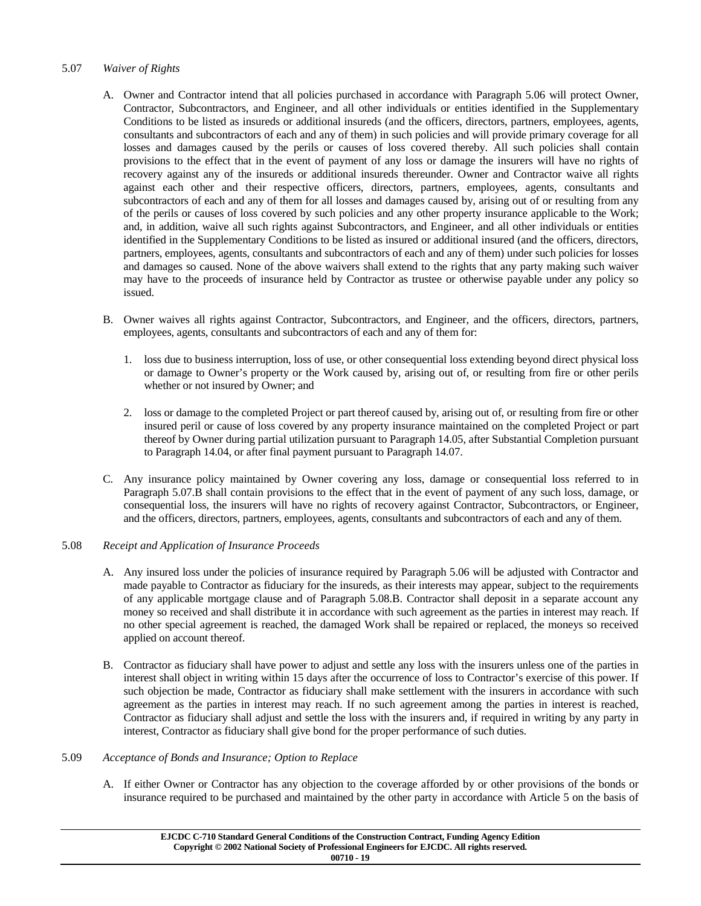5.07 *Waiver of Rights*

A. Owner and Contractor intend that all policies purchased in accordance with Paragraph 5.06 will protect Owner, Contractor, Subcontractors, and Engineer, and all other individuals or entities identified in the Supplementary Conditions to be listed as insureds or additional insureds (and the officers, directors, partners, employees, agents, consultants and subcontractors of each and any of them) in such policies and will provide primary coverage for all losses and damages caused by the perils or causes of loss covered thereby. All such policies shall contain provisions to the effect that in the event of payment of any loss or damage the insurers will have no rights of recovery against any of the insureds or additional insureds thereunder. Owner and Contractor waive all rights against each other and their respective officers, directors, partners, employees, agents, consultants and subcontractors of each and any of them for all losses and damages caused by, arising out of or resulting from any of the perils or causes of loss covered by such policies and any other property insurance applicable to the Work; and, in addition, waive all such rights against Subcontractors, and Engineer, and all other individuals or entities identified in the Supplementary Conditions to be listed as insured or additional insured (and the officers, directors, partners, employees, agents, consultants and subcontractors of each and any of them) under such policies for losses and damages so caused. None of the above waivers shall extend to the rights that any party making such waiver may have to the proceeds of insurance held by Contractor as trustee or otherwise payable under any policy so issued.

B. Owner waives all rights against Contractor, Subcontractors, and Engineer, and the officers, directors, partners, employees, agents, consultants and subcontractors of each and any of them for:

   1. loss due to business interruption, loss of use, or other consequential loss extending beyond direct physical loss or damage to Owner's property or the Work caused by, arising out of, or resulting from fire or other perils whether or not insured by Owner; and

   2. loss or damage to the completed Project or part thereof caused by, arising out of, or resulting from fire or other insured peril or cause of loss covered by any property insurance maintained on the completed Project or part thereof by Owner during partial utilization pursuant to Paragraph 14.05, after Substantial Completion pursuant to Paragraph 14.04, or after final payment pursuant to Paragraph 14.07.

C. Any insurance policy maintained by Owner covering any loss, damage or consequential loss referred to in Paragraph 5.07.B shall contain provisions to the effect that in the event of payment of any such loss, damage, or consequential loss, the insurers will have no rights of recovery against Contractor, Subcontractors, or Engineer, and the officers, directors, partners, employees, agents, consultants and subcontractors of each and any of them.

5.08 *Receipt and Application of Insurance Proceeds*

A. Any insured loss under the policies of insurance required by Paragraph 5.06 will be adjusted with Contractor and made payable to Contractor as fiduciary for the insureds, as their interests may appear, subject to the requirements of any applicable mortgage clause and of Paragraph 5.08.B. Contractor shall deposit in a separate account any money so received and shall distribute it in accordance with such agreement as the parties in interest may reach. If no other special agreement is reached, the damaged Work shall be repaired or replaced, the moneys so received applied on account thereof.

B. Contractor as fiduciary shall have power to adjust and settle any loss with the insurers unless one of the parties in interest shall object in writing within 15 days after the occurrence of loss to Contractor's exercise of this power. If such objection be made, Contractor as fiduciary shall make settlement with the insurers in accordance with such agreement as the parties in interest may reach. If no such agreement among the parties in interest is reached, Contractor as fiduciary shall adjust and settle the loss with the insurers and, if required in writing by any party in interest, Contractor as fiduciary shall give bond for the proper performance of such duties.

5.09 *Acceptance of Bonds and Insurance; Option to Replace*

A. If either Owner or Contractor has any objection to the coverage afforded by or other provisions of the bonds or insurance required to be purchased and maintained by the other party in accordance with Article 5 on the basis of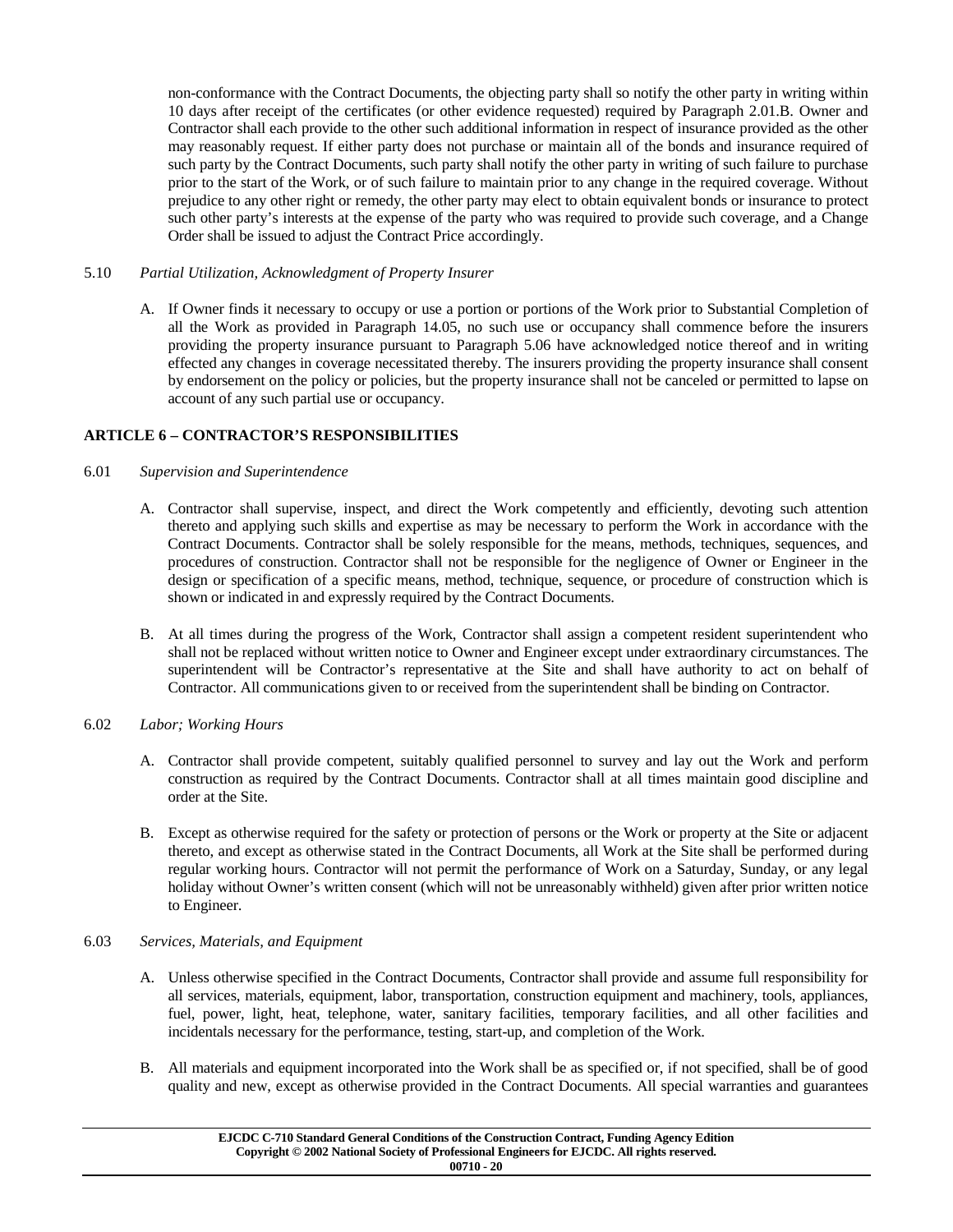non-conformance with the Contract Documents, the objecting party shall so notify the other party in writing within 10 days after receipt of the certificates (or other evidence requested) required by Paragraph 2.01.B. Owner and Contractor shall each provide to the other such additional information in respect of insurance provided as the other may reasonably request. If either party does not purchase or maintain all of the bonds and insurance required of such party by the Contract Documents, such party shall notify the other party in writing of such failure to purchase prior to the start of the Work, or of such failure to maintain prior to any change in the required coverage. Without prejudice to any other right or remedy, the other party may elect to obtain equivalent bonds or insurance to protect such other party's interests at the expense of the party who was required to provide such coverage, and a Change Order shall be issued to adjust the Contract Price accordingly.

5.10 *Partial Utilization, Acknowledgment of Property Insurer*

A. If Owner finds it necessary to occupy or use a portion or portions of the Work prior to Substantial Completion of all the Work as provided in Paragraph 14.05, no such use or occupancy shall commence before the insurers providing the property insurance pursuant to Paragraph 5.06 have acknowledged notice thereof and in writing effected any changes in coverage necessitated thereby. The insurers providing the property insurance shall consent by endorsement on the policy or policies, but the property insurance shall not be canceled or permitted to lapse on account of any such partial use or occupancy.

## ARTICLE 6 – CONTRACTOR'S RESPONSIBILITIES

6.01 *Supervision and Superintendence*

A. Contractor shall supervise, inspect, and direct the Work competently and efficiently, devoting such attention thereto and applying such skills and expertise as may be necessary to perform the Work in accordance with the Contract Documents. Contractor shall be solely responsible for the means, methods, techniques, sequences, and procedures of construction. Contractor shall not be responsible for the negligence of Owner or Engineer in the design or specification of a specific means, method, technique, sequence, or procedure of construction which is shown or indicated in and expressly required by the Contract Documents.

B. At all times during the progress of the Work, Contractor shall assign a competent resident superintendent who shall not be replaced without written notice to Owner and Engineer except under extraordinary circumstances. The superintendent will be Contractor's representative at the Site and shall have authority to act on behalf of Contractor. All communications given to or received from the superintendent shall be binding on Contractor.

6.02 *Labor; Working Hours*

A. Contractor shall provide competent, suitably qualified personnel to survey and lay out the Work and perform construction as required by the Contract Documents. Contractor shall at all times maintain good discipline and order at the Site.

B. Except as otherwise required for the safety or protection of persons or the Work or property at the Site or adjacent thereto, and except as otherwise stated in the Contract Documents, all Work at the Site shall be performed during regular working hours. Contractor will not permit the performance of Work on a Saturday, Sunday, or any legal holiday without Owner's written consent (which will not be unreasonably withheld) given after prior written notice to Engineer.

6.03 *Services, Materials, and Equipment*

A. Unless otherwise specified in the Contract Documents, Contractor shall provide and assume full responsibility for all services, materials, equipment, labor, transportation, construction equipment and machinery, tools, appliances, fuel, power, light, heat, telephone, water, sanitary facilities, temporary facilities, and all other facilities and incidentals necessary for the performance, testing, start-up, and completion of the Work.

B. All materials and equipment incorporated into the Work shall be as specified or, if not specified, shall be of good quality and new, except as otherwise provided in the Contract Documents. All special warranties and guarantees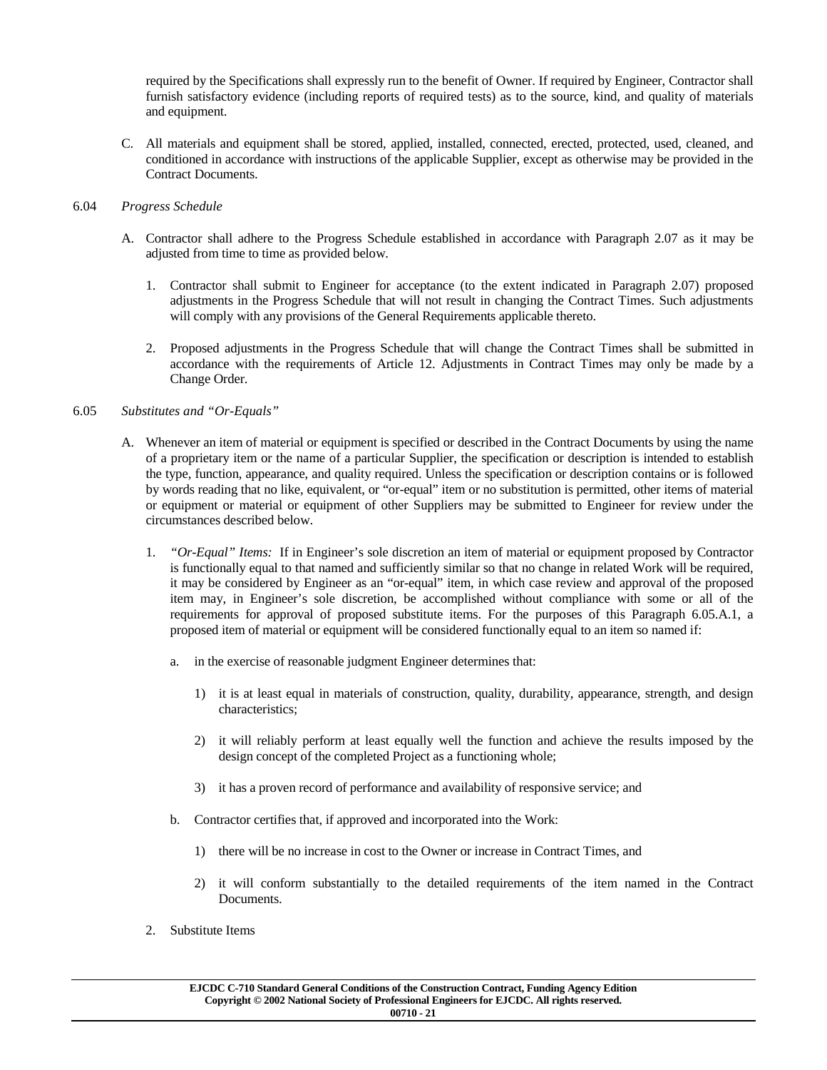required by the Specifications shall expressly run to the benefit of Owner. If required by Engineer, Contractor shall furnish satisfactory evidence (including reports of required tests) as to the source, kind, and quality of materials and equipment.

C. All materials and equipment shall be stored, applied, installed, connected, erected, protected, used, cleaned, and conditioned in accordance with instructions of the applicable Supplier, except as otherwise may be provided in the Contract Documents.

6.04 *Progress Schedule*

A. Contractor shall adhere to the Progress Schedule established in accordance with Paragraph 2.07 as it may be adjusted from time to time as provided below.

1. Contractor shall submit to Engineer for acceptance (to the extent indicated in Paragraph 2.07) proposed adjustments in the Progress Schedule that will not result in changing the Contract Times. Such adjustments will comply with any provisions of the General Requirements applicable thereto.

2. Proposed adjustments in the Progress Schedule that will change the Contract Times shall be submitted in accordance with the requirements of Article 12. Adjustments in Contract Times may only be made by a Change Order.

6.05 *Substitutes and "Or-Equals"*

A. Whenever an item of material or equipment is specified or described in the Contract Documents by using the name of a proprietary item or the name of a particular Supplier, the specification or description is intended to establish the type, function, appearance, and quality required. Unless the specification or description contains or is followed by words reading that no like, equivalent, or "or-equal" item or no substitution is permitted, other items of material or equipment or material or equipment of other Suppliers may be submitted to Engineer for review under the circumstances described below.

1. *"Or-Equal" Items:* If in Engineer's sole discretion an item of material or equipment proposed by Contractor is functionally equal to that named and sufficiently similar so that no change in related Work will be required, it may be considered by Engineer as an "or-equal" item, in which case review and approval of the proposed item may, in Engineer's sole discretion, be accomplished without compliance with some or all of the requirements for approval of proposed substitute items. For the purposes of this Paragraph 6.05.A.1, a proposed item of material or equipment will be considered functionally equal to an item so named if:

   a. in the exercise of reasonable judgment Engineer determines that:

      1) it is at least equal in materials of construction, quality, durability, appearance, strength, and design characteristics;

      2) it will reliably perform at least equally well the function and achieve the results imposed by the design concept of the completed Project as a functioning whole;

      3) it has a proven record of performance and availability of responsive service; and

   b. Contractor certifies that, if approved and incorporated into the Work:

      1) there will be no increase in cost to the Owner or increase in Contract Times, and

      2) it will conform substantially to the detailed requirements of the item named in the Contract Documents.

2. Substitute Items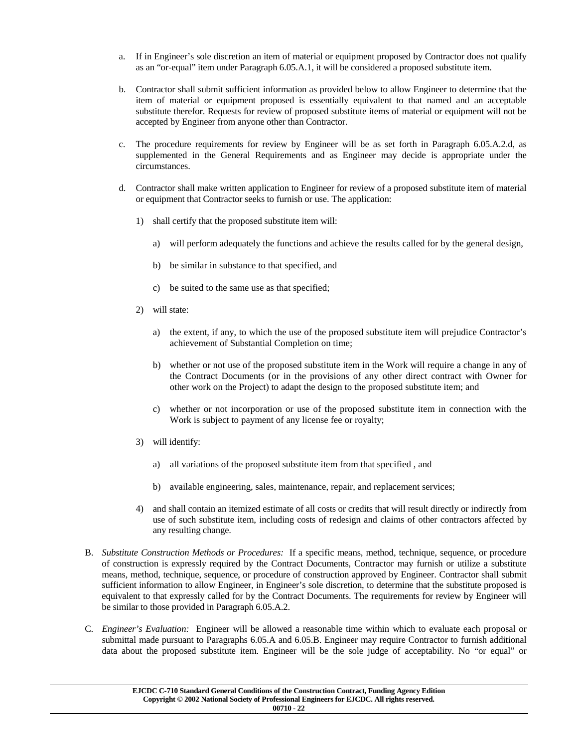a. If in Engineer's sole discretion an item of material or equipment proposed by Contractor does not qualify as an "or-equal" item under Paragraph 6.05.A.1, it will be considered a proposed substitute item.

b. Contractor shall submit sufficient information as provided below to allow Engineer to determine that the item of material or equipment proposed is essentially equivalent to that named and an acceptable substitute therefor. Requests for review of proposed substitute items of material or equipment will not be accepted by Engineer from anyone other than Contractor.

c. The procedure requirements for review by Engineer will be as set forth in Paragraph 6.05.A.2.d, as supplemented in the General Requirements and as Engineer may decide is appropriate under the circumstances.

d. Contractor shall make written application to Engineer for review of a proposed substitute item of material or equipment that Contractor seeks to furnish or use. The application:

   1) shall certify that the proposed substitute item will:

      a) will perform adequately the functions and achieve the results called for by the general design,

      b) be similar in substance to that specified, and

      c) be suited to the same use as that specified;

   2) will state:

      a) the extent, if any, to which the use of the proposed substitute item will prejudice Contractor's achievement of Substantial Completion on time;

      b) whether or not use of the proposed substitute item in the Work will require a change in any of the Contract Documents (or in the provisions of any other direct contract with Owner for other work on the Project) to adapt the design to the proposed substitute item; and

      c) whether or not incorporation or use of the proposed substitute item in connection with the Work is subject to payment of any license fee or royalty;

   3) will identify:

      a) all variations of the proposed substitute item from that specified , and

      b) available engineering, sales, maintenance, repair, and replacement services;

   4) and shall contain an itemized estimate of all costs or credits that will result directly or indirectly from use of such substitute item, including costs of redesign and claims of other contractors affected by any resulting change.

B. *Substitute Construction Methods or Procedures:* If a specific means, method, technique, sequence, or procedure of construction is expressly required by the Contract Documents, Contractor may furnish or utilize a substitute means, method, technique, sequence, or procedure of construction approved by Engineer. Contractor shall submit sufficient information to allow Engineer, in Engineer's sole discretion, to determine that the substitute proposed is equivalent to that expressly called for by the Contract Documents. The requirements for review by Engineer will be similar to those provided in Paragraph 6.05.A.2.

C. *Engineer's Evaluation:* Engineer will be allowed a reasonable time within which to evaluate each proposal or submittal made pursuant to Paragraphs 6.05.A and 6.05.B. Engineer may require Contractor to furnish additional data about the proposed substitute item. Engineer will be the sole judge of acceptability. No "or equal" or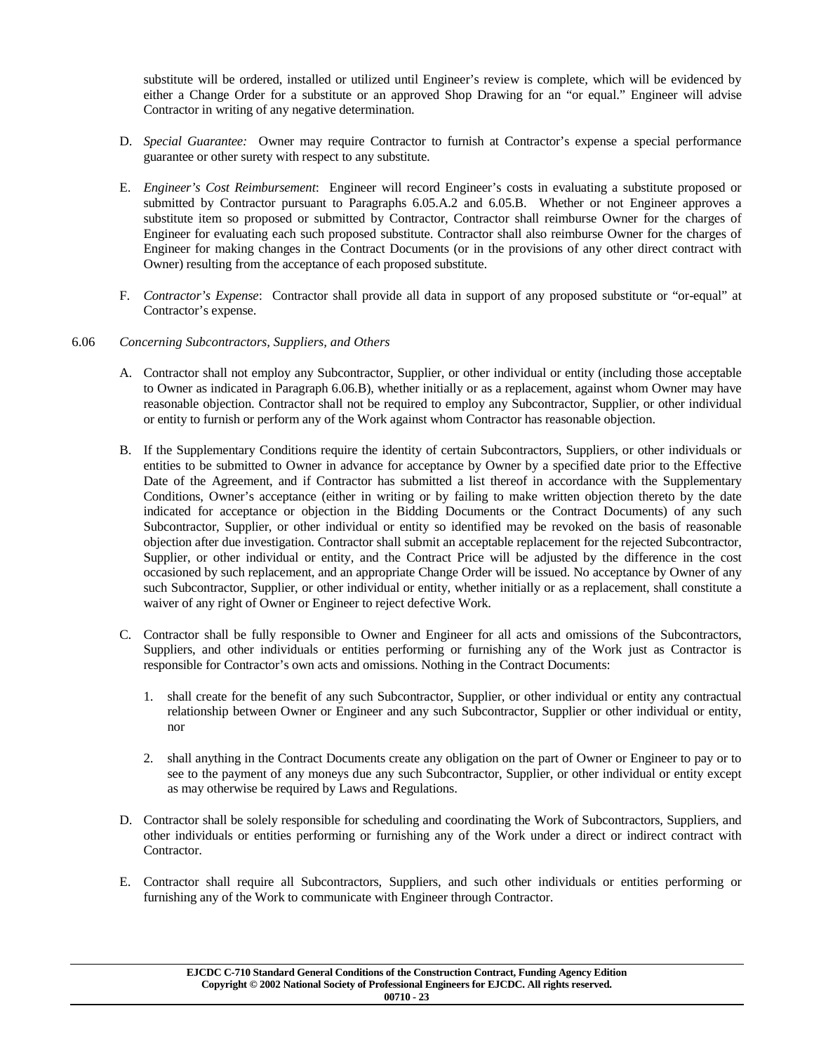substitute will be ordered, installed or utilized until Engineer's review is complete, which will be evidenced by either a Change Order for a substitute or an approved Shop Drawing for an "or equal." Engineer will advise Contractor in writing of any negative determination.

D. *Special Guarantee:* Owner may require Contractor to furnish at Contractor's expense a special performance guarantee or other surety with respect to any substitute.

E. *Engineer's Cost Reimbursement*: Engineer will record Engineer's costs in evaluating a substitute proposed or submitted by Contractor pursuant to Paragraphs 6.05.A.2 and 6.05.B. Whether or not Engineer approves a substitute item so proposed or submitted by Contractor, Contractor shall reimburse Owner for the charges of Engineer for evaluating each such proposed substitute. Contractor shall also reimburse Owner for the charges of Engineer for making changes in the Contract Documents (or in the provisions of any other direct contract with Owner) resulting from the acceptance of each proposed substitute.

F. *Contractor's Expense*: Contractor shall provide all data in support of any proposed substitute or "or-equal" at Contractor's expense.

6.06 *Concerning Subcontractors, Suppliers, and Others*

A. Contractor shall not employ any Subcontractor, Supplier, or other individual or entity (including those acceptable to Owner as indicated in Paragraph 6.06.B), whether initially or as a replacement, against whom Owner may have reasonable objection. Contractor shall not be required to employ any Subcontractor, Supplier, or other individual or entity to furnish or perform any of the Work against whom Contractor has reasonable objection.

B. If the Supplementary Conditions require the identity of certain Subcontractors, Suppliers, or other individuals or entities to be submitted to Owner in advance for acceptance by Owner by a specified date prior to the Effective Date of the Agreement, and if Contractor has submitted a list thereof in accordance with the Supplementary Conditions, Owner's acceptance (either in writing or by failing to make written objection thereto by the date indicated for acceptance or objection in the Bidding Documents or the Contract Documents) of any such Subcontractor, Supplier, or other individual or entity so identified may be revoked on the basis of reasonable objection after due investigation. Contractor shall submit an acceptable replacement for the rejected Subcontractor, Supplier, or other individual or entity, and the Contract Price will be adjusted by the difference in the cost occasioned by such replacement, and an appropriate Change Order will be issued. No acceptance by Owner of any such Subcontractor, Supplier, or other individual or entity, whether initially or as a replacement, shall constitute a waiver of any right of Owner or Engineer to reject defective Work.

C. Contractor shall be fully responsible to Owner and Engineer for all acts and omissions of the Subcontractors, Suppliers, and other individuals or entities performing or furnishing any of the Work just as Contractor is responsible for Contractor's own acts and omissions. Nothing in the Contract Documents:

   1. shall create for the benefit of any such Subcontractor, Supplier, or other individual or entity any contractual relationship between Owner or Engineer and any such Subcontractor, Supplier or other individual or entity, nor

   2. shall anything in the Contract Documents create any obligation on the part of Owner or Engineer to pay or to see to the payment of any moneys due any such Subcontractor, Supplier, or other individual or entity except as may otherwise be required by Laws and Regulations.

D. Contractor shall be solely responsible for scheduling and coordinating the Work of Subcontractors, Suppliers, and other individuals or entities performing or furnishing any of the Work under a direct or indirect contract with Contractor.

E. Contractor shall require all Subcontractors, Suppliers, and such other individuals or entities performing or furnishing any of the Work to communicate with Engineer through Contractor.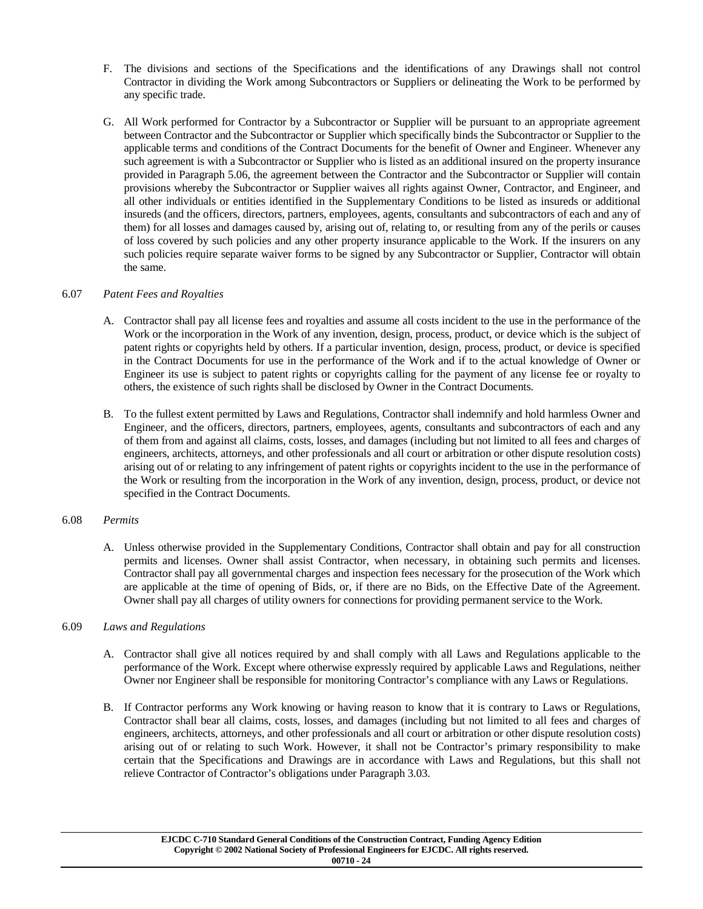F. The divisions and sections of the Specifications and the identifications of any Drawings shall not control Contractor in dividing the Work among Subcontractors or Suppliers or delineating the Work to be performed by any specific trade.

G. All Work performed for Contractor by a Subcontractor or Supplier will be pursuant to an appropriate agreement between Contractor and the Subcontractor or Supplier which specifically binds the Subcontractor or Supplier to the applicable terms and conditions of the Contract Documents for the benefit of Owner and Engineer. Whenever any such agreement is with a Subcontractor or Supplier who is listed as an additional insured on the property insurance provided in Paragraph 5.06, the agreement between the Contractor and the Subcontractor or Supplier will contain provisions whereby the Subcontractor or Supplier waives all rights against Owner, Contractor, and Engineer, and all other individuals or entities identified in the Supplementary Conditions to be listed as insureds or additional insureds (and the officers, directors, partners, employees, agents, consultants and subcontractors of each and any of them) for all losses and damages caused by, arising out of, relating to, or resulting from any of the perils or causes of loss covered by such policies and any other property insurance applicable to the Work. If the insurers on any such policies require separate waiver forms to be signed by any Subcontractor or Supplier, Contractor will obtain the same.

6.07 *Patent Fees and Royalties*

A. Contractor shall pay all license fees and royalties and assume all costs incident to the use in the performance of the Work or the incorporation in the Work of any invention, design, process, product, or device which is the subject of patent rights or copyrights held by others. If a particular invention, design, process, product, or device is specified in the Contract Documents for use in the performance of the Work and if to the actual knowledge of Owner or Engineer its use is subject to patent rights or copyrights calling for the payment of any license fee or royalty to others, the existence of such rights shall be disclosed by Owner in the Contract Documents.

B. To the fullest extent permitted by Laws and Regulations, Contractor shall indemnify and hold harmless Owner and Engineer, and the officers, directors, partners, employees, agents, consultants and subcontractors of each and any of them from and against all claims, costs, losses, and damages (including but not limited to all fees and charges of engineers, architects, attorneys, and other professionals and all court or arbitration or other dispute resolution costs) arising out of or relating to any infringement of patent rights or copyrights incident to the use in the performance of the Work or resulting from the incorporation in the Work of any invention, design, process, product, or device not specified in the Contract Documents.

6.08 *Permits*

A. Unless otherwise provided in the Supplementary Conditions, Contractor shall obtain and pay for all construction permits and licenses. Owner shall assist Contractor, when necessary, in obtaining such permits and licenses. Contractor shall pay all governmental charges and inspection fees necessary for the prosecution of the Work which are applicable at the time of opening of Bids, or, if there are no Bids, on the Effective Date of the Agreement. Owner shall pay all charges of utility owners for connections for providing permanent service to the Work.

6.09 *Laws and Regulations*

A. Contractor shall give all notices required by and shall comply with all Laws and Regulations applicable to the performance of the Work. Except where otherwise expressly required by applicable Laws and Regulations, neither Owner nor Engineer shall be responsible for monitoring Contractor's compliance with any Laws or Regulations.

B. If Contractor performs any Work knowing or having reason to know that it is contrary to Laws or Regulations, Contractor shall bear all claims, costs, losses, and damages (including but not limited to all fees and charges of engineers, architects, attorneys, and other professionals and all court or arbitration or other dispute resolution costs) arising out of or relating to such Work. However, it shall not be Contractor's primary responsibility to make certain that the Specifications and Drawings are in accordance with Laws and Regulations, but this shall not relieve Contractor of Contractor's obligations under Paragraph 3.03.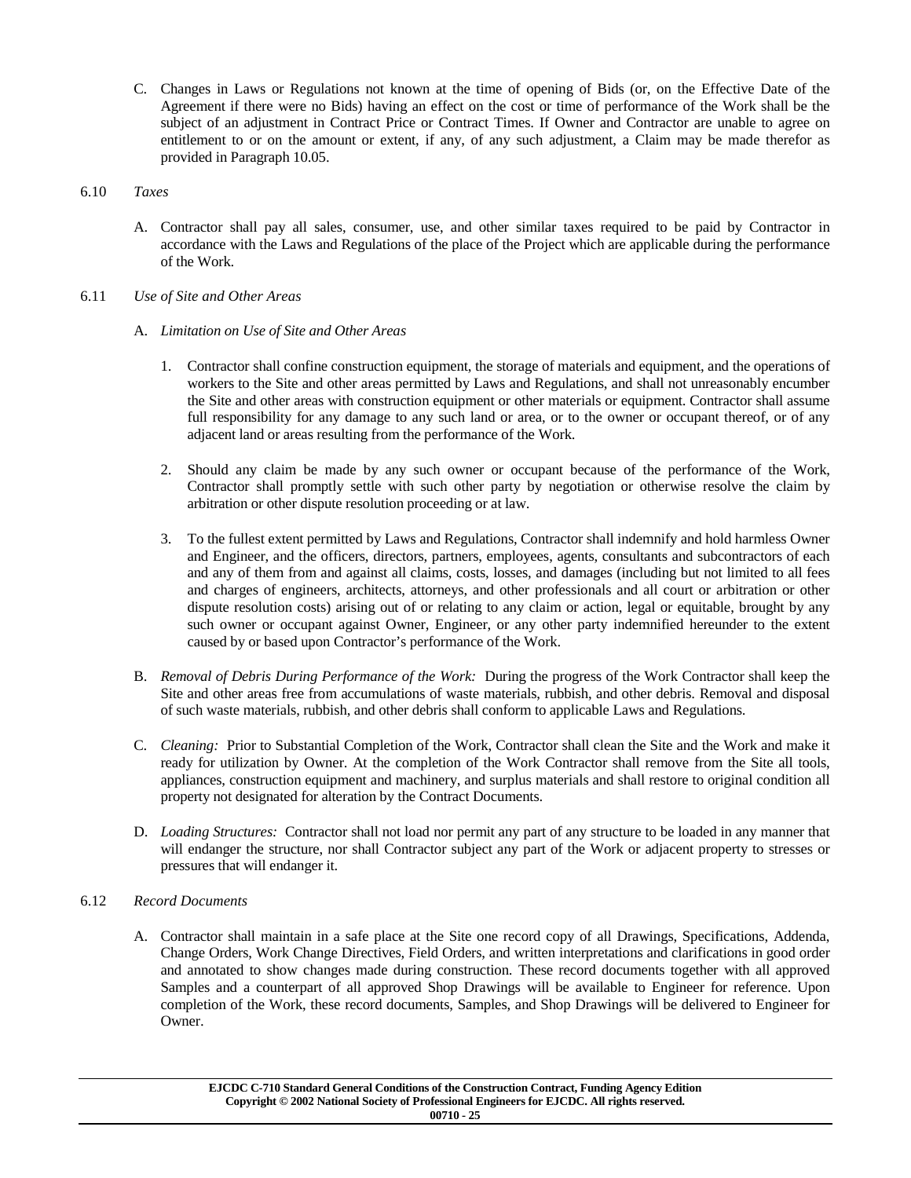C. Changes in Laws or Regulations not known at the time of opening of Bids (or, on the Effective Date of the Agreement if there were no Bids) having an effect on the cost or time of performance of the Work shall be the subject of an adjustment in Contract Price or Contract Times. If Owner and Contractor are unable to agree on entitlement to or on the amount or extent, if any, of any such adjustment, a Claim may be made therefor as provided in Paragraph 10.05.

6.10 *Taxes*

A. Contractor shall pay all sales, consumer, use, and other similar taxes required to be paid by Contractor in accordance with the Laws and Regulations of the place of the Project which are applicable during the performance of the Work.

6.11 *Use of Site and Other Areas*

A. *Limitation on Use of Site and Other Areas*

1. Contractor shall confine construction equipment, the storage of materials and equipment, and the operations of workers to the Site and other areas permitted by Laws and Regulations, and shall not unreasonably encumber the Site and other areas with construction equipment or other materials or equipment. Contractor shall assume full responsibility for any damage to any such land or area, or to the owner or occupant thereof, or of any adjacent land or areas resulting from the performance of the Work.

2. Should any claim be made by any such owner or occupant because of the performance of the Work, Contractor shall promptly settle with such other party by negotiation or otherwise resolve the claim by arbitration or other dispute resolution proceeding or at law.

3. To the fullest extent permitted by Laws and Regulations, Contractor shall indemnify and hold harmless Owner and Engineer, and the officers, directors, partners, employees, agents, consultants and subcontractors of each and any of them from and against all claims, costs, losses, and damages (including but not limited to all fees and charges of engineers, architects, attorneys, and other professionals and all court or arbitration or other dispute resolution costs) arising out of or relating to any claim or action, legal or equitable, brought by any such owner or occupant against Owner, Engineer, or any other party indemnified hereunder to the extent caused by or based upon Contractor's performance of the Work.

B. *Removal of Debris During Performance of the Work:* During the progress of the Work Contractor shall keep the Site and other areas free from accumulations of waste materials, rubbish, and other debris. Removal and disposal of such waste materials, rubbish, and other debris shall conform to applicable Laws and Regulations.

C. *Cleaning:* Prior to Substantial Completion of the Work, Contractor shall clean the Site and the Work and make it ready for utilization by Owner. At the completion of the Work Contractor shall remove from the Site all tools, appliances, construction equipment and machinery, and surplus materials and shall restore to original condition all property not designated for alteration by the Contract Documents.

D. *Loading Structures:* Contractor shall not load nor permit any part of any structure to be loaded in any manner that will endanger the structure, nor shall Contractor subject any part of the Work or adjacent property to stresses or pressures that will endanger it.

6.12 *Record Documents*

A. Contractor shall maintain in a safe place at the Site one record copy of all Drawings, Specifications, Addenda, Change Orders, Work Change Directives, Field Orders, and written interpretations and clarifications in good order and annotated to show changes made during construction. These record documents together with all approved Samples and a counterpart of all approved Shop Drawings will be available to Engineer for reference. Upon completion of the Work, these record documents, Samples, and Shop Drawings will be delivered to Engineer for Owner.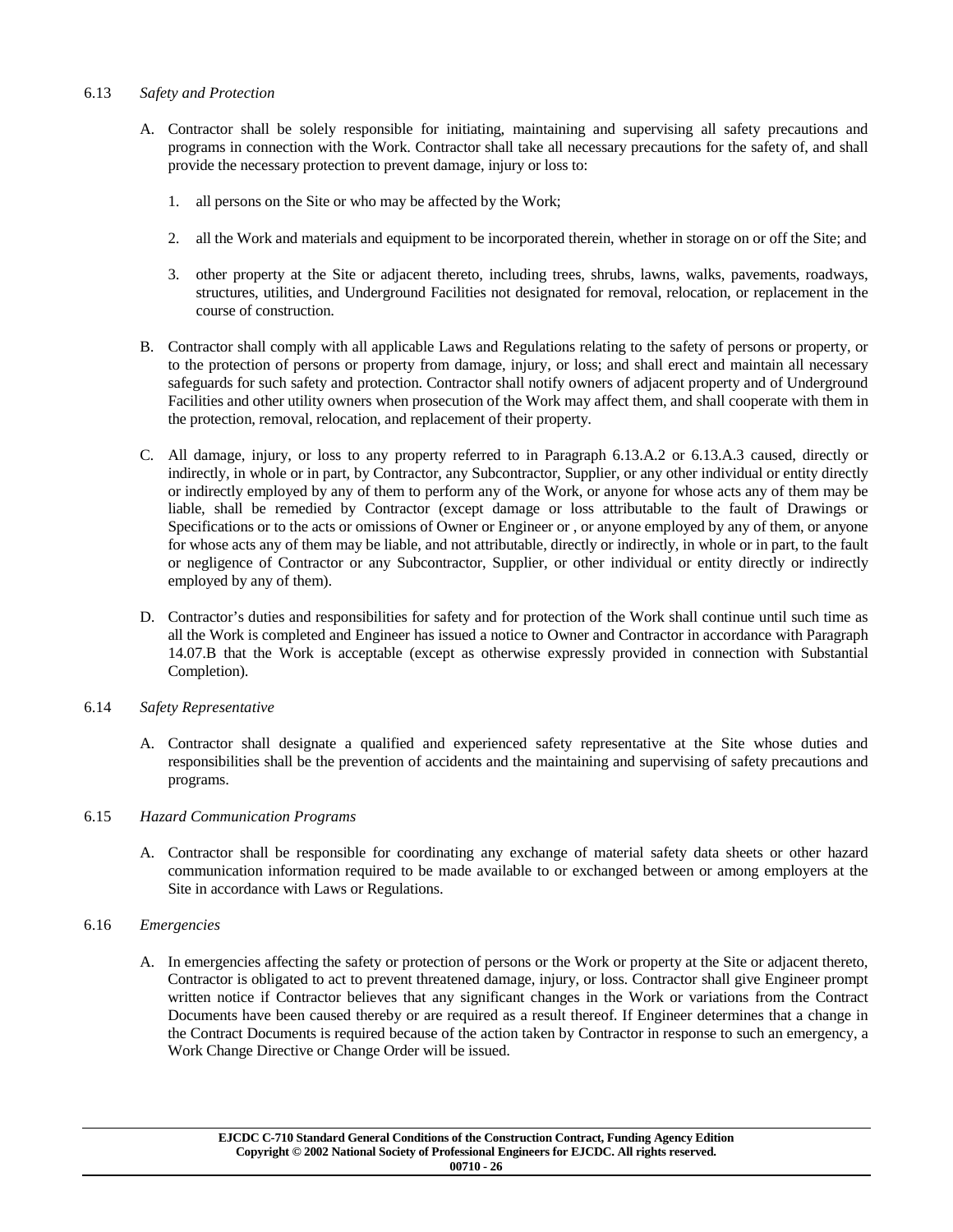6.13 *Safety and Protection*

A. Contractor shall be solely responsible for initiating, maintaining and supervising all safety precautions and programs in connection with the Work. Contractor shall take all necessary precautions for the safety of, and shall provide the necessary protection to prevent damage, injury or loss to:

1. all persons on the Site or who may be affected by the Work;

2. all the Work and materials and equipment to be incorporated therein, whether in storage on or off the Site; and

3. other property at the Site or adjacent thereto, including trees, shrubs, lawns, walks, pavements, roadways, structures, utilities, and Underground Facilities not designated for removal, relocation, or replacement in the course of construction.

B. Contractor shall comply with all applicable Laws and Regulations relating to the safety of persons or property, or to the protection of persons or property from damage, injury, or loss; and shall erect and maintain all necessary safeguards for such safety and protection. Contractor shall notify owners of adjacent property and of Underground Facilities and other utility owners when prosecution of the Work may affect them, and shall cooperate with them in the protection, removal, relocation, and replacement of their property.

C. All damage, injury, or loss to any property referred to in Paragraph 6.13.A.2 or 6.13.A.3 caused, directly or indirectly, in whole or in part, by Contractor, any Subcontractor, Supplier, or any other individual or entity directly or indirectly employed by any of them to perform any of the Work, or anyone for whose acts any of them may be liable, shall be remedied by Contractor (except damage or loss attributable to the fault of Drawings or Specifications or to the acts or omissions of Owner or Engineer or , or anyone employed by any of them, or anyone for whose acts any of them may be liable, and not attributable, directly or indirectly, in whole or in part, to the fault or negligence of Contractor or any Subcontractor, Supplier, or other individual or entity directly or indirectly employed by any of them).

D. Contractor's duties and responsibilities for safety and for protection of the Work shall continue until such time as all the Work is completed and Engineer has issued a notice to Owner and Contractor in accordance with Paragraph 14.07.B that the Work is acceptable (except as otherwise expressly provided in connection with Substantial Completion).

6.14 *Safety Representative*

A. Contractor shall designate a qualified and experienced safety representative at the Site whose duties and responsibilities shall be the prevention of accidents and the maintaining and supervising of safety precautions and programs.

6.15 *Hazard Communication Programs*

A. Contractor shall be responsible for coordinating any exchange of material safety data sheets or other hazard communication information required to be made available to or exchanged between or among employers at the Site in accordance with Laws or Regulations.

6.16 *Emergencies*

A. In emergencies affecting the safety or protection of persons or the Work or property at the Site or adjacent thereto, Contractor is obligated to act to prevent threatened damage, injury, or loss. Contractor shall give Engineer prompt written notice if Contractor believes that any significant changes in the Work or variations from the Contract Documents have been caused thereby or are required as a result thereof. If Engineer determines that a change in the Contract Documents is required because of the action taken by Contractor in response to such an emergency, a Work Change Directive or Change Order will be issued.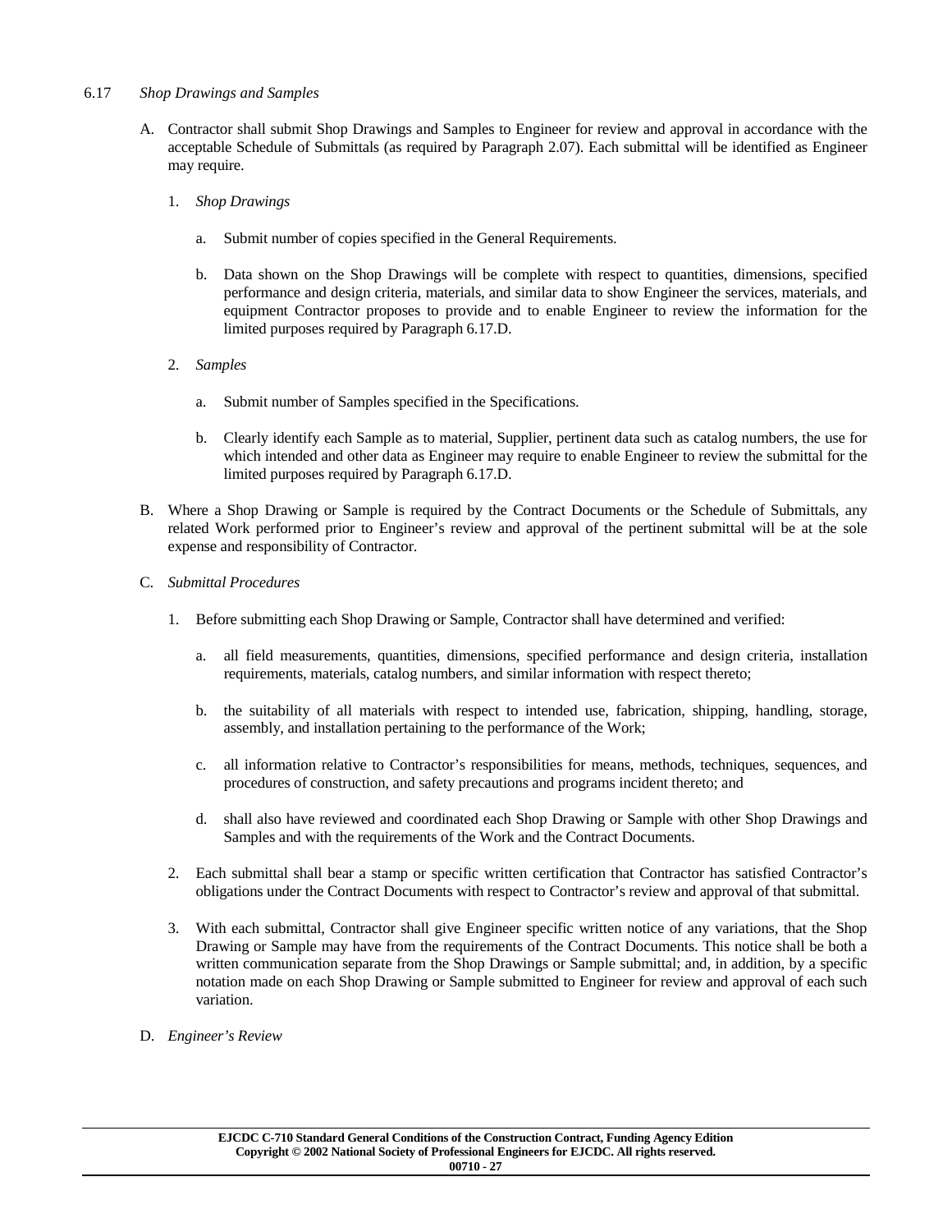6.17 *Shop Drawings and Samples*

A. Contractor shall submit Shop Drawings and Samples to Engineer for review and approval in accordance with the acceptable Schedule of Submittals (as required by Paragraph 2.07). Each submittal will be identified as Engineer may require.

   1. *Shop Drawings*

      a. Submit number of copies specified in the General Requirements.

      b. Data shown on the Shop Drawings will be complete with respect to quantities, dimensions, specified performance and design criteria, materials, and similar data to show Engineer the services, materials, and equipment Contractor proposes to provide and to enable Engineer to review the information for the limited purposes required by Paragraph 6.17.D.

   2. *Samples*

      a. Submit number of Samples specified in the Specifications.

      b. Clearly identify each Sample as to material, Supplier, pertinent data such as catalog numbers, the use for which intended and other data as Engineer may require to enable Engineer to review the submittal for the limited purposes required by Paragraph 6.17.D.

B. Where a Shop Drawing or Sample is required by the Contract Documents or the Schedule of Submittals, any related Work performed prior to Engineer's review and approval of the pertinent submittal will be at the sole expense and responsibility of Contractor.

C. *Submittal Procedures*

   1. Before submitting each Shop Drawing or Sample, Contractor shall have determined and verified:

      a. all field measurements, quantities, dimensions, specified performance and design criteria, installation requirements, materials, catalog numbers, and similar information with respect thereto;

      b. the suitability of all materials with respect to intended use, fabrication, shipping, handling, storage, assembly, and installation pertaining to the performance of the Work;

      c. all information relative to Contractor's responsibilities for means, methods, techniques, sequences, and procedures of construction, and safety precautions and programs incident thereto; and

      d. shall also have reviewed and coordinated each Shop Drawing or Sample with other Shop Drawings and Samples and with the requirements of the Work and the Contract Documents.

   2. Each submittal shall bear a stamp or specific written certification that Contractor has satisfied Contractor's obligations under the Contract Documents with respect to Contractor's review and approval of that submittal.

   3. With each submittal, Contractor shall give Engineer specific written notice of any variations, that the Shop Drawing or Sample may have from the requirements of the Contract Documents. This notice shall be both a written communication separate from the Shop Drawings or Sample submittal; and, in addition, by a specific notation made on each Shop Drawing or Sample submitted to Engineer for review and approval of each such variation.

D. *Engineer's Review*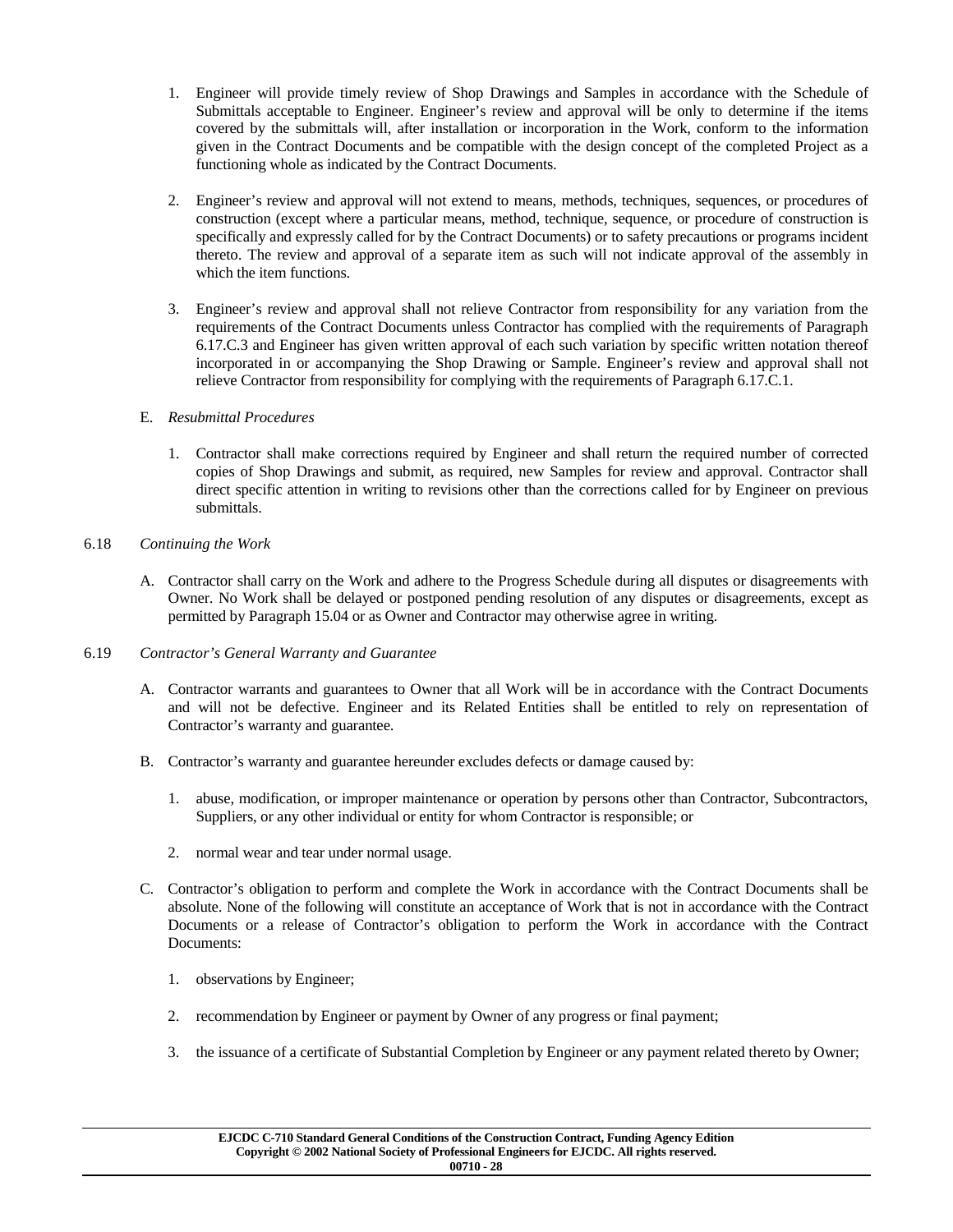1. Engineer will provide timely review of Shop Drawings and Samples in accordance with the Schedule of Submittals acceptable to Engineer. Engineer's review and approval will be only to determine if the items covered by the submittals will, after installation or incorporation in the Work, conform to the information given in the Contract Documents and be compatible with the design concept of the completed Project as a functioning whole as indicated by the Contract Documents.

2. Engineer's review and approval will not extend to means, methods, techniques, sequences, or procedures of construction (except where a particular means, method, technique, sequence, or procedure of construction is specifically and expressly called for by the Contract Documents) or to safety precautions or programs incident thereto. The review and approval of a separate item as such will not indicate approval of the assembly in which the item functions.

3. Engineer's review and approval shall not relieve Contractor from responsibility for any variation from the requirements of the Contract Documents unless Contractor has complied with the requirements of Paragraph 6.17.C.3 and Engineer has given written approval of each such variation by specific written notation thereof incorporated in or accompanying the Shop Drawing or Sample. Engineer's review and approval shall not relieve Contractor from responsibility for complying with the requirements of Paragraph 6.17.C.1.

E. *Resubmittal Procedures*

1. Contractor shall make corrections required by Engineer and shall return the required number of corrected copies of Shop Drawings and submit, as required, new Samples for review and approval. Contractor shall direct specific attention in writing to revisions other than the corrections called for by Engineer on previous submittals.

6.18 *Continuing the Work*

A. Contractor shall carry on the Work and adhere to the Progress Schedule during all disputes or disagreements with Owner. No Work shall be delayed or postponed pending resolution of any disputes or disagreements, except as permitted by Paragraph 15.04 or as Owner and Contractor may otherwise agree in writing.

6.19 *Contractor's General Warranty and Guarantee*

A. Contractor warrants and guarantees to Owner that all Work will be in accordance with the Contract Documents and will not be defective. Engineer and its Related Entities shall be entitled to rely on representation of Contractor's warranty and guarantee.

B. Contractor's warranty and guarantee hereunder excludes defects or damage caused by:

1. abuse, modification, or improper maintenance or operation by persons other than Contractor, Subcontractors, Suppliers, or any other individual or entity for whom Contractor is responsible; or

2. normal wear and tear under normal usage.

C. Contractor's obligation to perform and complete the Work in accordance with the Contract Documents shall be absolute. None of the following will constitute an acceptance of Work that is not in accordance with the Contract Documents or a release of Contractor's obligation to perform the Work in accordance with the Contract Documents:

1. observations by Engineer;

2. recommendation by Engineer or payment by Owner of any progress or final payment;

3. the issuance of a certificate of Substantial Completion by Engineer or any payment related thereto by Owner;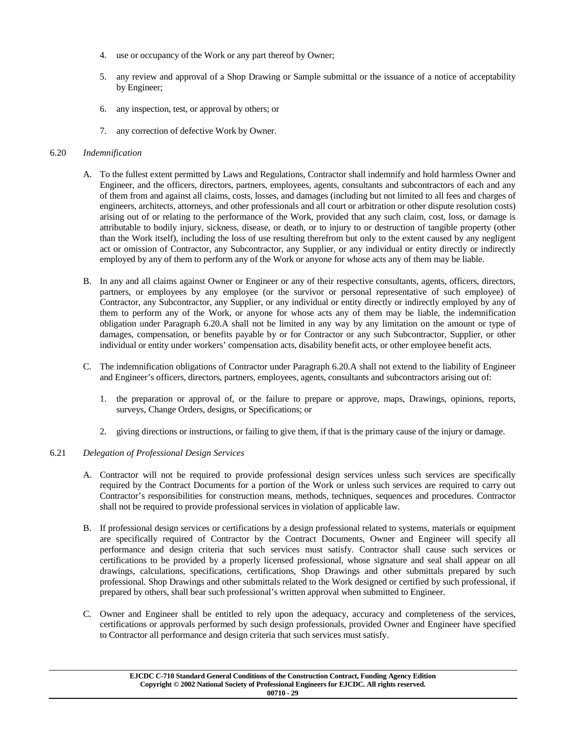4. use or occupancy of the Work or any part thereof by Owner;

5. any review and approval of a Shop Drawing or Sample submittal or the issuance of a notice of acceptability by Engineer;

6. any inspection, test, or approval by others; or

7. any correction of defective Work by Owner.

6.20 *Indemnification*

A. To the fullest extent permitted by Laws and Regulations, Contractor shall indemnify and hold harmless Owner and Engineer, and the officers, directors, partners, employees, agents, consultants and subcontractors of each and any of them from and against all claims, costs, losses, and damages (including but not limited to all fees and charges of engineers, architects, attorneys, and other professionals and all court or arbitration or other dispute resolution costs) arising out of or relating to the performance of the Work, provided that any such claim, cost, loss, or damage is attributable to bodily injury, sickness, disease, or death, or to injury to or destruction of tangible property (other than the Work itself), including the loss of use resulting therefrom but only to the extent caused by any negligent act or omission of Contractor, any Subcontractor, any Supplier, or any individual or entity directly or indirectly employed by any of them to perform any of the Work or anyone for whose acts any of them may be liable.

B. In any and all claims against Owner or Engineer or any of their respective consultants, agents, officers, directors, partners, or employees by any employee (or the survivor or personal representative of such employee) of Contractor, any Subcontractor, any Supplier, or any individual or entity directly or indirectly employed by any of them to perform any of the Work, or anyone for whose acts any of them may be liable, the indemnification obligation under Paragraph 6.20.A shall not be limited in any way by any limitation on the amount or type of damages, compensation, or benefits payable by or for Contractor or any such Subcontractor, Supplier, or other individual or entity under workers' compensation acts, disability benefit acts, or other employee benefit acts.

C. The indemnification obligations of Contractor under Paragraph 6.20.A shall not extend to the liability of Engineer and Engineer's officers, directors, partners, employees, agents, consultants and subcontractors arising out of:

   1. the preparation or approval of, or the failure to prepare or approve, maps, Drawings, opinions, reports, surveys, Change Orders, designs, or Specifications; or

   2. giving directions or instructions, or failing to give them, if that is the primary cause of the injury or damage.

6.21 *Delegation of Professional Design Services*

A. Contractor will not be required to provide professional design services unless such services are specifically required by the Contract Documents for a portion of the Work or unless such services are required to carry out Contractor's responsibilities for construction means, methods, techniques, sequences and procedures. Contractor shall not be required to provide professional services in violation of applicable law.

B. If professional design services or certifications by a design professional related to systems, materials or equipment are specifically required of Contractor by the Contract Documents, Owner and Engineer will specify all performance and design criteria that such services must satisfy. Contractor shall cause such services or certifications to be provided by a properly licensed professional, whose signature and seal shall appear on all drawings, calculations, specifications, certifications, Shop Drawings and other submittals prepared by such professional. Shop Drawings and other submittals related to the Work designed or certified by such professional, if prepared by others, shall bear such professional's written approval when submitted to Engineer.

C. Owner and Engineer shall be entitled to rely upon the adequacy, accuracy and completeness of the services, certifications or approvals performed by such design professionals, provided Owner and Engineer have specified to Contractor all performance and design criteria that such services must satisfy.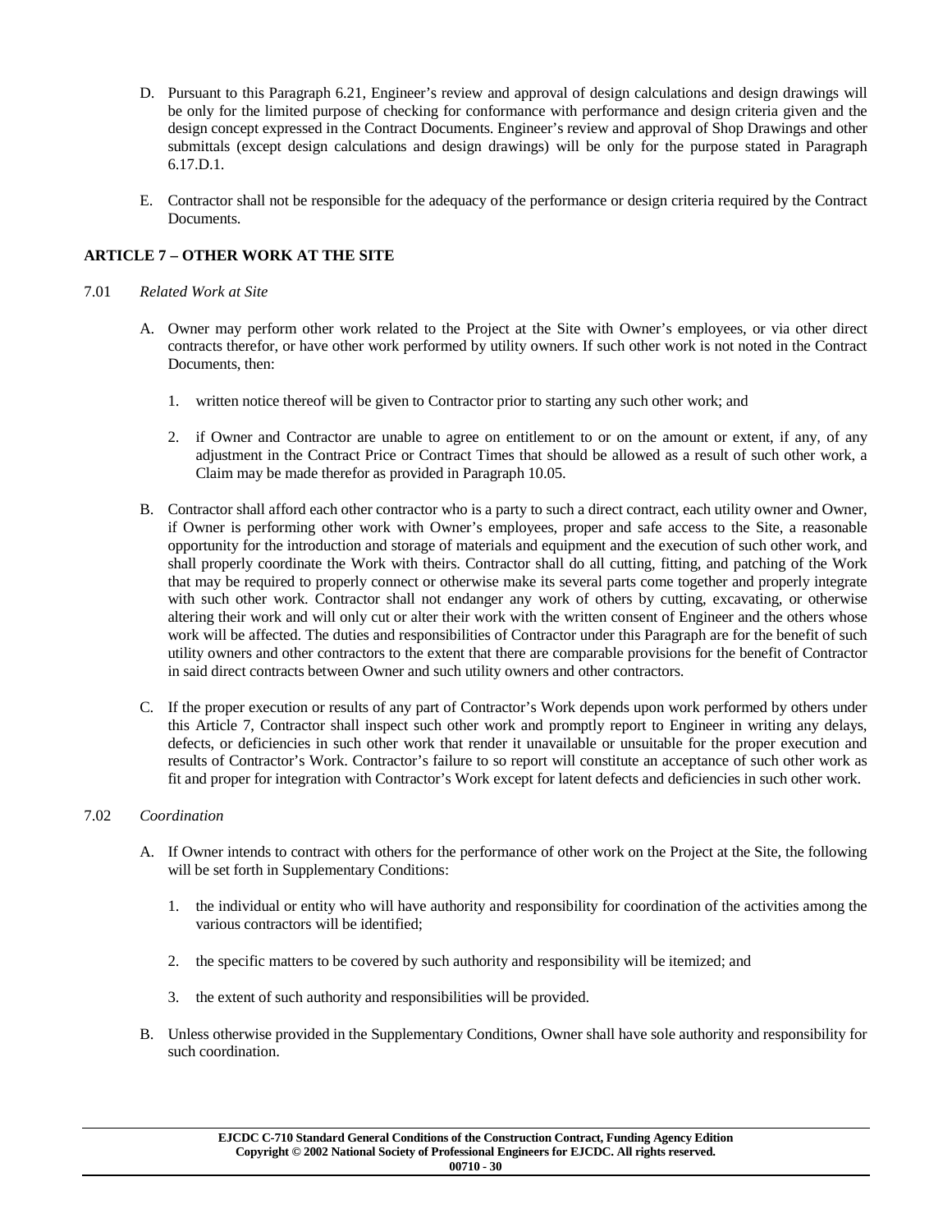D. Pursuant to this Paragraph 6.21, Engineer's review and approval of design calculations and design drawings will be only for the limited purpose of checking for conformance with performance and design criteria given and the design concept expressed in the Contract Documents. Engineer's review and approval of Shop Drawings and other submittals (except design calculations and design drawings) will be only for the purpose stated in Paragraph 6.17.D.1.

E. Contractor shall not be responsible for the adequacy of the performance or design criteria required by the Contract Documents.

## ARTICLE 7 – OTHER WORK AT THE SITE

7.01 *Related Work at Site*

A. Owner may perform other work related to the Project at the Site with Owner's employees, or via other direct contracts therefor, or have other work performed by utility owners. If such other work is not noted in the Contract Documents, then:

1. written notice thereof will be given to Contractor prior to starting any such other work; and

2. if Owner and Contractor are unable to agree on entitlement to or on the amount or extent, if any, of any adjustment in the Contract Price or Contract Times that should be allowed as a result of such other work, a Claim may be made therefor as provided in Paragraph 10.05.

B. Contractor shall afford each other contractor who is a party to such a direct contract, each utility owner and Owner, if Owner is performing other work with Owner's employees, proper and safe access to the Site, a reasonable opportunity for the introduction and storage of materials and equipment and the execution of such other work, and shall properly coordinate the Work with theirs. Contractor shall do all cutting, fitting, and patching of the Work that may be required to properly connect or otherwise make its several parts come together and properly integrate with such other work. Contractor shall not endanger any work of others by cutting, excavating, or otherwise altering their work and will only cut or alter their work with the written consent of Engineer and the others whose work will be affected. The duties and responsibilities of Contractor under this Paragraph are for the benefit of such utility owners and other contractors to the extent that there are comparable provisions for the benefit of Contractor in said direct contracts between Owner and such utility owners and other contractors.

C. If the proper execution or results of any part of Contractor's Work depends upon work performed by others under this Article 7, Contractor shall inspect such other work and promptly report to Engineer in writing any delays, defects, or deficiencies in such other work that render it unavailable or unsuitable for the proper execution and results of Contractor's Work. Contractor's failure to so report will constitute an acceptance of such other work as fit and proper for integration with Contractor's Work except for latent defects and deficiencies in such other work.

7.02 *Coordination*

A. If Owner intends to contract with others for the performance of other work on the Project at the Site, the following will be set forth in Supplementary Conditions:

1. the individual or entity who will have authority and responsibility for coordination of the activities among the various contractors will be identified;

2. the specific matters to be covered by such authority and responsibility will be itemized; and

3. the extent of such authority and responsibilities will be provided.

B. Unless otherwise provided in the Supplementary Conditions, Owner shall have sole authority and responsibility for such coordination.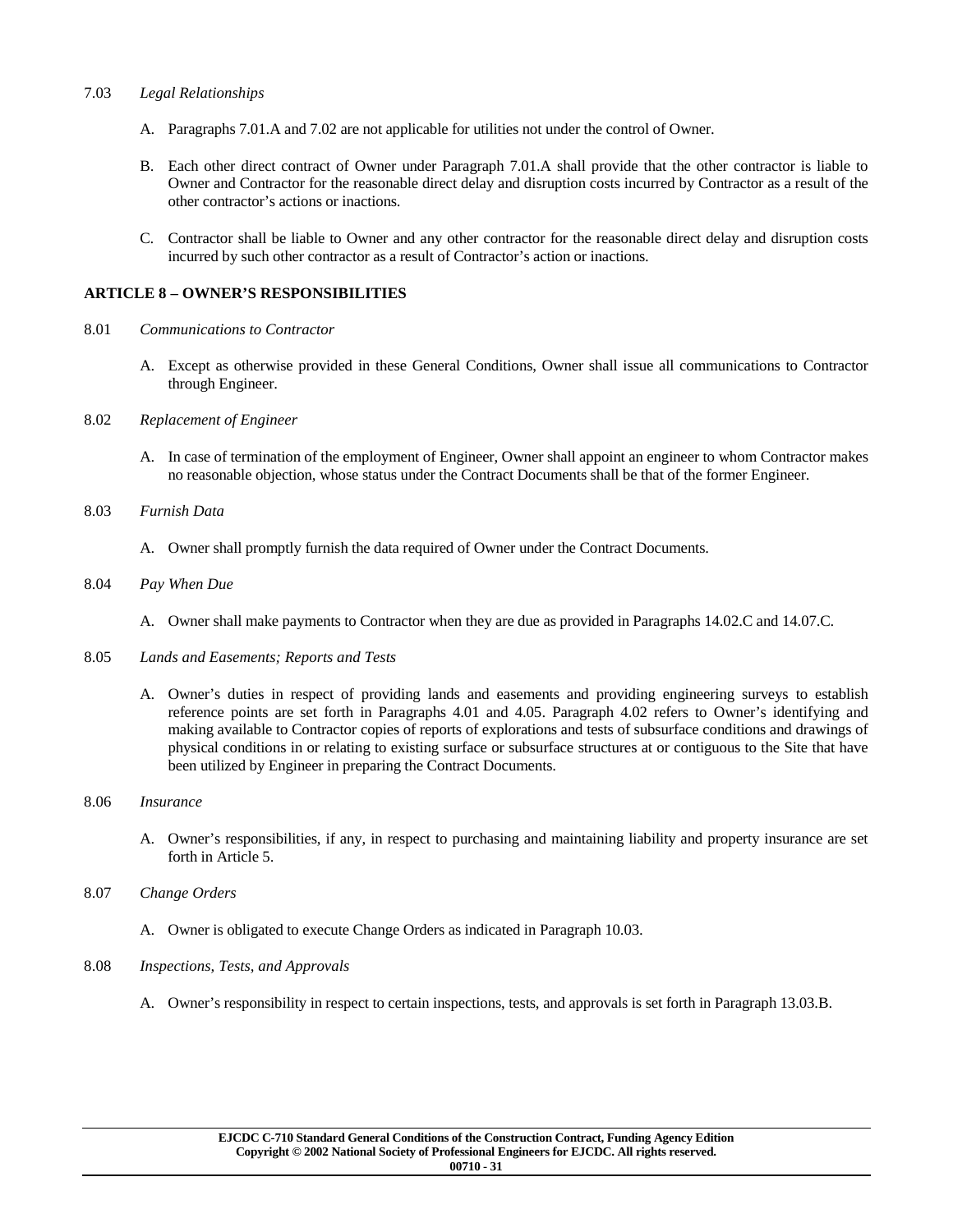7.03 *Legal Relationships*

A. Paragraphs 7.01.A and 7.02 are not applicable for utilities not under the control of Owner.

B. Each other direct contract of Owner under Paragraph 7.01.A shall provide that the other contractor is liable to Owner and Contractor for the reasonable direct delay and disruption costs incurred by Contractor as a result of the other contractor's actions or inactions.

C. Contractor shall be liable to Owner and any other contractor for the reasonable direct delay and disruption costs incurred by such other contractor as a result of Contractor's action or inactions.

## ARTICLE 8 – OWNER'S RESPONSIBILITIES

8.01 *Communications to Contractor*

A. Except as otherwise provided in these General Conditions, Owner shall issue all communications to Contractor through Engineer.

8.02 *Replacement of Engineer*

A. In case of termination of the employment of Engineer, Owner shall appoint an engineer to whom Contractor makes no reasonable objection, whose status under the Contract Documents shall be that of the former Engineer.

8.03 *Furnish Data*

A. Owner shall promptly furnish the data required of Owner under the Contract Documents.

8.04 *Pay When Due*

A. Owner shall make payments to Contractor when they are due as provided in Paragraphs 14.02.C and 14.07.C.

8.05 *Lands and Easements; Reports and Tests*

A. Owner's duties in respect of providing lands and easements and providing engineering surveys to establish reference points are set forth in Paragraphs 4.01 and 4.05. Paragraph 4.02 refers to Owner's identifying and making available to Contractor copies of reports of explorations and tests of subsurface conditions and drawings of physical conditions in or relating to existing surface or subsurface structures at or contiguous to the Site that have been utilized by Engineer in preparing the Contract Documents.

8.06 *Insurance*

A. Owner's responsibilities, if any, in respect to purchasing and maintaining liability and property insurance are set forth in Article 5.

8.07 *Change Orders*

A. Owner is obligated to execute Change Orders as indicated in Paragraph 10.03.

8.08 *Inspections, Tests, and Approvals*

A. Owner's responsibility in respect to certain inspections, tests, and approvals is set forth in Paragraph 13.03.B.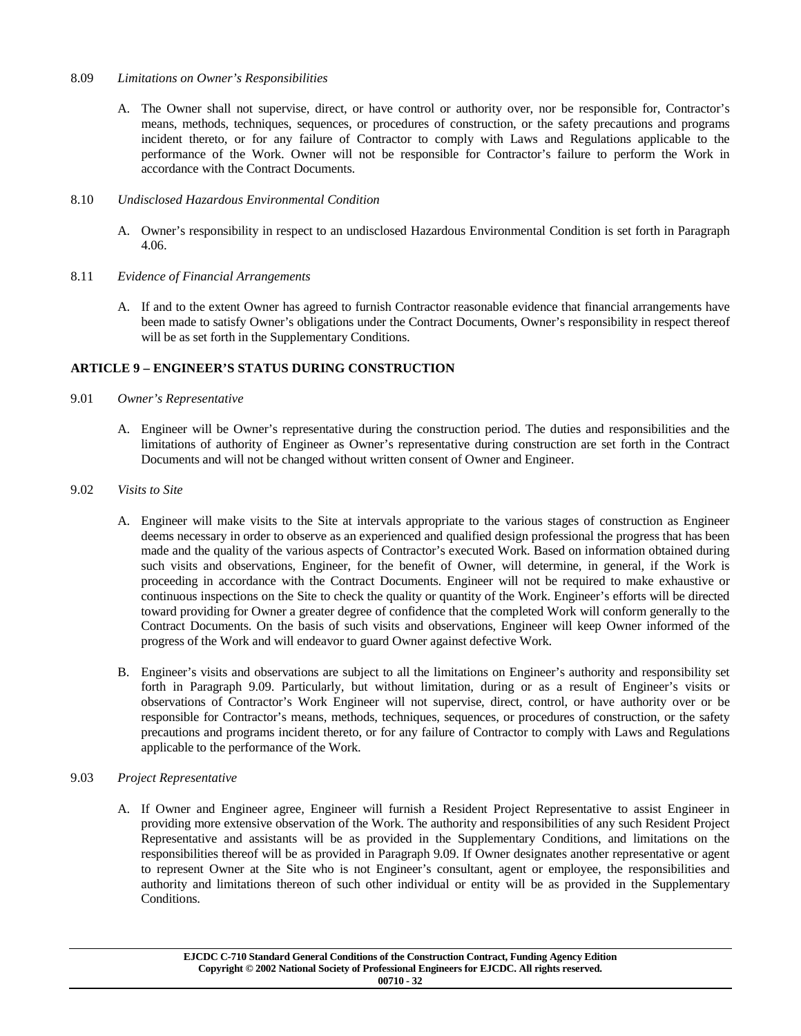8.09 *Limitations on Owner's Responsibilities*

A. The Owner shall not supervise, direct, or have control or authority over, nor be responsible for, Contractor's means, methods, techniques, sequences, or procedures of construction, or the safety precautions and programs incident thereto, or for any failure of Contractor to comply with Laws and Regulations applicable to the performance of the Work. Owner will not be responsible for Contractor's failure to perform the Work in accordance with the Contract Documents.

8.10 *Undisclosed Hazardous Environmental Condition*

A. Owner's responsibility in respect to an undisclosed Hazardous Environmental Condition is set forth in Paragraph 4.06.

8.11 *Evidence of Financial Arrangements*

A. If and to the extent Owner has agreed to furnish Contractor reasonable evidence that financial arrangements have been made to satisfy Owner's obligations under the Contract Documents, Owner's responsibility in respect thereof will be as set forth in the Supplementary Conditions.

## ARTICLE 9 – ENGINEER'S STATUS DURING CONSTRUCTION

9.01 *Owner's Representative*

A. Engineer will be Owner's representative during the construction period. The duties and responsibilities and the limitations of authority of Engineer as Owner's representative during construction are set forth in the Contract Documents and will not be changed without written consent of Owner and Engineer.

9.02 *Visits to Site*

A. Engineer will make visits to the Site at intervals appropriate to the various stages of construction as Engineer deems necessary in order to observe as an experienced and qualified design professional the progress that has been made and the quality of the various aspects of Contractor's executed Work. Based on information obtained during such visits and observations, Engineer, for the benefit of Owner, will determine, in general, if the Work is proceeding in accordance with the Contract Documents. Engineer will not be required to make exhaustive or continuous inspections on the Site to check the quality or quantity of the Work. Engineer's efforts will be directed toward providing for Owner a greater degree of confidence that the completed Work will conform generally to the Contract Documents. On the basis of such visits and observations, Engineer will keep Owner informed of the progress of the Work and will endeavor to guard Owner against defective Work.

B. Engineer's visits and observations are subject to all the limitations on Engineer's authority and responsibility set forth in Paragraph 9.09. Particularly, but without limitation, during or as a result of Engineer's visits or observations of Contractor's Work Engineer will not supervise, direct, control, or have authority over or be responsible for Contractor's means, methods, techniques, sequences, or procedures of construction, or the safety precautions and programs incident thereto, or for any failure of Contractor to comply with Laws and Regulations applicable to the performance of the Work.

9.03 *Project Representative*

A. If Owner and Engineer agree, Engineer will furnish a Resident Project Representative to assist Engineer in providing more extensive observation of the Work. The authority and responsibilities of any such Resident Project Representative and assistants will be as provided in the Supplementary Conditions, and limitations on the responsibilities thereof will be as provided in Paragraph 9.09. If Owner designates another representative or agent to represent Owner at the Site who is not Engineer's consultant, agent or employee, the responsibilities and authority and limitations thereon of such other individual or entity will be as provided in the Supplementary Conditions.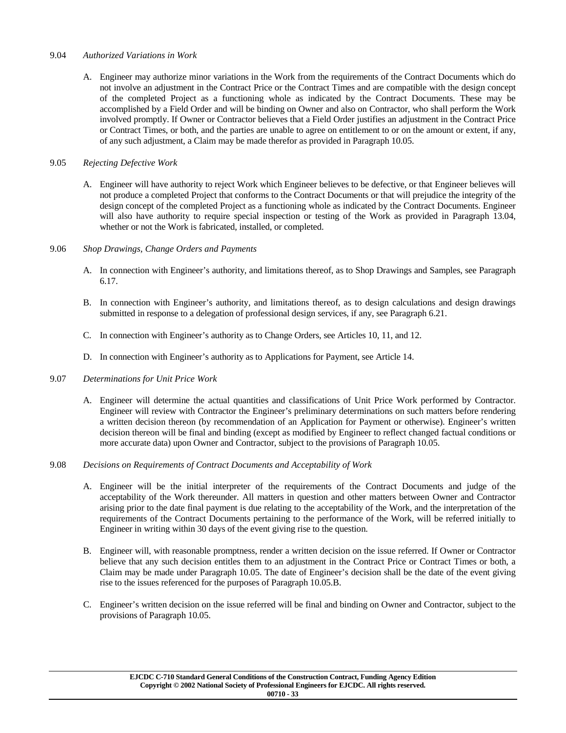9.04 *Authorized Variations in Work*

A. Engineer may authorize minor variations in the Work from the requirements of the Contract Documents which do not involve an adjustment in the Contract Price or the Contract Times and are compatible with the design concept of the completed Project as a functioning whole as indicated by the Contract Documents. These may be accomplished by a Field Order and will be binding on Owner and also on Contractor, who shall perform the Work involved promptly. If Owner or Contractor believes that a Field Order justifies an adjustment in the Contract Price or Contract Times, or both, and the parties are unable to agree on entitlement to or on the amount or extent, if any, of any such adjustment, a Claim may be made therefor as provided in Paragraph 10.05.

9.05 *Rejecting Defective Work*

A. Engineer will have authority to reject Work which Engineer believes to be defective, or that Engineer believes will not produce a completed Project that conforms to the Contract Documents or that will prejudice the integrity of the design concept of the completed Project as a functioning whole as indicated by the Contract Documents. Engineer will also have authority to require special inspection or testing of the Work as provided in Paragraph 13.04, whether or not the Work is fabricated, installed, or completed.

9.06 *Shop Drawings, Change Orders and Payments*

A. In connection with Engineer's authority, and limitations thereof, as to Shop Drawings and Samples, see Paragraph 6.17.

B. In connection with Engineer's authority, and limitations thereof, as to design calculations and design drawings submitted in response to a delegation of professional design services, if any, see Paragraph 6.21.

C. In connection with Engineer's authority as to Change Orders, see Articles 10, 11, and 12.

D. In connection with Engineer's authority as to Applications for Payment, see Article 14.

9.07 *Determinations for Unit Price Work*

A. Engineer will determine the actual quantities and classifications of Unit Price Work performed by Contractor. Engineer will review with Contractor the Engineer's preliminary determinations on such matters before rendering a written decision thereon (by recommendation of an Application for Payment or otherwise). Engineer's written decision thereon will be final and binding (except as modified by Engineer to reflect changed factual conditions or more accurate data) upon Owner and Contractor, subject to the provisions of Paragraph 10.05.

9.08 *Decisions on Requirements of Contract Documents and Acceptability of Work*

A. Engineer will be the initial interpreter of the requirements of the Contract Documents and judge of the acceptability of the Work thereunder. All matters in question and other matters between Owner and Contractor arising prior to the date final payment is due relating to the acceptability of the Work, and the interpretation of the requirements of the Contract Documents pertaining to the performance of the Work, will be referred initially to Engineer in writing within 30 days of the event giving rise to the question.

B. Engineer will, with reasonable promptness, render a written decision on the issue referred. If Owner or Contractor believe that any such decision entitles them to an adjustment in the Contract Price or Contract Times or both, a Claim may be made under Paragraph 10.05. The date of Engineer's decision shall be the date of the event giving rise to the issues referenced for the purposes of Paragraph 10.05.B.

C. Engineer's written decision on the issue referred will be final and binding on Owner and Contractor, subject to the provisions of Paragraph 10.05.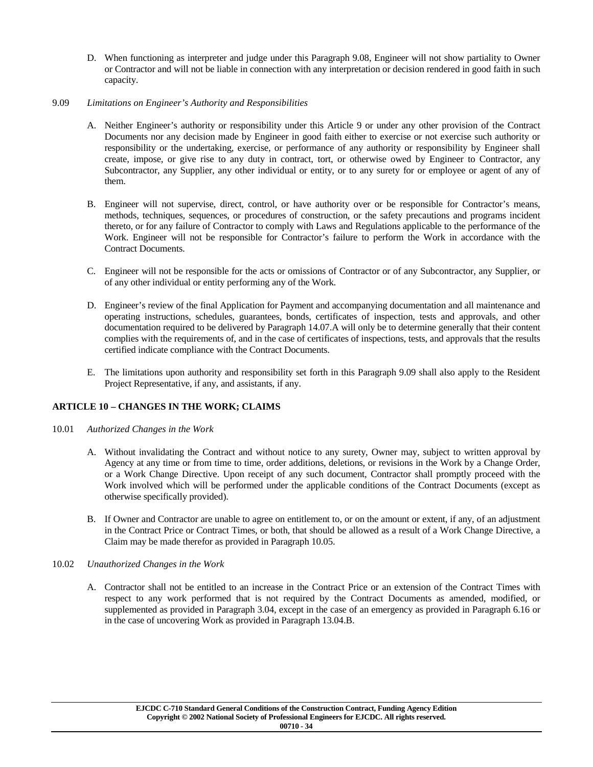D. When functioning as interpreter and judge under this Paragraph 9.08, Engineer will not show partiality to Owner or Contractor and will not be liable in connection with any interpretation or decision rendered in good faith in such capacity.

9.09 *Limitations on Engineer's Authority and Responsibilities*

A. Neither Engineer's authority or responsibility under this Article 9 or under any other provision of the Contract Documents nor any decision made by Engineer in good faith either to exercise or not exercise such authority or responsibility or the undertaking, exercise, or performance of any authority or responsibility by Engineer shall create, impose, or give rise to any duty in contract, tort, or otherwise owed by Engineer to Contractor, any Subcontractor, any Supplier, any other individual or entity, or to any surety for or employee or agent of any of them.

B. Engineer will not supervise, direct, control, or have authority over or be responsible for Contractor's means, methods, techniques, sequences, or procedures of construction, or the safety precautions and programs incident thereto, or for any failure of Contractor to comply with Laws and Regulations applicable to the performance of the Work. Engineer will not be responsible for Contractor's failure to perform the Work in accordance with the Contract Documents.

C. Engineer will not be responsible for the acts or omissions of Contractor or of any Subcontractor, any Supplier, or of any other individual or entity performing any of the Work.

D. Engineer's review of the final Application for Payment and accompanying documentation and all maintenance and operating instructions, schedules, guarantees, bonds, certificates of inspection, tests and approvals, and other documentation required to be delivered by Paragraph 14.07.A will only be to determine generally that their content complies with the requirements of, and in the case of certificates of inspections, tests, and approvals that the results certified indicate compliance with the Contract Documents.

E. The limitations upon authority and responsibility set forth in this Paragraph 9.09 shall also apply to the Resident Project Representative, if any, and assistants, if any.

## ARTICLE 10 – CHANGES IN THE WORK; CLAIMS

10.01 *Authorized Changes in the Work*

A. Without invalidating the Contract and without notice to any surety, Owner may, subject to written approval by Agency at any time or from time to time, order additions, deletions, or revisions in the Work by a Change Order, or a Work Change Directive. Upon receipt of any such document, Contractor shall promptly proceed with the Work involved which will be performed under the applicable conditions of the Contract Documents (except as otherwise specifically provided).

B. If Owner and Contractor are unable to agree on entitlement to, or on the amount or extent, if any, of an adjustment in the Contract Price or Contract Times, or both, that should be allowed as a result of a Work Change Directive, a Claim may be made therefor as provided in Paragraph 10.05.

10.02 *Unauthorized Changes in the Work*

A. Contractor shall not be entitled to an increase in the Contract Price or an extension of the Contract Times with respect to any work performed that is not required by the Contract Documents as amended, modified, or supplemented as provided in Paragraph 3.04, except in the case of an emergency as provided in Paragraph 6.16 or in the case of uncovering Work as provided in Paragraph 13.04.B.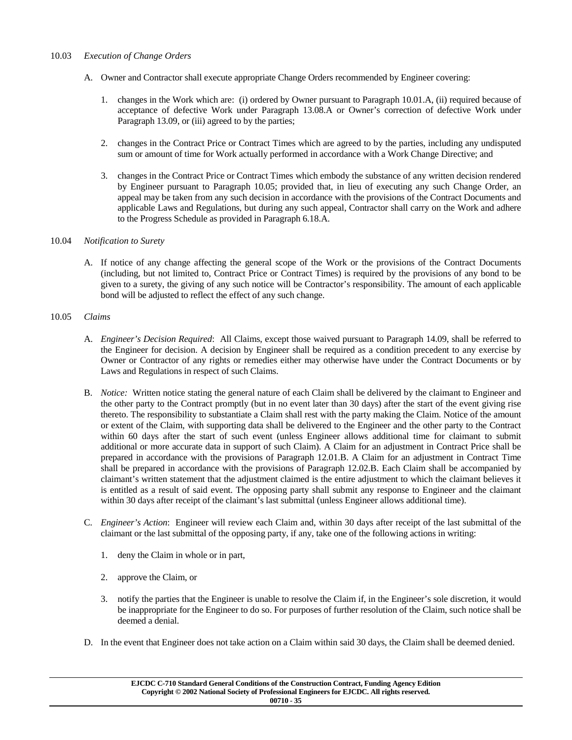10.03 *Execution of Change Orders*

A. Owner and Contractor shall execute appropriate Change Orders recommended by Engineer covering:

1. changes in the Work which are: (i) ordered by Owner pursuant to Paragraph 10.01.A, (ii) required because of acceptance of defective Work under Paragraph 13.08.A or Owner's correction of defective Work under Paragraph 13.09, or (iii) agreed to by the parties;

2. changes in the Contract Price or Contract Times which are agreed to by the parties, including any undisputed sum or amount of time for Work actually performed in accordance with a Work Change Directive; and

3. changes in the Contract Price or Contract Times which embody the substance of any written decision rendered by Engineer pursuant to Paragraph 10.05; provided that, in lieu of executing any such Change Order, an appeal may be taken from any such decision in accordance with the provisions of the Contract Documents and applicable Laws and Regulations, but during any such appeal, Contractor shall carry on the Work and adhere to the Progress Schedule as provided in Paragraph 6.18.A.

10.04 *Notification to Surety*

A. If notice of any change affecting the general scope of the Work or the provisions of the Contract Documents (including, but not limited to, Contract Price or Contract Times) is required by the provisions of any bond to be given to a surety, the giving of any such notice will be Contractor's responsibility. The amount of each applicable bond will be adjusted to reflect the effect of any such change.

10.05 *Claims*

A. *Engineer's Decision Required*: All Claims, except those waived pursuant to Paragraph 14.09, shall be referred to the Engineer for decision. A decision by Engineer shall be required as a condition precedent to any exercise by Owner or Contractor of any rights or remedies either may otherwise have under the Contract Documents or by Laws and Regulations in respect of such Claims.

B. *Notice:* Written notice stating the general nature of each Claim shall be delivered by the claimant to Engineer and the other party to the Contract promptly (but in no event later than 30 days) after the start of the event giving rise thereto. The responsibility to substantiate a Claim shall rest with the party making the Claim. Notice of the amount or extent of the Claim, with supporting data shall be delivered to the Engineer and the other party to the Contract within 60 days after the start of such event (unless Engineer allows additional time for claimant to submit additional or more accurate data in support of such Claim). A Claim for an adjustment in Contract Price shall be prepared in accordance with the provisions of Paragraph 12.01.B. A Claim for an adjustment in Contract Time shall be prepared in accordance with the provisions of Paragraph 12.02.B. Each Claim shall be accompanied by claimant's written statement that the adjustment claimed is the entire adjustment to which the claimant believes it is entitled as a result of said event. The opposing party shall submit any response to Engineer and the claimant within 30 days after receipt of the claimant's last submittal (unless Engineer allows additional time).

C. *Engineer's Action*: Engineer will review each Claim and, within 30 days after receipt of the last submittal of the claimant or the last submittal of the opposing party, if any, take one of the following actions in writing:

1. deny the Claim in whole or in part,

2. approve the Claim, or

3. notify the parties that the Engineer is unable to resolve the Claim if, in the Engineer's sole discretion, it would be inappropriate for the Engineer to do so. For purposes of further resolution of the Claim, such notice shall be deemed a denial.

D. In the event that Engineer does not take action on a Claim within said 30 days, the Claim shall be deemed denied.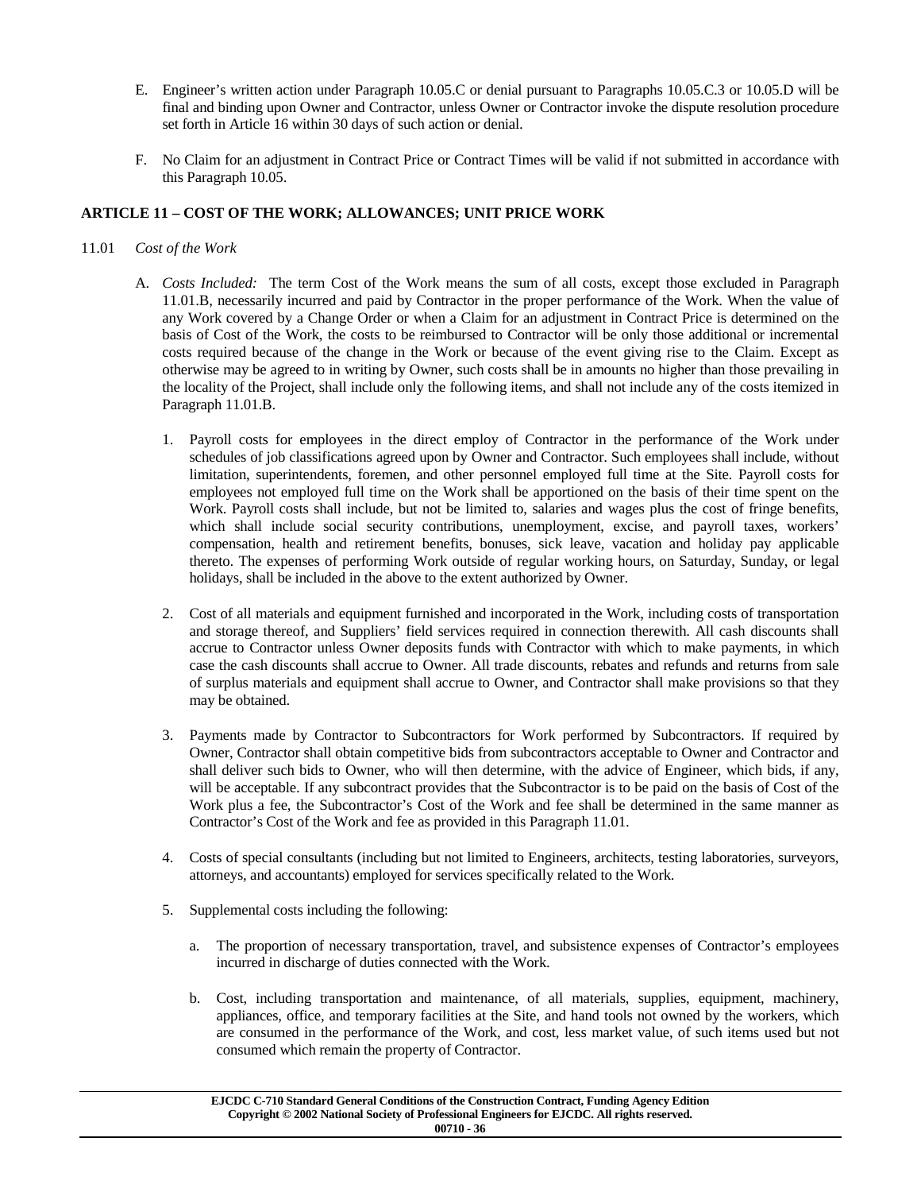E. Engineer's written action under Paragraph 10.05.C or denial pursuant to Paragraphs 10.05.C.3 or 10.05.D will be final and binding upon Owner and Contractor, unless Owner or Contractor invoke the dispute resolution procedure set forth in Article 16 within 30 days of such action or denial.

F. No Claim for an adjustment in Contract Price or Contract Times will be valid if not submitted in accordance with this Paragraph 10.05.

## ARTICLE 11 – COST OF THE WORK; ALLOWANCES; UNIT PRICE WORK

11.01 *Cost of the Work*

A. *Costs Included:* The term Cost of the Work means the sum of all costs, except those excluded in Paragraph 11.01.B, necessarily incurred and paid by Contractor in the proper performance of the Work. When the value of any Work covered by a Change Order or when a Claim for an adjustment in Contract Price is determined on the basis of Cost of the Work, the costs to be reimbursed to Contractor will be only those additional or incremental costs required because of the change in the Work or because of the event giving rise to the Claim. Except as otherwise may be agreed to in writing by Owner, such costs shall be in amounts no higher than those prevailing in the locality of the Project, shall include only the following items, and shall not include any of the costs itemized in Paragraph 11.01.B.

1. Payroll costs for employees in the direct employ of Contractor in the performance of the Work under schedules of job classifications agreed upon by Owner and Contractor. Such employees shall include, without limitation, superintendents, foremen, and other personnel employed full time at the Site. Payroll costs for employees not employed full time on the Work shall be apportioned on the basis of their time spent on the Work. Payroll costs shall include, but not be limited to, salaries and wages plus the cost of fringe benefits, which shall include social security contributions, unemployment, excise, and payroll taxes, workers' compensation, health and retirement benefits, bonuses, sick leave, vacation and holiday pay applicable thereto. The expenses of performing Work outside of regular working hours, on Saturday, Sunday, or legal holidays, shall be included in the above to the extent authorized by Owner.

2. Cost of all materials and equipment furnished and incorporated in the Work, including costs of transportation and storage thereof, and Suppliers' field services required in connection therewith. All cash discounts shall accrue to Contractor unless Owner deposits funds with Contractor with which to make payments, in which case the cash discounts shall accrue to Owner. All trade discounts, rebates and refunds and returns from sale of surplus materials and equipment shall accrue to Owner, and Contractor shall make provisions so that they may be obtained.

3. Payments made by Contractor to Subcontractors for Work performed by Subcontractors. If required by Owner, Contractor shall obtain competitive bids from subcontractors acceptable to Owner and Contractor and shall deliver such bids to Owner, who will then determine, with the advice of Engineer, which bids, if any, will be acceptable. If any subcontract provides that the Subcontractor is to be paid on the basis of Cost of the Work plus a fee, the Subcontractor's Cost of the Work and fee shall be determined in the same manner as Contractor's Cost of the Work and fee as provided in this Paragraph 11.01.

4. Costs of special consultants (including but not limited to Engineers, architects, testing laboratories, surveyors, attorneys, and accountants) employed for services specifically related to the Work.

5. Supplemental costs including the following:

   a. The proportion of necessary transportation, travel, and subsistence expenses of Contractor's employees incurred in discharge of duties connected with the Work.

   b. Cost, including transportation and maintenance, of all materials, supplies, equipment, machinery, appliances, office, and temporary facilities at the Site, and hand tools not owned by the workers, which are consumed in the performance of the Work, and cost, less market value, of such items used but not consumed which remain the property of Contractor.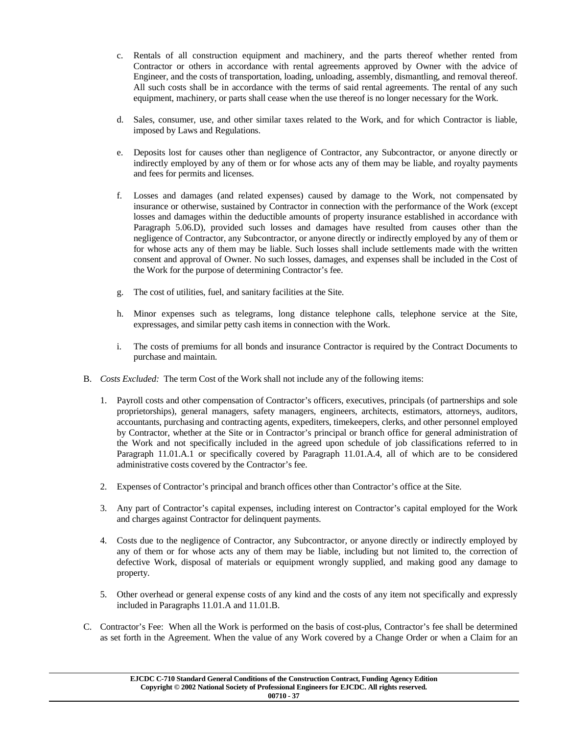c. Rentals of all construction equipment and machinery, and the parts thereof whether rented from Contractor or others in accordance with rental agreements approved by Owner with the advice of Engineer, and the costs of transportation, loading, unloading, assembly, dismantling, and removal thereof. All such costs shall be in accordance with the terms of said rental agreements. The rental of any such equipment, machinery, or parts shall cease when the use thereof is no longer necessary for the Work.

d. Sales, consumer, use, and other similar taxes related to the Work, and for which Contractor is liable, imposed by Laws and Regulations.

e. Deposits lost for causes other than negligence of Contractor, any Subcontractor, or anyone directly or indirectly employed by any of them or for whose acts any of them may be liable, and royalty payments and fees for permits and licenses.

f. Losses and damages (and related expenses) caused by damage to the Work, not compensated by insurance or otherwise, sustained by Contractor in connection with the performance of the Work (except losses and damages within the deductible amounts of property insurance established in accordance with Paragraph 5.06.D), provided such losses and damages have resulted from causes other than the negligence of Contractor, any Subcontractor, or anyone directly or indirectly employed by any of them or for whose acts any of them may be liable. Such losses shall include settlements made with the written consent and approval of Owner. No such losses, damages, and expenses shall be included in the Cost of the Work for the purpose of determining Contractor's fee.

g. The cost of utilities, fuel, and sanitary facilities at the Site.

h. Minor expenses such as telegrams, long distance telephone calls, telephone service at the Site, expressages, and similar petty cash items in connection with the Work.

i. The costs of premiums for all bonds and insurance Contractor is required by the Contract Documents to purchase and maintain.

B. *Costs Excluded:* The term Cost of the Work shall not include any of the following items:

1. Payroll costs and other compensation of Contractor's officers, executives, principals (of partnerships and sole proprietorships), general managers, safety managers, engineers, architects, estimators, attorneys, auditors, accountants, purchasing and contracting agents, expediters, timekeepers, clerks, and other personnel employed by Contractor, whether at the Site or in Contractor's principal or branch office for general administration of the Work and not specifically included in the agreed upon schedule of job classifications referred to in Paragraph 11.01.A.1 or specifically covered by Paragraph 11.01.A.4, all of which are to be considered administrative costs covered by the Contractor's fee.

2. Expenses of Contractor's principal and branch offices other than Contractor's office at the Site.

3. Any part of Contractor's capital expenses, including interest on Contractor's capital employed for the Work and charges against Contractor for delinquent payments.

4. Costs due to the negligence of Contractor, any Subcontractor, or anyone directly or indirectly employed by any of them or for whose acts any of them may be liable, including but not limited to, the correction of defective Work, disposal of materials or equipment wrongly supplied, and making good any damage to property.

5. Other overhead or general expense costs of any kind and the costs of any item not specifically and expressly included in Paragraphs 11.01.A and 11.01.B.

C. Contractor's Fee: When all the Work is performed on the basis of cost-plus, Contractor's fee shall be determined as set forth in the Agreement. When the value of any Work covered by a Change Order or when a Claim for an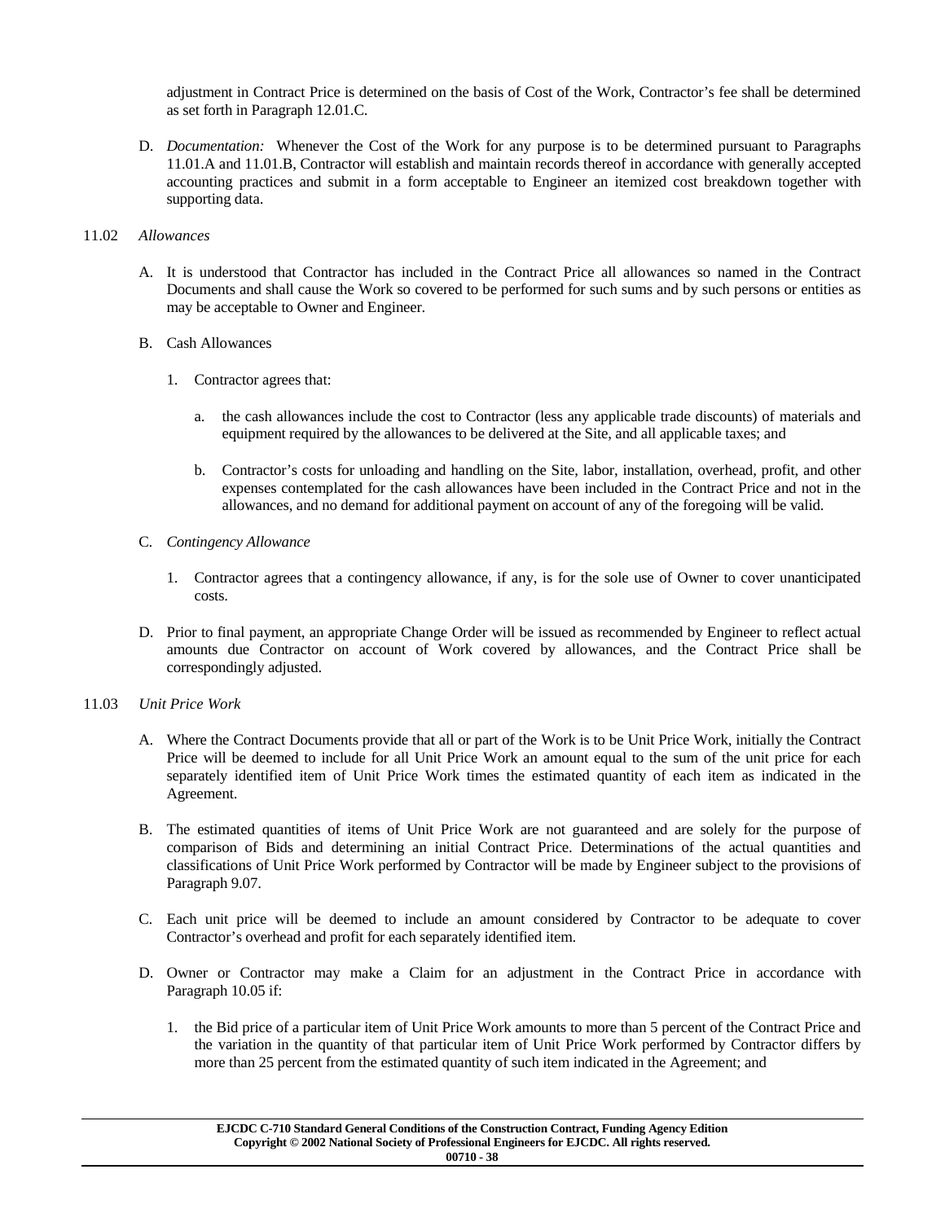adjustment in Contract Price is determined on the basis of Cost of the Work, Contractor's fee shall be determined as set forth in Paragraph 12.01.C.

D. *Documentation:* Whenever the Cost of the Work for any purpose is to be determined pursuant to Paragraphs 11.01.A and 11.01.B, Contractor will establish and maintain records thereof in accordance with generally accepted accounting practices and submit in a form acceptable to Engineer an itemized cost breakdown together with supporting data.

11.02 *Allowances*

A. It is understood that Contractor has included in the Contract Price all allowances so named in the Contract Documents and shall cause the Work so covered to be performed for such sums and by such persons or entities as may be acceptable to Owner and Engineer.

B. Cash Allowances

1. Contractor agrees that:

a. the cash allowances include the cost to Contractor (less any applicable trade discounts) of materials and equipment required by the allowances to be delivered at the Site, and all applicable taxes; and

b. Contractor's costs for unloading and handling on the Site, labor, installation, overhead, profit, and other expenses contemplated for the cash allowances have been included in the Contract Price and not in the allowances, and no demand for additional payment on account of any of the foregoing will be valid.

C. *Contingency Allowance*

1. Contractor agrees that a contingency allowance, if any, is for the sole use of Owner to cover unanticipated costs.

D. Prior to final payment, an appropriate Change Order will be issued as recommended by Engineer to reflect actual amounts due Contractor on account of Work covered by allowances, and the Contract Price shall be correspondingly adjusted.

11.03 *Unit Price Work*

A. Where the Contract Documents provide that all or part of the Work is to be Unit Price Work, initially the Contract Price will be deemed to include for all Unit Price Work an amount equal to the sum of the unit price for each separately identified item of Unit Price Work times the estimated quantity of each item as indicated in the Agreement.

B. The estimated quantities of items of Unit Price Work are not guaranteed and are solely for the purpose of comparison of Bids and determining an initial Contract Price. Determinations of the actual quantities and classifications of Unit Price Work performed by Contractor will be made by Engineer subject to the provisions of Paragraph 9.07.

C. Each unit price will be deemed to include an amount considered by Contractor to be adequate to cover Contractor's overhead and profit for each separately identified item.

D. Owner or Contractor may make a Claim for an adjustment in the Contract Price in accordance with Paragraph 10.05 if:

1. the Bid price of a particular item of Unit Price Work amounts to more than 5 percent of the Contract Price and the variation in the quantity of that particular item of Unit Price Work performed by Contractor differs by more than 25 percent from the estimated quantity of such item indicated in the Agreement; and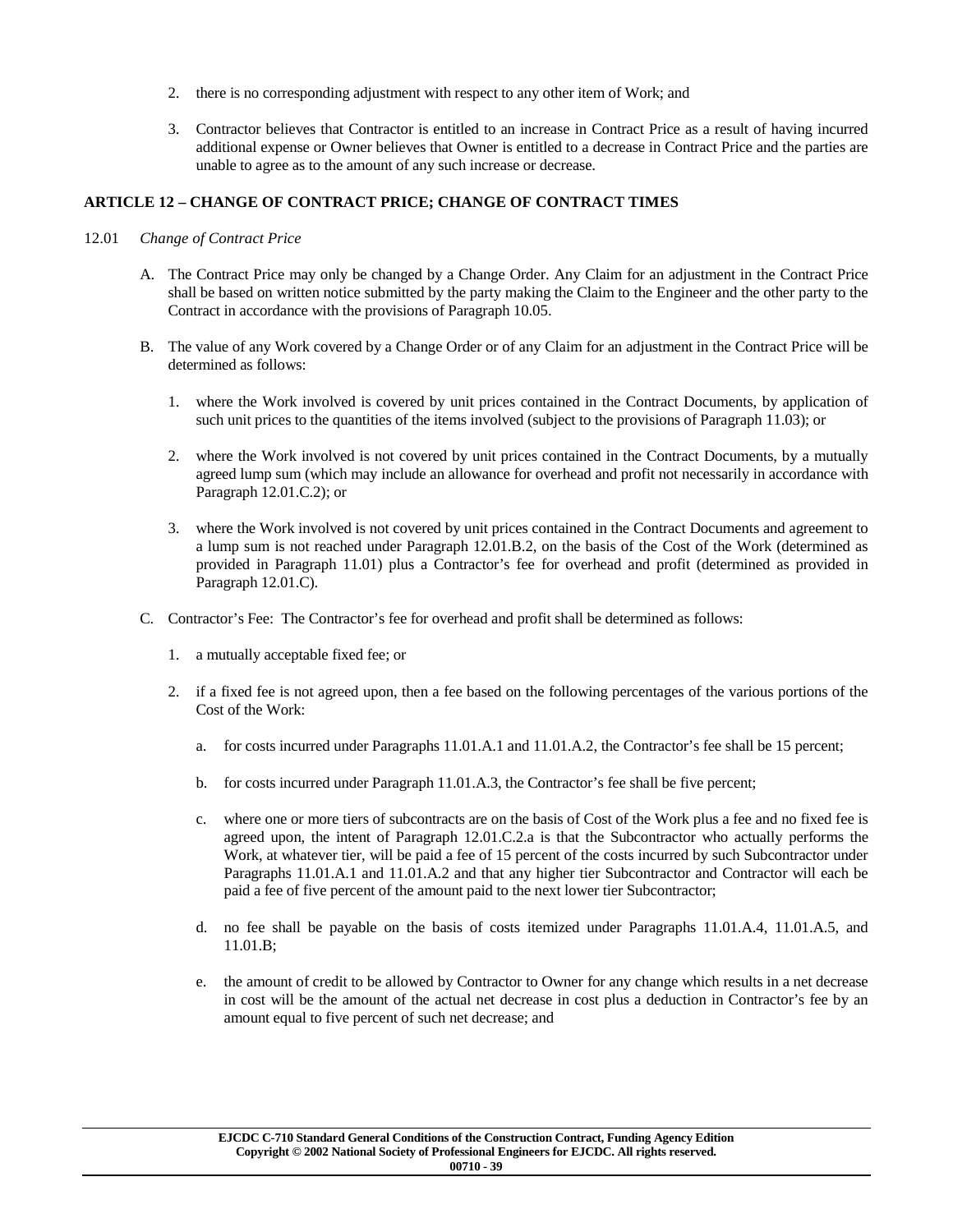2. there is no corresponding adjustment with respect to any other item of Work; and

3. Contractor believes that Contractor is entitled to an increase in Contract Price as a result of having incurred additional expense or Owner believes that Owner is entitled to a decrease in Contract Price and the parties are unable to agree as to the amount of any such increase or decrease.

## ARTICLE 12 – CHANGE OF CONTRACT PRICE; CHANGE OF CONTRACT TIMES

12.01 *Change of Contract Price*

A. The Contract Price may only be changed by a Change Order. Any Claim for an adjustment in the Contract Price shall be based on written notice submitted by the party making the Claim to the Engineer and the other party to the Contract in accordance with the provisions of Paragraph 10.05.

B. The value of any Work covered by a Change Order or of any Claim for an adjustment in the Contract Price will be determined as follows:

1. where the Work involved is covered by unit prices contained in the Contract Documents, by application of such unit prices to the quantities of the items involved (subject to the provisions of Paragraph 11.03); or

2. where the Work involved is not covered by unit prices contained in the Contract Documents, by a mutually agreed lump sum (which may include an allowance for overhead and profit not necessarily in accordance with Paragraph 12.01.C.2); or

3. where the Work involved is not covered by unit prices contained in the Contract Documents and agreement to a lump sum is not reached under Paragraph 12.01.B.2, on the basis of the Cost of the Work (determined as provided in Paragraph 11.01) plus a Contractor's fee for overhead and profit (determined as provided in Paragraph 12.01.C).

C. Contractor's Fee: The Contractor's fee for overhead and profit shall be determined as follows:

1. a mutually acceptable fixed fee; or

2. if a fixed fee is not agreed upon, then a fee based on the following percentages of the various portions of the Cost of the Work:

   a. for costs incurred under Paragraphs 11.01.A.1 and 11.01.A.2, the Contractor's fee shall be 15 percent;

   b. for costs incurred under Paragraph 11.01.A.3, the Contractor's fee shall be five percent;

   c. where one or more tiers of subcontracts are on the basis of Cost of the Work plus a fee and no fixed fee is agreed upon, the intent of Paragraph 12.01.C.2.a is that the Subcontractor who actually performs the Work, at whatever tier, will be paid a fee of 15 percent of the costs incurred by such Subcontractor under Paragraphs 11.01.A.1 and 11.01.A.2 and that any higher tier Subcontractor and Contractor will each be paid a fee of five percent of the amount paid to the next lower tier Subcontractor;

   d. no fee shall be payable on the basis of costs itemized under Paragraphs 11.01.A.4, 11.01.A.5, and 11.01.B;

   e. the amount of credit to be allowed by Contractor to Owner for any change which results in a net decrease in cost will be the amount of the actual net decrease in cost plus a deduction in Contractor's fee by an amount equal to five percent of such net decrease; and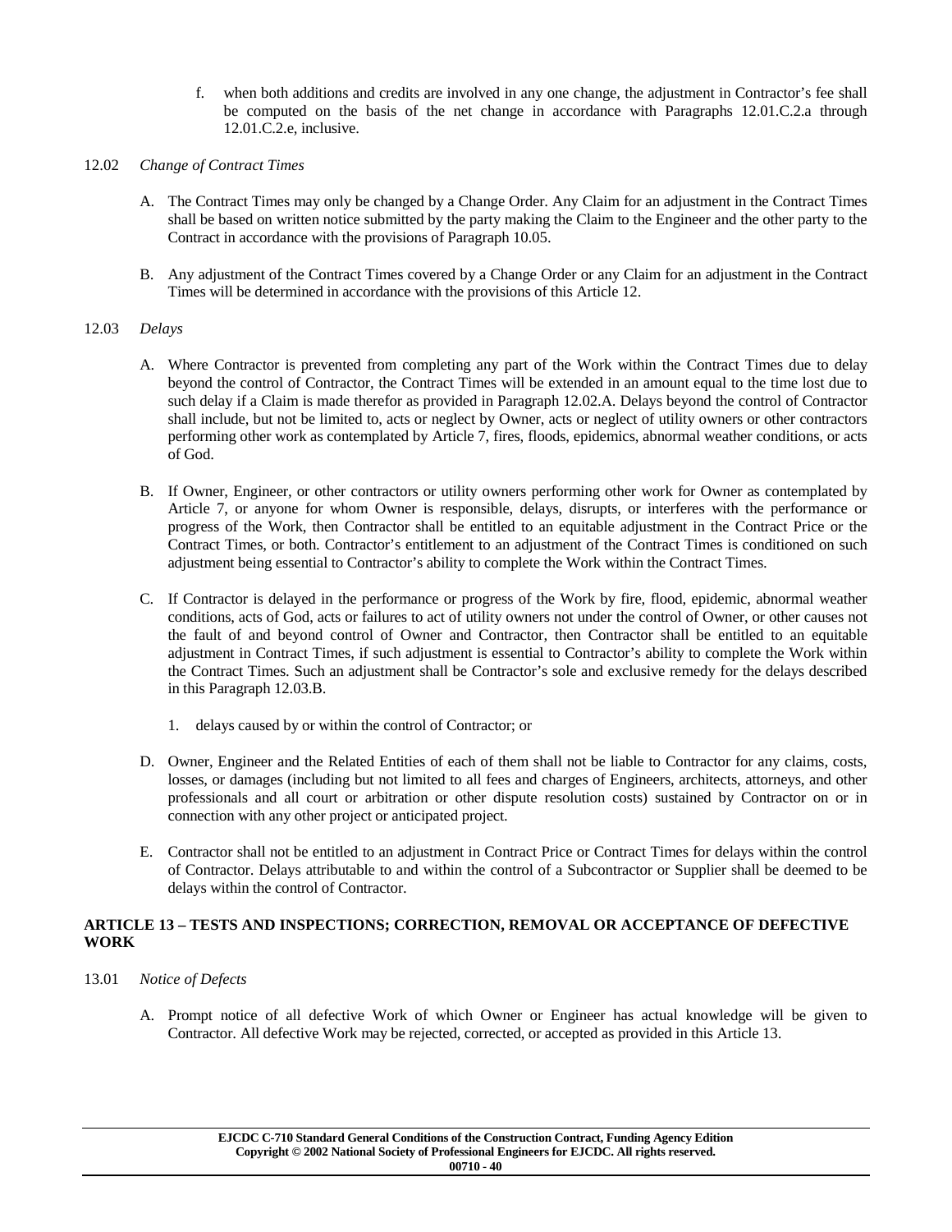f. when both additions and credits are involved in any one change, the adjustment in Contractor's fee shall be computed on the basis of the net change in accordance with Paragraphs 12.01.C.2.a through 12.01.C.2.e, inclusive.

12.02 *Change of Contract Times*

A. The Contract Times may only be changed by a Change Order. Any Claim for an adjustment in the Contract Times shall be based on written notice submitted by the party making the Claim to the Engineer and the other party to the Contract in accordance with the provisions of Paragraph 10.05.

B. Any adjustment of the Contract Times covered by a Change Order or any Claim for an adjustment in the Contract Times will be determined in accordance with the provisions of this Article 12.

12.03 *Delays*

A. Where Contractor is prevented from completing any part of the Work within the Contract Times due to delay beyond the control of Contractor, the Contract Times will be extended in an amount equal to the time lost due to such delay if a Claim is made therefor as provided in Paragraph 12.02.A. Delays beyond the control of Contractor shall include, but not be limited to, acts or neglect by Owner, acts or neglect of utility owners or other contractors performing other work as contemplated by Article 7, fires, floods, epidemics, abnormal weather conditions, or acts of God.

B. If Owner, Engineer, or other contractors or utility owners performing other work for Owner as contemplated by Article 7, or anyone for whom Owner is responsible, delays, disrupts, or interferes with the performance or progress of the Work, then Contractor shall be entitled to an equitable adjustment in the Contract Price or the Contract Times, or both. Contractor's entitlement to an adjustment of the Contract Times is conditioned on such adjustment being essential to Contractor's ability to complete the Work within the Contract Times.

C. If Contractor is delayed in the performance or progress of the Work by fire, flood, epidemic, abnormal weather conditions, acts of God, acts or failures to act of utility owners not under the control of Owner, or other causes not the fault of and beyond control of Owner and Contractor, then Contractor shall be entitled to an equitable adjustment in Contract Times, if such adjustment is essential to Contractor's ability to complete the Work within the Contract Times. Such an adjustment shall be Contractor's sole and exclusive remedy for the delays described in this Paragraph 12.03.B.

1. delays caused by or within the control of Contractor; or

D. Owner, Engineer and the Related Entities of each of them shall not be liable to Contractor for any claims, costs, losses, or damages (including but not limited to all fees and charges of Engineers, architects, attorneys, and other professionals and all court or arbitration or other dispute resolution costs) sustained by Contractor on or in connection with any other project or anticipated project.

E. Contractor shall not be entitled to an adjustment in Contract Price or Contract Times for delays within the control of Contractor. Delays attributable to and within the control of a Subcontractor or Supplier shall be deemed to be delays within the control of Contractor.

## ARTICLE 13 – TESTS AND INSPECTIONS; CORRECTION, REMOVAL OR ACCEPTANCE OF DEFECTIVE WORK

13.01 *Notice of Defects*

A. Prompt notice of all defective Work of which Owner or Engineer has actual knowledge will be given to Contractor. All defective Work may be rejected, corrected, or accepted as provided in this Article 13.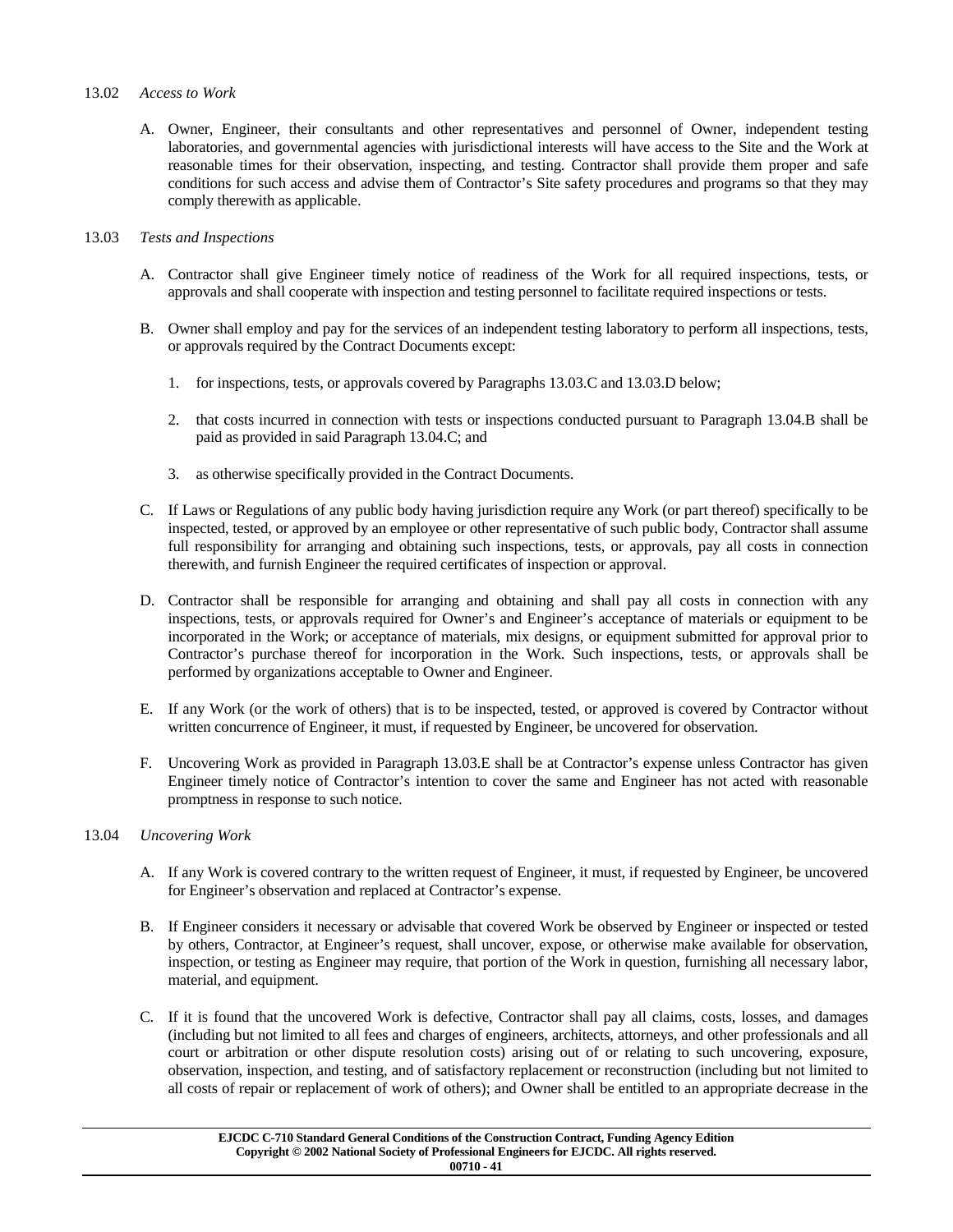13.02 *Access to Work*

A. Owner, Engineer, their consultants and other representatives and personnel of Owner, independent testing laboratories, and governmental agencies with jurisdictional interests will have access to the Site and the Work at reasonable times for their observation, inspecting, and testing. Contractor shall provide them proper and safe conditions for such access and advise them of Contractor's Site safety procedures and programs so that they may comply therewith as applicable.

13.03 *Tests and Inspections*

A. Contractor shall give Engineer timely notice of readiness of the Work for all required inspections, tests, or approvals and shall cooperate with inspection and testing personnel to facilitate required inspections or tests.

B. Owner shall employ and pay for the services of an independent testing laboratory to perform all inspections, tests, or approvals required by the Contract Documents except:

1. for inspections, tests, or approvals covered by Paragraphs 13.03.C and 13.03.D below;

2. that costs incurred in connection with tests or inspections conducted pursuant to Paragraph 13.04.B shall be paid as provided in said Paragraph 13.04.C; and

3. as otherwise specifically provided in the Contract Documents.

C. If Laws or Regulations of any public body having jurisdiction require any Work (or part thereof) specifically to be inspected, tested, or approved by an employee or other representative of such public body, Contractor shall assume full responsibility for arranging and obtaining such inspections, tests, or approvals, pay all costs in connection therewith, and furnish Engineer the required certificates of inspection or approval.

D. Contractor shall be responsible for arranging and obtaining and shall pay all costs in connection with any inspections, tests, or approvals required for Owner's and Engineer's acceptance of materials or equipment to be incorporated in the Work; or acceptance of materials, mix designs, or equipment submitted for approval prior to Contractor's purchase thereof for incorporation in the Work. Such inspections, tests, or approvals shall be performed by organizations acceptable to Owner and Engineer.

E. If any Work (or the work of others) that is to be inspected, tested, or approved is covered by Contractor without written concurrence of Engineer, it must, if requested by Engineer, be uncovered for observation.

F. Uncovering Work as provided in Paragraph 13.03.E shall be at Contractor's expense unless Contractor has given Engineer timely notice of Contractor's intention to cover the same and Engineer has not acted with reasonable promptness in response to such notice.

13.04 *Uncovering Work*

A. If any Work is covered contrary to the written request of Engineer, it must, if requested by Engineer, be uncovered for Engineer's observation and replaced at Contractor's expense.

B. If Engineer considers it necessary or advisable that covered Work be observed by Engineer or inspected or tested by others, Contractor, at Engineer's request, shall uncover, expose, or otherwise make available for observation, inspection, or testing as Engineer may require, that portion of the Work in question, furnishing all necessary labor, material, and equipment.

C. If it is found that the uncovered Work is defective, Contractor shall pay all claims, costs, losses, and damages (including but not limited to all fees and charges of engineers, architects, attorneys, and other professionals and all court or arbitration or other dispute resolution costs) arising out of or relating to such uncovering, exposure, observation, inspection, and testing, and of satisfactory replacement or reconstruction (including but not limited to all costs of repair or replacement of work of others); and Owner shall be entitled to an appropriate decrease in the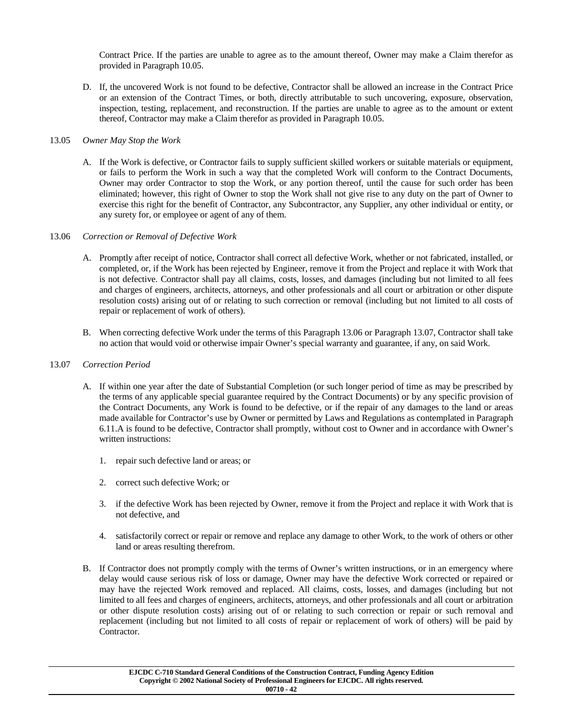Contract Price. If the parties are unable to agree as to the amount thereof, Owner may make a Claim therefor as provided in Paragraph 10.05.

D. If, the uncovered Work is not found to be defective, Contractor shall be allowed an increase in the Contract Price or an extension of the Contract Times, or both, directly attributable to such uncovering, exposure, observation, inspection, testing, replacement, and reconstruction. If the parties are unable to agree as to the amount or extent thereof, Contractor may make a Claim therefor as provided in Paragraph 10.05.

13.05 *Owner May Stop the Work*

A. If the Work is defective, or Contractor fails to supply sufficient skilled workers or suitable materials or equipment, or fails to perform the Work in such a way that the completed Work will conform to the Contract Documents, Owner may order Contractor to stop the Work, or any portion thereof, until the cause for such order has been eliminated; however, this right of Owner to stop the Work shall not give rise to any duty on the part of Owner to exercise this right for the benefit of Contractor, any Subcontractor, any Supplier, any other individual or entity, or any surety for, or employee or agent of any of them.

13.06 *Correction or Removal of Defective Work*

A. Promptly after receipt of notice, Contractor shall correct all defective Work, whether or not fabricated, installed, or completed, or, if the Work has been rejected by Engineer, remove it from the Project and replace it with Work that is not defective. Contractor shall pay all claims, costs, losses, and damages (including but not limited to all fees and charges of engineers, architects, attorneys, and other professionals and all court or arbitration or other dispute resolution costs) arising out of or relating to such correction or removal (including but not limited to all costs of repair or replacement of work of others).

B. When correcting defective Work under the terms of this Paragraph 13.06 or Paragraph 13.07, Contractor shall take no action that would void or otherwise impair Owner's special warranty and guarantee, if any, on said Work.

13.07 *Correction Period*

A. If within one year after the date of Substantial Completion (or such longer period of time as may be prescribed by the terms of any applicable special guarantee required by the Contract Documents) or by any specific provision of the Contract Documents, any Work is found to be defective, or if the repair of any damages to the land or areas made available for Contractor's use by Owner or permitted by Laws and Regulations as contemplated in Paragraph 6.11.A is found to be defective, Contractor shall promptly, without cost to Owner and in accordance with Owner's written instructions:

1. repair such defective land or areas; or

2. correct such defective Work; or

3. if the defective Work has been rejected by Owner, remove it from the Project and replace it with Work that is not defective, and

4. satisfactorily correct or repair or remove and replace any damage to other Work, to the work of others or other land or areas resulting therefrom.

B. If Contractor does not promptly comply with the terms of Owner's written instructions, or in an emergency where delay would cause serious risk of loss or damage, Owner may have the defective Work corrected or repaired or may have the rejected Work removed and replaced. All claims, costs, losses, and damages (including but not limited to all fees and charges of engineers, architects, attorneys, and other professionals and all court or arbitration or other dispute resolution costs) arising out of or relating to such correction or repair or such removal and replacement (including but not limited to all costs of repair or replacement of work of others) will be paid by Contractor.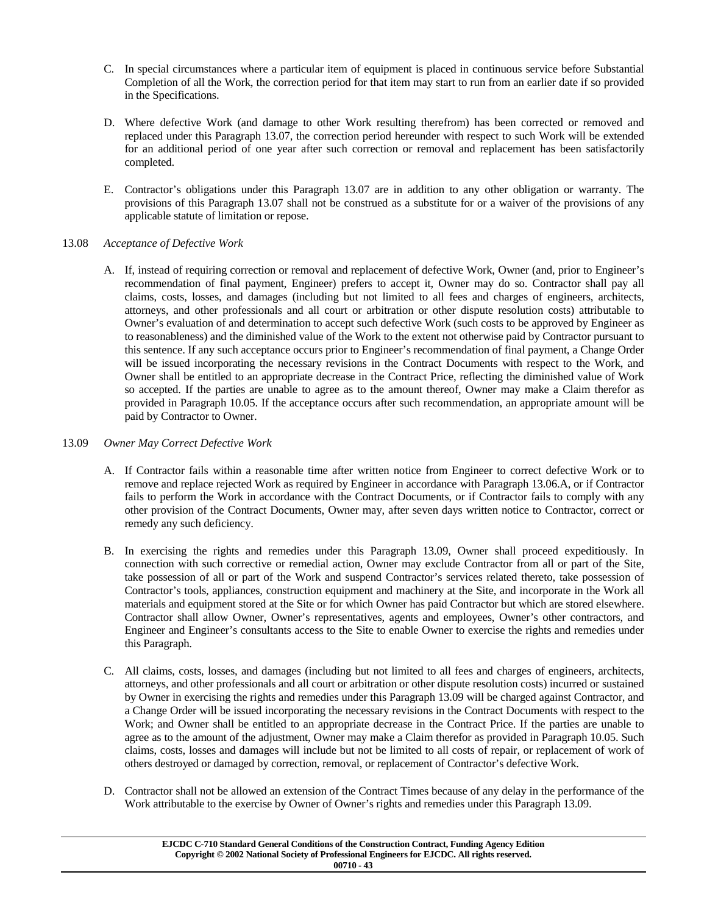C. In special circumstances where a particular item of equipment is placed in continuous service before Substantial Completion of all the Work, the correction period for that item may start to run from an earlier date if so provided in the Specifications.

D. Where defective Work (and damage to other Work resulting therefrom) has been corrected or removed and replaced under this Paragraph 13.07, the correction period hereunder with respect to such Work will be extended for an additional period of one year after such correction or removal and replacement has been satisfactorily completed.

E. Contractor's obligations under this Paragraph 13.07 are in addition to any other obligation or warranty. The provisions of this Paragraph 13.07 shall not be construed as a substitute for or a waiver of the provisions of any applicable statute of limitation or repose.

13.08 *Acceptance of Defective Work*

A. If, instead of requiring correction or removal and replacement of defective Work, Owner (and, prior to Engineer's recommendation of final payment, Engineer) prefers to accept it, Owner may do so. Contractor shall pay all claims, costs, losses, and damages (including but not limited to all fees and charges of engineers, architects, attorneys, and other professionals and all court or arbitration or other dispute resolution costs) attributable to Owner's evaluation of and determination to accept such defective Work (such costs to be approved by Engineer as to reasonableness) and the diminished value of the Work to the extent not otherwise paid by Contractor pursuant to this sentence. If any such acceptance occurs prior to Engineer's recommendation of final payment, a Change Order will be issued incorporating the necessary revisions in the Contract Documents with respect to the Work, and Owner shall be entitled to an appropriate decrease in the Contract Price, reflecting the diminished value of Work so accepted. If the parties are unable to agree as to the amount thereof, Owner may make a Claim therefor as provided in Paragraph 10.05. If the acceptance occurs after such recommendation, an appropriate amount will be paid by Contractor to Owner.

13.09 *Owner May Correct Defective Work*

A. If Contractor fails within a reasonable time after written notice from Engineer to correct defective Work or to remove and replace rejected Work as required by Engineer in accordance with Paragraph 13.06.A, or if Contractor fails to perform the Work in accordance with the Contract Documents, or if Contractor fails to comply with any other provision of the Contract Documents, Owner may, after seven days written notice to Contractor, correct or remedy any such deficiency.

B. In exercising the rights and remedies under this Paragraph 13.09, Owner shall proceed expeditiously. In connection with such corrective or remedial action, Owner may exclude Contractor from all or part of the Site, take possession of all or part of the Work and suspend Contractor's services related thereto, take possession of Contractor's tools, appliances, construction equipment and machinery at the Site, and incorporate in the Work all materials and equipment stored at the Site or for which Owner has paid Contractor but which are stored elsewhere. Contractor shall allow Owner, Owner's representatives, agents and employees, Owner's other contractors, and Engineer and Engineer's consultants access to the Site to enable Owner to exercise the rights and remedies under this Paragraph.

C. All claims, costs, losses, and damages (including but not limited to all fees and charges of engineers, architects, attorneys, and other professionals and all court or arbitration or other dispute resolution costs) incurred or sustained by Owner in exercising the rights and remedies under this Paragraph 13.09 will be charged against Contractor, and a Change Order will be issued incorporating the necessary revisions in the Contract Documents with respect to the Work; and Owner shall be entitled to an appropriate decrease in the Contract Price. If the parties are unable to agree as to the amount of the adjustment, Owner may make a Claim therefor as provided in Paragraph 10.05. Such claims, costs, losses and damages will include but not be limited to all costs of repair, or replacement of work of others destroyed or damaged by correction, removal, or replacement of Contractor's defective Work.

D. Contractor shall not be allowed an extension of the Contract Times because of any delay in the performance of the Work attributable to the exercise by Owner of Owner's rights and remedies under this Paragraph 13.09.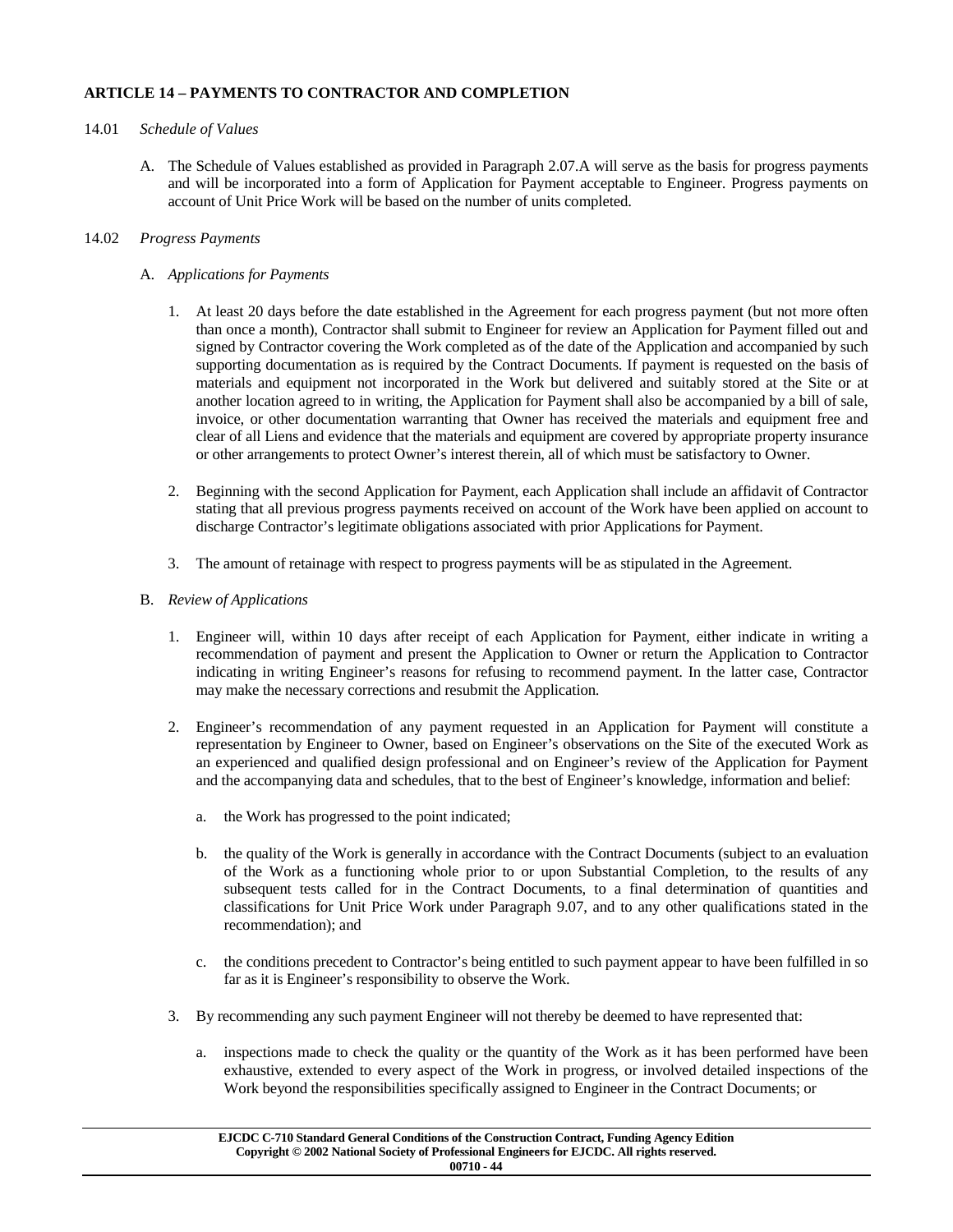## ARTICLE 14 – PAYMENTS TO CONTRACTOR AND COMPLETION

14.01 *Schedule of Values*

A. The Schedule of Values established as provided in Paragraph 2.07.A will serve as the basis for progress payments and will be incorporated into a form of Application for Payment acceptable to Engineer. Progress payments on account of Unit Price Work will be based on the number of units completed.

14.02 *Progress Payments*

A. *Applications for Payments*

1. At least 20 days before the date established in the Agreement for each progress payment (but not more often than once a month), Contractor shall submit to Engineer for review an Application for Payment filled out and signed by Contractor covering the Work completed as of the date of the Application and accompanied by such supporting documentation as is required by the Contract Documents. If payment is requested on the basis of materials and equipment not incorporated in the Work but delivered and suitably stored at the Site or at another location agreed to in writing, the Application for Payment shall also be accompanied by a bill of sale, invoice, or other documentation warranting that Owner has received the materials and equipment free and clear of all Liens and evidence that the materials and equipment are covered by appropriate property insurance or other arrangements to protect Owner's interest therein, all of which must be satisfactory to Owner.

2. Beginning with the second Application for Payment, each Application shall include an affidavit of Contractor stating that all previous progress payments received on account of the Work have been applied on account to discharge Contractor's legitimate obligations associated with prior Applications for Payment.

3. The amount of retainage with respect to progress payments will be as stipulated in the Agreement.

B. *Review of Applications*

1. Engineer will, within 10 days after receipt of each Application for Payment, either indicate in writing a recommendation of payment and present the Application to Owner or return the Application to Contractor indicating in writing Engineer's reasons for refusing to recommend payment. In the latter case, Contractor may make the necessary corrections and resubmit the Application.

2. Engineer's recommendation of any payment requested in an Application for Payment will constitute a representation by Engineer to Owner, based on Engineer's observations on the Site of the executed Work as an experienced and qualified design professional and on Engineer's review of the Application for Payment and the accompanying data and schedules, that to the best of Engineer's knowledge, information and belief:

   a. the Work has progressed to the point indicated;

   b. the quality of the Work is generally in accordance with the Contract Documents (subject to an evaluation of the Work as a functioning whole prior to or upon Substantial Completion, to the results of any subsequent tests called for in the Contract Documents, to a final determination of quantities and classifications for Unit Price Work under Paragraph 9.07, and to any other qualifications stated in the recommendation); and

   c. the conditions precedent to Contractor's being entitled to such payment appear to have been fulfilled in so far as it is Engineer's responsibility to observe the Work.

3. By recommending any such payment Engineer will not thereby be deemed to have represented that:

   a. inspections made to check the quality or the quantity of the Work as it has been performed have been exhaustive, extended to every aspect of the Work in progress, or involved detailed inspections of the Work beyond the responsibilities specifically assigned to Engineer in the Contract Documents; or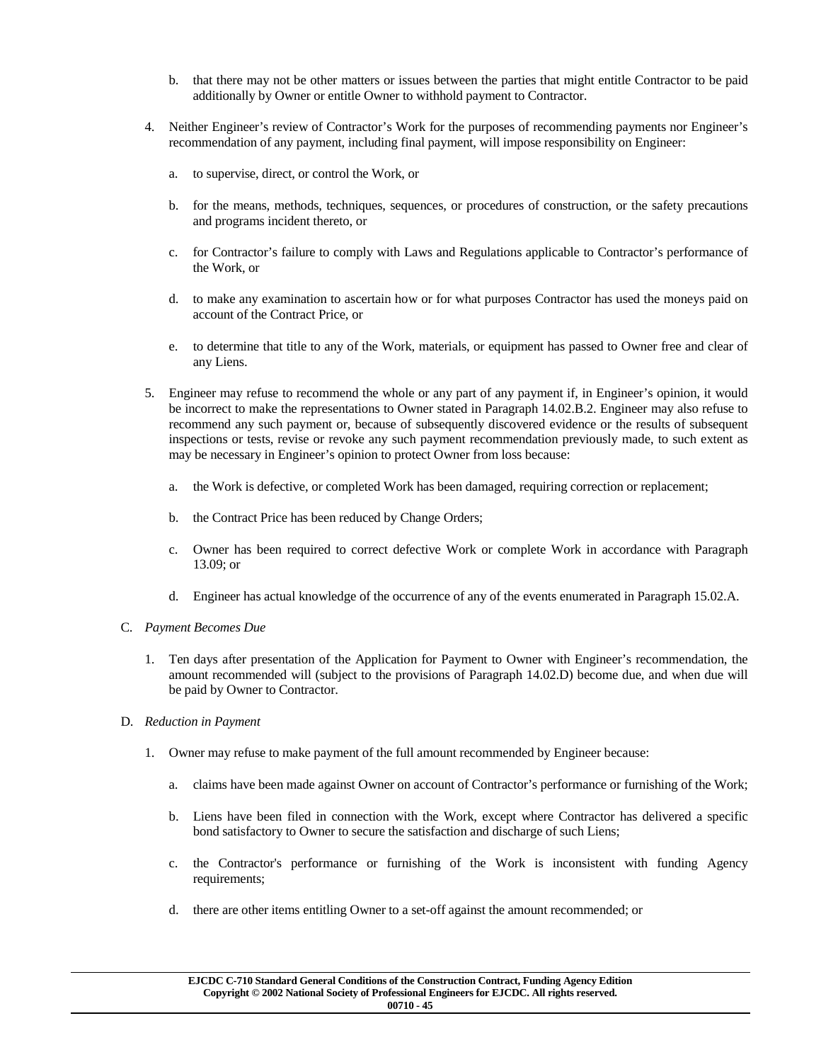b. that there may not be other matters or issues between the parties that might entitle Contractor to be paid additionally by Owner or entitle Owner to withhold payment to Contractor.

4. Neither Engineer's review of Contractor's Work for the purposes of recommending payments nor Engineer's recommendation of any payment, including final payment, will impose responsibility on Engineer:

   a. to supervise, direct, or control the Work, or

   b. for the means, methods, techniques, sequences, or procedures of construction, or the safety precautions and programs incident thereto, or

   c. for Contractor's failure to comply with Laws and Regulations applicable to Contractor's performance of the Work, or

   d. to make any examination to ascertain how or for what purposes Contractor has used the moneys paid on account of the Contract Price, or

   e. to determine that title to any of the Work, materials, or equipment has passed to Owner free and clear of any Liens.

5. Engineer may refuse to recommend the whole or any part of any payment if, in Engineer's opinion, it would be incorrect to make the representations to Owner stated in Paragraph 14.02.B.2. Engineer may also refuse to recommend any such payment or, because of subsequently discovered evidence or the results of subsequent inspections or tests, revise or revoke any such payment recommendation previously made, to such extent as may be necessary in Engineer's opinion to protect Owner from loss because:

   a. the Work is defective, or completed Work has been damaged, requiring correction or replacement;

   b. the Contract Price has been reduced by Change Orders;

   c. Owner has been required to correct defective Work or complete Work in accordance with Paragraph 13.09; or

   d. Engineer has actual knowledge of the occurrence of any of the events enumerated in Paragraph 15.02.A.

C. *Payment Becomes Due*

1. Ten days after presentation of the Application for Payment to Owner with Engineer's recommendation, the amount recommended will (subject to the provisions of Paragraph 14.02.D) become due, and when due will be paid by Owner to Contractor.

D. *Reduction in Payment*

1. Owner may refuse to make payment of the full amount recommended by Engineer because:

   a. claims have been made against Owner on account of Contractor's performance or furnishing of the Work;

   b. Liens have been filed in connection with the Work, except where Contractor has delivered a specific bond satisfactory to Owner to secure the satisfaction and discharge of such Liens;

   c. the Contractor's performance or furnishing of the Work is inconsistent with funding Agency requirements;

   d. there are other items entitling Owner to a set-off against the amount recommended; or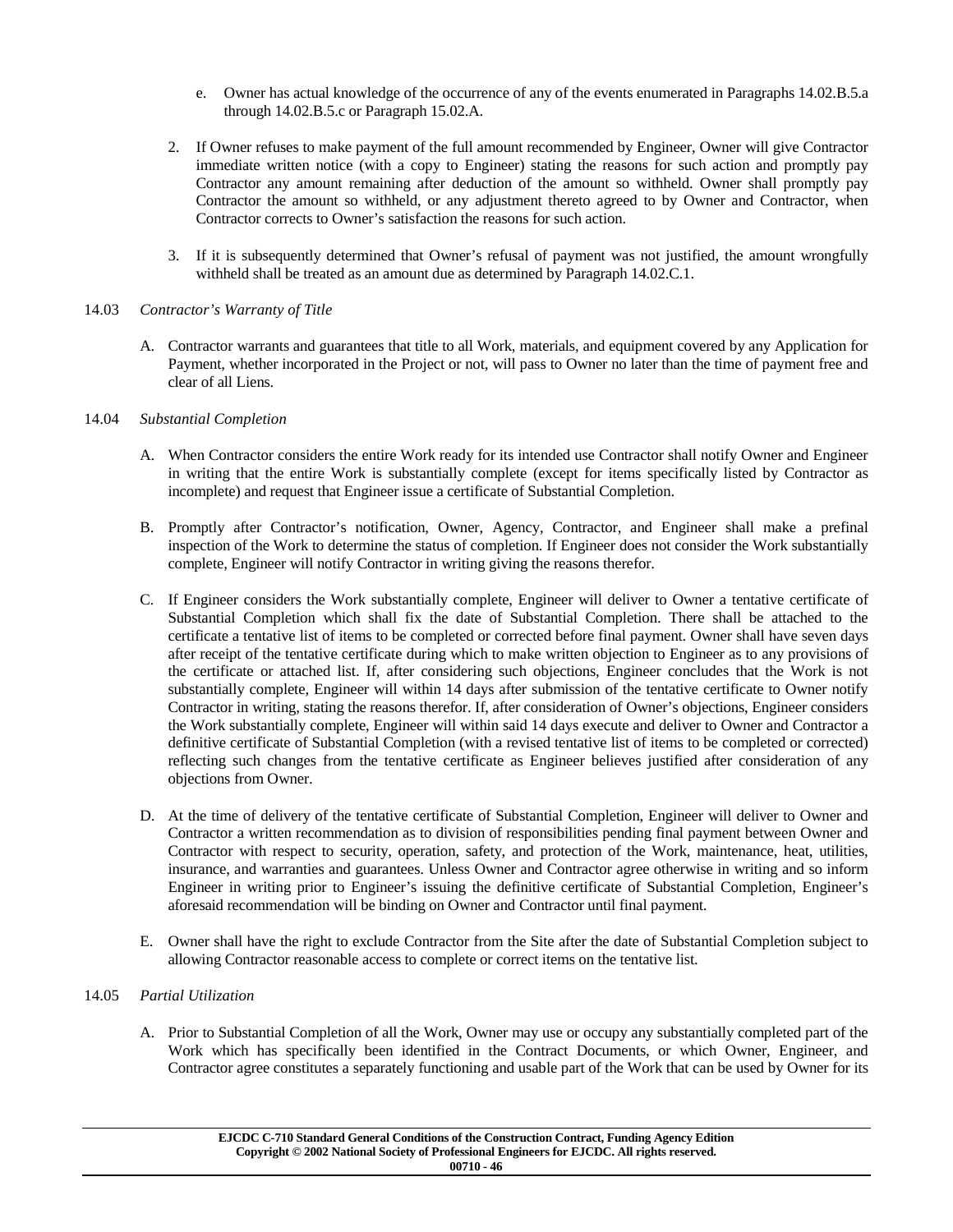e. Owner has actual knowledge of the occurrence of any of the events enumerated in Paragraphs 14.02.B.5.a through 14.02.B.5.c or Paragraph 15.02.A.

2. If Owner refuses to make payment of the full amount recommended by Engineer, Owner will give Contractor immediate written notice (with a copy to Engineer) stating the reasons for such action and promptly pay Contractor any amount remaining after deduction of the amount so withheld. Owner shall promptly pay Contractor the amount so withheld, or any adjustment thereto agreed to by Owner and Contractor, when Contractor corrects to Owner's satisfaction the reasons for such action.

3. If it is subsequently determined that Owner's refusal of payment was not justified, the amount wrongfully withheld shall be treated as an amount due as determined by Paragraph 14.02.C.1.

14.03 *Contractor's Warranty of Title*

A. Contractor warrants and guarantees that title to all Work, materials, and equipment covered by any Application for Payment, whether incorporated in the Project or not, will pass to Owner no later than the time of payment free and clear of all Liens.

14.04 *Substantial Completion*

A. When Contractor considers the entire Work ready for its intended use Contractor shall notify Owner and Engineer in writing that the entire Work is substantially complete (except for items specifically listed by Contractor as incomplete) and request that Engineer issue a certificate of Substantial Completion.

B. Promptly after Contractor's notification, Owner, Agency, Contractor, and Engineer shall make a prefinal inspection of the Work to determine the status of completion. If Engineer does not consider the Work substantially complete, Engineer will notify Contractor in writing giving the reasons therefor.

C. If Engineer considers the Work substantially complete, Engineer will deliver to Owner a tentative certificate of Substantial Completion which shall fix the date of Substantial Completion. There shall be attached to the certificate a tentative list of items to be completed or corrected before final payment. Owner shall have seven days after receipt of the tentative certificate during which to make written objection to Engineer as to any provisions of the certificate or attached list. If, after considering such objections, Engineer concludes that the Work is not substantially complete, Engineer will within 14 days after submission of the tentative certificate to Owner notify Contractor in writing, stating the reasons therefor. If, after consideration of Owner's objections, Engineer considers the Work substantially complete, Engineer will within said 14 days execute and deliver to Owner and Contractor a definitive certificate of Substantial Completion (with a revised tentative list of items to be completed or corrected) reflecting such changes from the tentative certificate as Engineer believes justified after consideration of any objections from Owner.

D. At the time of delivery of the tentative certificate of Substantial Completion, Engineer will deliver to Owner and Contractor a written recommendation as to division of responsibilities pending final payment between Owner and Contractor with respect to security, operation, safety, and protection of the Work, maintenance, heat, utilities, insurance, and warranties and guarantees. Unless Owner and Contractor agree otherwise in writing and so inform Engineer in writing prior to Engineer's issuing the definitive certificate of Substantial Completion, Engineer's aforesaid recommendation will be binding on Owner and Contractor until final payment.

E. Owner shall have the right to exclude Contractor from the Site after the date of Substantial Completion subject to allowing Contractor reasonable access to complete or correct items on the tentative list.

14.05 *Partial Utilization*

A. Prior to Substantial Completion of all the Work, Owner may use or occupy any substantially completed part of the Work which has specifically been identified in the Contract Documents, or which Owner, Engineer, and Contractor agree constitutes a separately functioning and usable part of the Work that can be used by Owner for its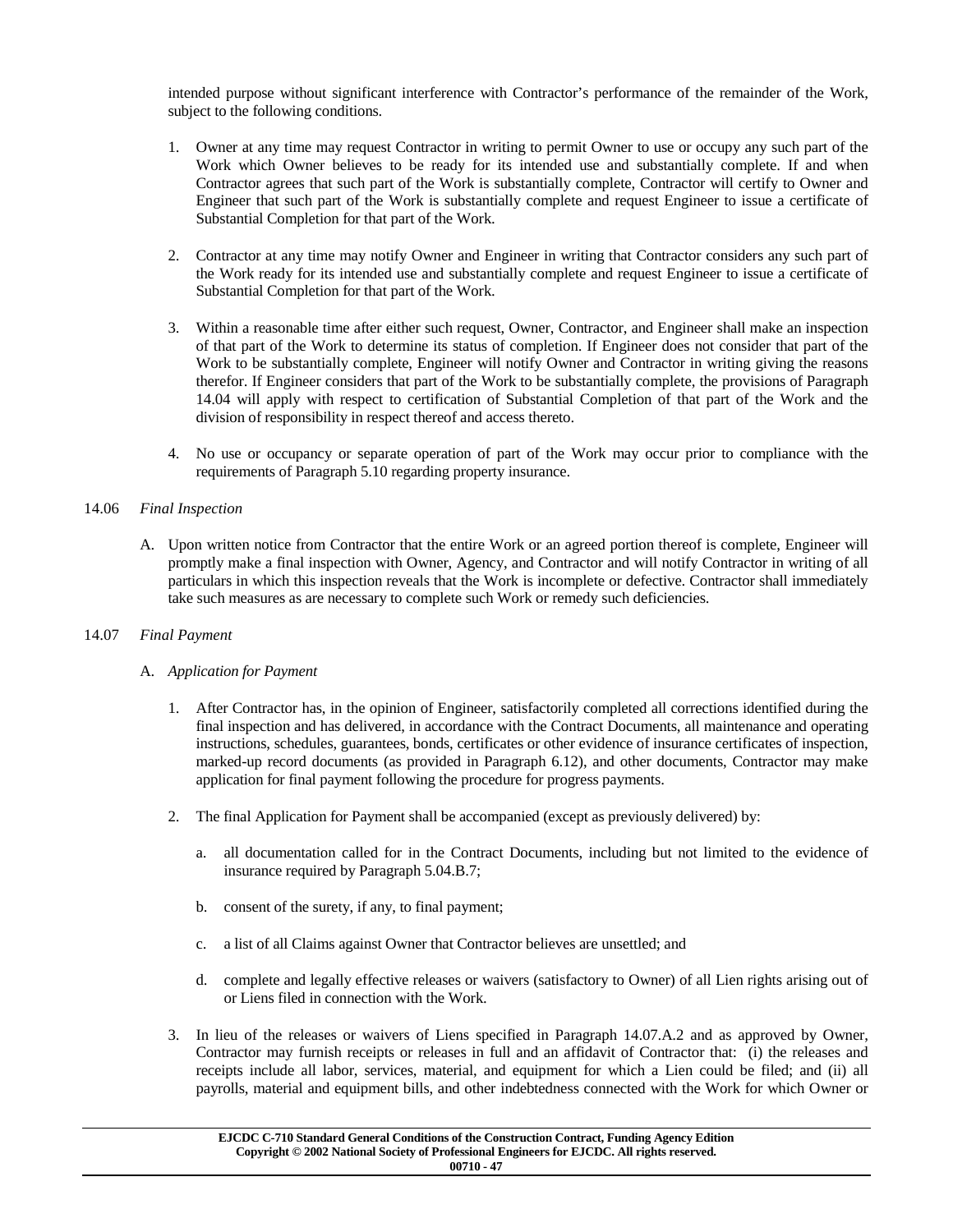intended purpose without significant interference with Contractor's performance of the remainder of the Work, subject to the following conditions.

1. Owner at any time may request Contractor in writing to permit Owner to use or occupy any such part of the Work which Owner believes to be ready for its intended use and substantially complete. If and when Contractor agrees that such part of the Work is substantially complete, Contractor will certify to Owner and Engineer that such part of the Work is substantially complete and request Engineer to issue a certificate of Substantial Completion for that part of the Work.

2. Contractor at any time may notify Owner and Engineer in writing that Contractor considers any such part of the Work ready for its intended use and substantially complete and request Engineer to issue a certificate of Substantial Completion for that part of the Work.

3. Within a reasonable time after either such request, Owner, Contractor, and Engineer shall make an inspection of that part of the Work to determine its status of completion. If Engineer does not consider that part of the Work to be substantially complete, Engineer will notify Owner and Contractor in writing giving the reasons therefor. If Engineer considers that part of the Work to be substantially complete, the provisions of Paragraph 14.04 will apply with respect to certification of Substantial Completion of that part of the Work and the division of responsibility in respect thereof and access thereto.

4. No use or occupancy or separate operation of part of the Work may occur prior to compliance with the requirements of Paragraph 5.10 regarding property insurance.

14.06 *Final Inspection*

A. Upon written notice from Contractor that the entire Work or an agreed portion thereof is complete, Engineer will promptly make a final inspection with Owner, Agency, and Contractor and will notify Contractor in writing of all particulars in which this inspection reveals that the Work is incomplete or defective. Contractor shall immediately take such measures as are necessary to complete such Work or remedy such deficiencies.

14.07 *Final Payment*

A. *Application for Payment*

1. After Contractor has, in the opinion of Engineer, satisfactorily completed all corrections identified during the final inspection and has delivered, in accordance with the Contract Documents, all maintenance and operating instructions, schedules, guarantees, bonds, certificates or other evidence of insurance certificates of inspection, marked-up record documents (as provided in Paragraph 6.12), and other documents, Contractor may make application for final payment following the procedure for progress payments.

2. The final Application for Payment shall be accompanied (except as previously delivered) by:

   a. all documentation called for in the Contract Documents, including but not limited to the evidence of insurance required by Paragraph 5.04.B.7;

   b. consent of the surety, if any, to final payment;

   c. a list of all Claims against Owner that Contractor believes are unsettled; and

   d. complete and legally effective releases or waivers (satisfactory to Owner) of all Lien rights arising out of or Liens filed in connection with the Work.

3. In lieu of the releases or waivers of Liens specified in Paragraph 14.07.A.2 and as approved by Owner, Contractor may furnish receipts or releases in full and an affidavit of Contractor that: (i) the releases and receipts include all labor, services, material, and equipment for which a Lien could be filed; and (ii) all payrolls, material and equipment bills, and other indebtedness connected with the Work for which Owner or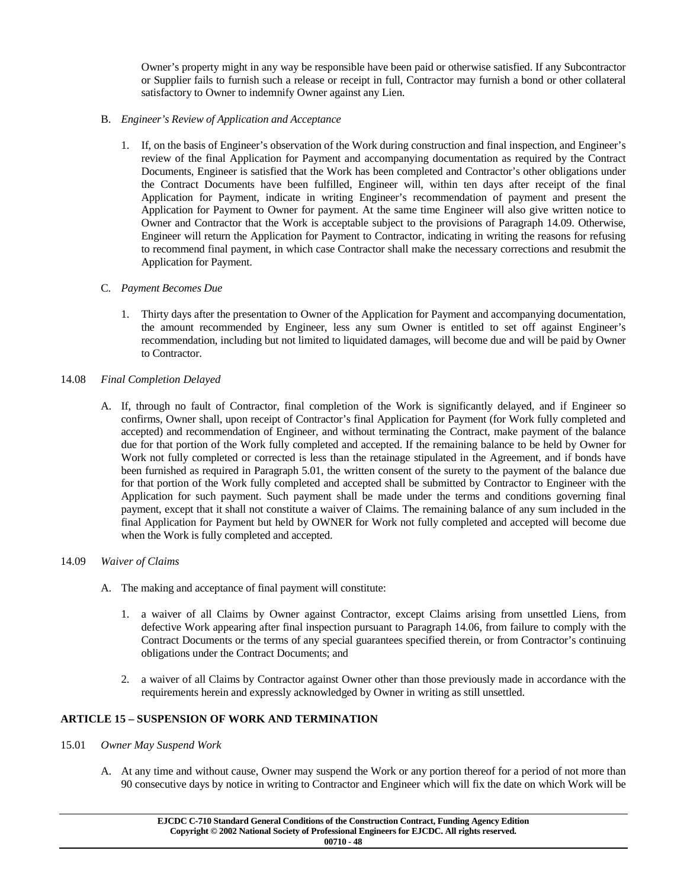Owner's property might in any way be responsible have been paid or otherwise satisfied. If any Subcontractor or Supplier fails to furnish such a release or receipt in full, Contractor may furnish a bond or other collateral satisfactory to Owner to indemnify Owner against any Lien.

B. *Engineer's Review of Application and Acceptance*

1. If, on the basis of Engineer's observation of the Work during construction and final inspection, and Engineer's review of the final Application for Payment and accompanying documentation as required by the Contract Documents, Engineer is satisfied that the Work has been completed and Contractor's other obligations under the Contract Documents have been fulfilled, Engineer will, within ten days after receipt of the final Application for Payment, indicate in writing Engineer's recommendation of payment and present the Application for Payment to Owner for payment. At the same time Engineer will also give written notice to Owner and Contractor that the Work is acceptable subject to the provisions of Paragraph 14.09. Otherwise, Engineer will return the Application for Payment to Contractor, indicating in writing the reasons for refusing to recommend final payment, in which case Contractor shall make the necessary corrections and resubmit the Application for Payment.

C. *Payment Becomes Due*

1. Thirty days after the presentation to Owner of the Application for Payment and accompanying documentation, the amount recommended by Engineer, less any sum Owner is entitled to set off against Engineer's recommendation, including but not limited to liquidated damages, will become due and will be paid by Owner to Contractor.

14.08 *Final Completion Delayed*

A. If, through no fault of Contractor, final completion of the Work is significantly delayed, and if Engineer so confirms, Owner shall, upon receipt of Contractor's final Application for Payment (for Work fully completed and accepted) and recommendation of Engineer, and without terminating the Contract, make payment of the balance due for that portion of the Work fully completed and accepted. If the remaining balance to be held by Owner for Work not fully completed or corrected is less than the retainage stipulated in the Agreement, and if bonds have been furnished as required in Paragraph 5.01, the written consent of the surety to the payment of the balance due for that portion of the Work fully completed and accepted shall be submitted by Contractor to Engineer with the Application for such payment. Such payment shall be made under the terms and conditions governing final payment, except that it shall not constitute a waiver of Claims. The remaining balance of any sum included in the final Application for Payment but held by OWNER for Work not fully completed and accepted will become due when the Work is fully completed and accepted.

14.09 *Waiver of Claims*

A. The making and acceptance of final payment will constitute:

1. a waiver of all Claims by Owner against Contractor, except Claims arising from unsettled Liens, from defective Work appearing after final inspection pursuant to Paragraph 14.06, from failure to comply with the Contract Documents or the terms of any special guarantees specified therein, or from Contractor's continuing obligations under the Contract Documents; and

2. a waiver of all Claims by Contractor against Owner other than those previously made in accordance with the requirements herein and expressly acknowledged by Owner in writing as still unsettled.

## ARTICLE 15 – SUSPENSION OF WORK AND TERMINATION

15.01 *Owner May Suspend Work*

A. At any time and without cause, Owner may suspend the Work or any portion thereof for a period of not more than 90 consecutive days by notice in writing to Contractor and Engineer which will fix the date on which Work will be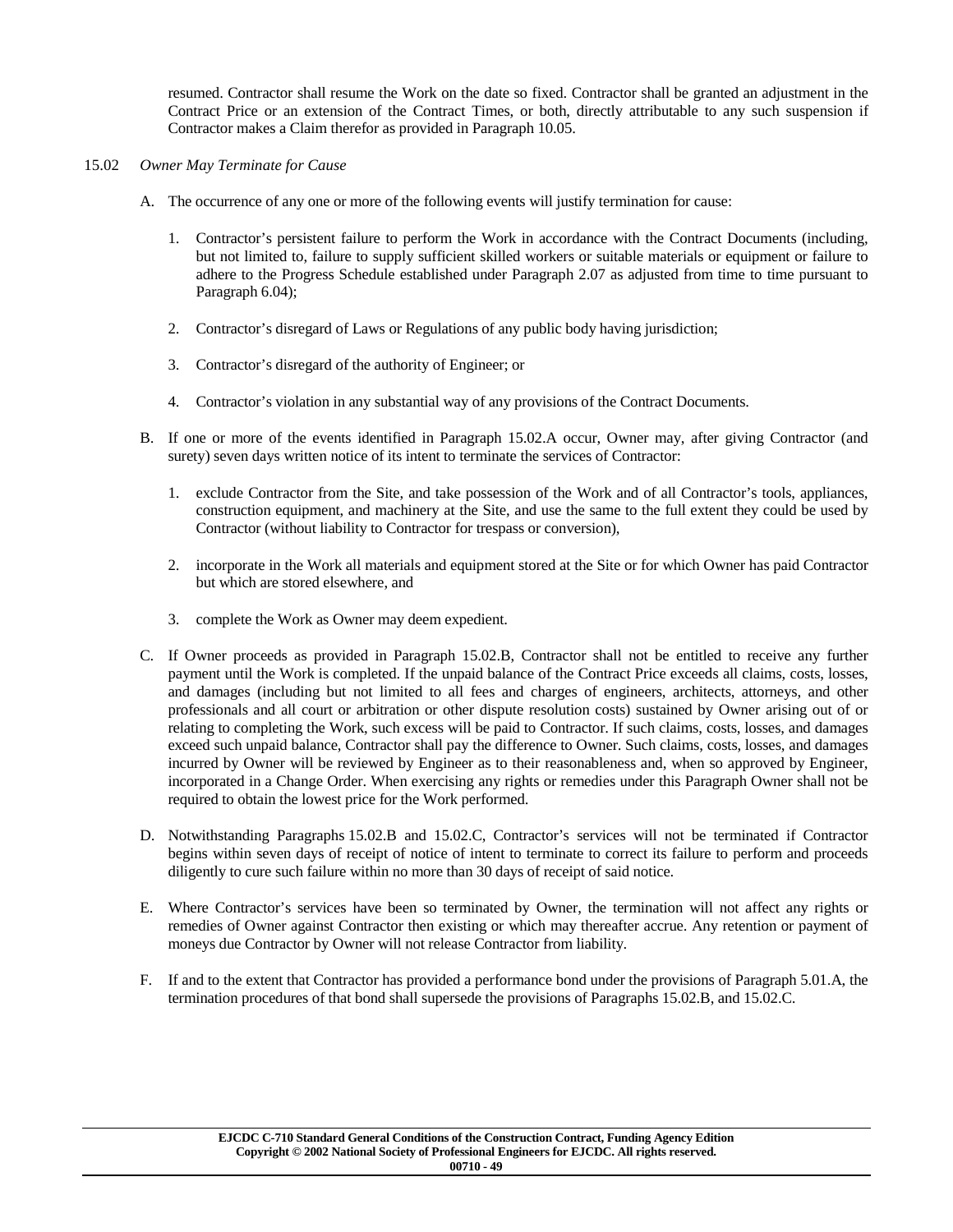resumed. Contractor shall resume the Work on the date so fixed. Contractor shall be granted an adjustment in the Contract Price or an extension of the Contract Times, or both, directly attributable to any such suspension if Contractor makes a Claim therefor as provided in Paragraph 10.05.

15.02 *Owner May Terminate for Cause*

A. The occurrence of any one or more of the following events will justify termination for cause:

1. Contractor's persistent failure to perform the Work in accordance with the Contract Documents (including, but not limited to, failure to supply sufficient skilled workers or suitable materials or equipment or failure to adhere to the Progress Schedule established under Paragraph 2.07 as adjusted from time to time pursuant to Paragraph 6.04);

2. Contractor's disregard of Laws or Regulations of any public body having jurisdiction;

3. Contractor's disregard of the authority of Engineer; or

4. Contractor's violation in any substantial way of any provisions of the Contract Documents.

B. If one or more of the events identified in Paragraph 15.02.A occur, Owner may, after giving Contractor (and surety) seven days written notice of its intent to terminate the services of Contractor:

1. exclude Contractor from the Site, and take possession of the Work and of all Contractor's tools, appliances, construction equipment, and machinery at the Site, and use the same to the full extent they could be used by Contractor (without liability to Contractor for trespass or conversion),

2. incorporate in the Work all materials and equipment stored at the Site or for which Owner has paid Contractor but which are stored elsewhere, and

3. complete the Work as Owner may deem expedient.

C. If Owner proceeds as provided in Paragraph 15.02.B, Contractor shall not be entitled to receive any further payment until the Work is completed. If the unpaid balance of the Contract Price exceeds all claims, costs, losses, and damages (including but not limited to all fees and charges of engineers, architects, attorneys, and other professionals and all court or arbitration or other dispute resolution costs) sustained by Owner arising out of or relating to completing the Work, such excess will be paid to Contractor. If such claims, costs, losses, and damages exceed such unpaid balance, Contractor shall pay the difference to Owner. Such claims, costs, losses, and damages incurred by Owner will be reviewed by Engineer as to their reasonableness and, when so approved by Engineer, incorporated in a Change Order. When exercising any rights or remedies under this Paragraph Owner shall not be required to obtain the lowest price for the Work performed.

D. Notwithstanding Paragraphs 15.02.B and 15.02.C, Contractor's services will not be terminated if Contractor begins within seven days of receipt of notice of intent to terminate to correct its failure to perform and proceeds diligently to cure such failure within no more than 30 days of receipt of said notice.

E. Where Contractor's services have been so terminated by Owner, the termination will not affect any rights or remedies of Owner against Contractor then existing or which may thereafter accrue. Any retention or payment of moneys due Contractor by Owner will not release Contractor from liability.

F. If and to the extent that Contractor has provided a performance bond under the provisions of Paragraph 5.01.A, the termination procedures of that bond shall supersede the provisions of Paragraphs 15.02.B, and 15.02.C.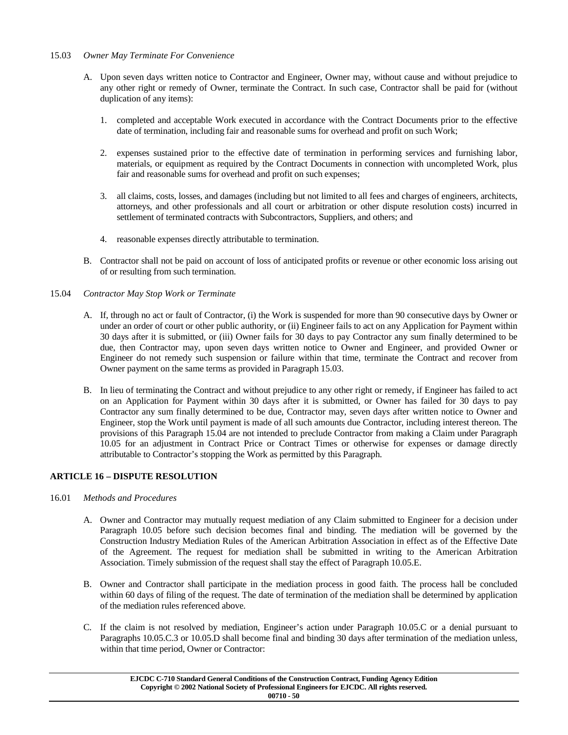15.03 *Owner May Terminate For Convenience*

A. Upon seven days written notice to Contractor and Engineer, Owner may, without cause and without prejudice to any other right or remedy of Owner, terminate the Contract. In such case, Contractor shall be paid for (without duplication of any items):

   1. completed and acceptable Work executed in accordance with the Contract Documents prior to the effective date of termination, including fair and reasonable sums for overhead and profit on such Work;

   2. expenses sustained prior to the effective date of termination in performing services and furnishing labor, materials, or equipment as required by the Contract Documents in connection with uncompleted Work, plus fair and reasonable sums for overhead and profit on such expenses;

   3. all claims, costs, losses, and damages (including but not limited to all fees and charges of engineers, architects, attorneys, and other professionals and all court or arbitration or other dispute resolution costs) incurred in settlement of terminated contracts with Subcontractors, Suppliers, and others; and

   4. reasonable expenses directly attributable to termination.

B. Contractor shall not be paid on account of loss of anticipated profits or revenue or other economic loss arising out of or resulting from such termination.

15.04 *Contractor May Stop Work or Terminate*

A. If, through no act or fault of Contractor, (i) the Work is suspended for more than 90 consecutive days by Owner or under an order of court or other public authority, or (ii) Engineer fails to act on any Application for Payment within 30 days after it is submitted, or (iii) Owner fails for 30 days to pay Contractor any sum finally determined to be due, then Contractor may, upon seven days written notice to Owner and Engineer, and provided Owner or Engineer do not remedy such suspension or failure within that time, terminate the Contract and recover from Owner payment on the same terms as provided in Paragraph 15.03.

B. In lieu of terminating the Contract and without prejudice to any other right or remedy, if Engineer has failed to act on an Application for Payment within 30 days after it is submitted, or Owner has failed for 30 days to pay Contractor any sum finally determined to be due, Contractor may, seven days after written notice to Owner and Engineer, stop the Work until payment is made of all such amounts due Contractor, including interest thereon. The provisions of this Paragraph 15.04 are not intended to preclude Contractor from making a Claim under Paragraph 10.05 for an adjustment in Contract Price or Contract Times or otherwise for expenses or damage directly attributable to Contractor's stopping the Work as permitted by this Paragraph.

## ARTICLE 16 – DISPUTE RESOLUTION

16.01 *Methods and Procedures*

A. Owner and Contractor may mutually request mediation of any Claim submitted to Engineer for a decision under Paragraph 10.05 before such decision becomes final and binding. The mediation will be governed by the Construction Industry Mediation Rules of the American Arbitration Association in effect as of the Effective Date of the Agreement. The request for mediation shall be submitted in writing to the American Arbitration Association. Timely submission of the request shall stay the effect of Paragraph 10.05.E.

B. Owner and Contractor shall participate in the mediation process in good faith. The process hall be concluded within 60 days of filing of the request. The date of termination of the mediation shall be determined by application of the mediation rules referenced above.

C. If the claim is not resolved by mediation, Engineer's action under Paragraph 10.05.C or a denial pursuant to Paragraphs 10.05.C.3 or 10.05.D shall become final and binding 30 days after termination of the mediation unless, within that time period, Owner or Contractor: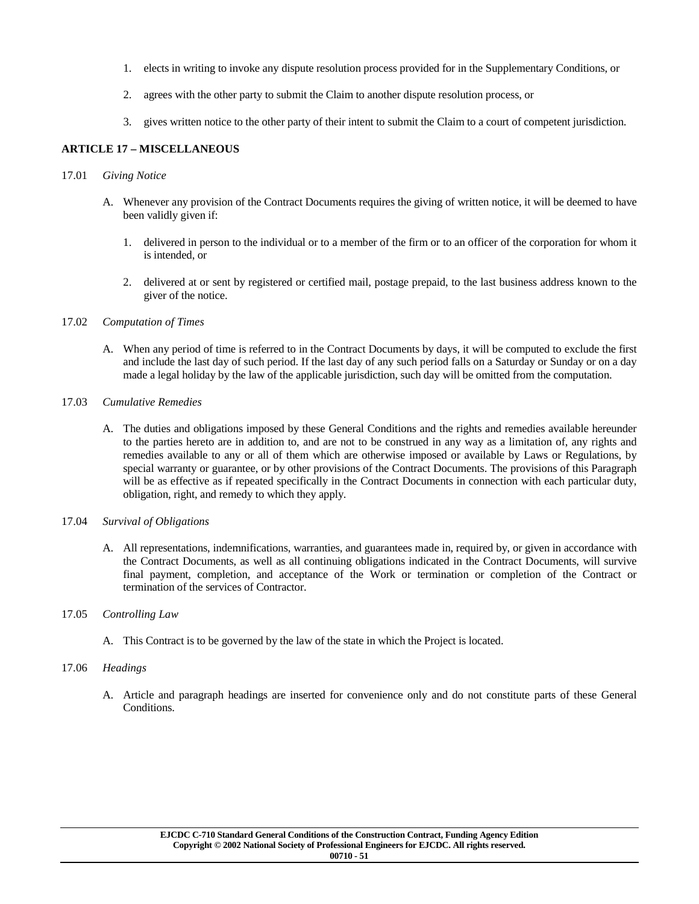1. elects in writing to invoke any dispute resolution process provided for in the Supplementary Conditions, or

2. agrees with the other party to submit the Claim to another dispute resolution process, or

3. gives written notice to the other party of their intent to submit the Claim to a court of competent jurisdiction.

## ARTICLE 17 – MISCELLANEOUS

17.01 *Giving Notice*

A. Whenever any provision of the Contract Documents requires the giving of written notice, it will be deemed to have been validly given if:

1. delivered in person to the individual or to a member of the firm or to an officer of the corporation for whom it is intended, or

2. delivered at or sent by registered or certified mail, postage prepaid, to the last business address known to the giver of the notice.

17.02 *Computation of Times*

A. When any period of time is referred to in the Contract Documents by days, it will be computed to exclude the first and include the last day of such period. If the last day of any such period falls on a Saturday or Sunday or on a day made a legal holiday by the law of the applicable jurisdiction, such day will be omitted from the computation.

17.03 *Cumulative Remedies*

A. The duties and obligations imposed by these General Conditions and the rights and remedies available hereunder to the parties hereto are in addition to, and are not to be construed in any way as a limitation of, any rights and remedies available to any or all of them which are otherwise imposed or available by Laws or Regulations, by special warranty or guarantee, or by other provisions of the Contract Documents. The provisions of this Paragraph will be as effective as if repeated specifically in the Contract Documents in connection with each particular duty, obligation, right, and remedy to which they apply.

17.04 *Survival of Obligations*

A. All representations, indemnifications, warranties, and guarantees made in, required by, or given in accordance with the Contract Documents, as well as all continuing obligations indicated in the Contract Documents, will survive final payment, completion, and acceptance of the Work or termination or completion of the Contract or termination of the services of Contractor.

17.05 *Controlling Law*

A. This Contract is to be governed by the law of the state in which the Project is located.

17.06 *Headings*

A. Article and paragraph headings are inserted for convenience only and do not constitute parts of these General Conditions.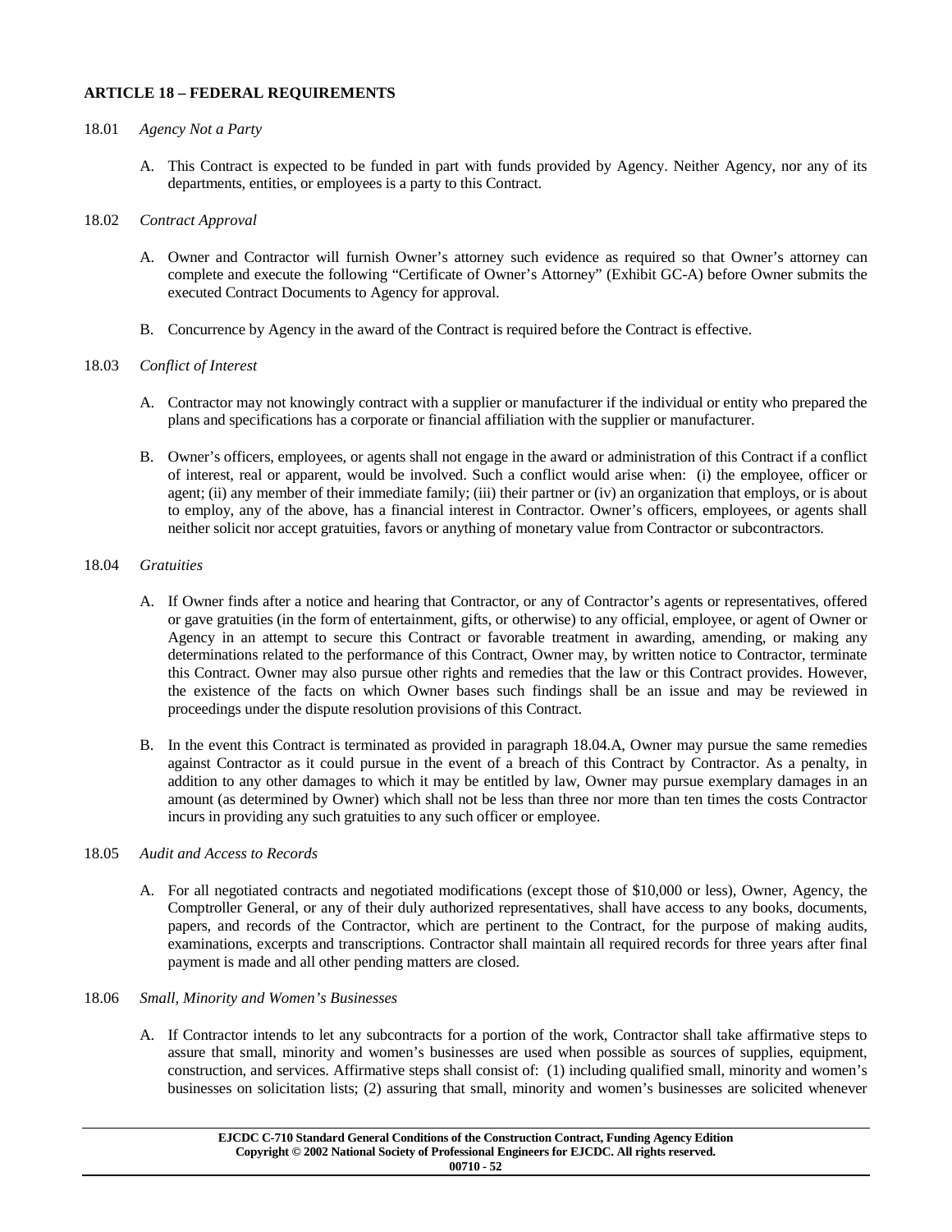## ARTICLE 18 – FEDERAL REQUIREMENTS

18.01 *Agency Not a Party*

A. This Contract is expected to be funded in part with funds provided by Agency. Neither Agency, nor any of its departments, entities, or employees is a party to this Contract.

18.02 *Contract Approval*

A. Owner and Contractor will furnish Owner's attorney such evidence as required so that Owner's attorney can complete and execute the following "Certificate of Owner's Attorney" (Exhibit GC-A) before Owner submits the executed Contract Documents to Agency for approval.

B. Concurrence by Agency in the award of the Contract is required before the Contract is effective.

18.03 *Conflict of Interest*

A. Contractor may not knowingly contract with a supplier or manufacturer if the individual or entity who prepared the plans and specifications has a corporate or financial affiliation with the supplier or manufacturer.

B. Owner's officers, employees, or agents shall not engage in the award or administration of this Contract if a conflict of interest, real or apparent, would be involved. Such a conflict would arise when: (i) the employee, officer or agent; (ii) any member of their immediate family; (iii) their partner or (iv) an organization that employs, or is about to employ, any of the above, has a financial interest in Contractor. Owner's officers, employees, or agents shall neither solicit nor accept gratuities, favors or anything of monetary value from Contractor or subcontractors.

18.04 *Gratuities*

A. If Owner finds after a notice and hearing that Contractor, or any of Contractor's agents or representatives, offered or gave gratuities (in the form of entertainment, gifts, or otherwise) to any official, employee, or agent of Owner or Agency in an attempt to secure this Contract or favorable treatment in awarding, amending, or making any determinations related to the performance of this Contract, Owner may, by written notice to Contractor, terminate this Contract. Owner may also pursue other rights and remedies that the law or this Contract provides. However, the existence of the facts on which Owner bases such findings shall be an issue and may be reviewed in proceedings under the dispute resolution provisions of this Contract.

B. In the event this Contract is terminated as provided in paragraph 18.04.A, Owner may pursue the same remedies against Contractor as it could pursue in the event of a breach of this Contract by Contractor. As a penalty, in addition to any other damages to which it may be entitled by law, Owner may pursue exemplary damages in an amount (as determined by Owner) which shall not be less than three nor more than ten times the costs Contractor incurs in providing any such gratuities to any such officer or employee.

18.05 *Audit and Access to Records*

A. For all negotiated contracts and negotiated modifications (except those of $10,000 or less), Owner, Agency, the Comptroller General, or any of their duly authorized representatives, shall have access to any books, documents, papers, and records of the Contractor, which are pertinent to the Contract, for the purpose of making audits, examinations, excerpts and transcriptions. Contractor shall maintain all required records for three years after final payment is made and all other pending matters are closed.

18.06 *Small, Minority and Women's Businesses*

A. If Contractor intends to let any subcontracts for a portion of the work, Contractor shall take affirmative steps to assure that small, minority and women's businesses are used when possible as sources of supplies, equipment, construction, and services. Affirmative steps shall consist of: (1) including qualified small, minority and women's businesses on solicitation lists; (2) assuring that small, minority and women's businesses are solicited whenever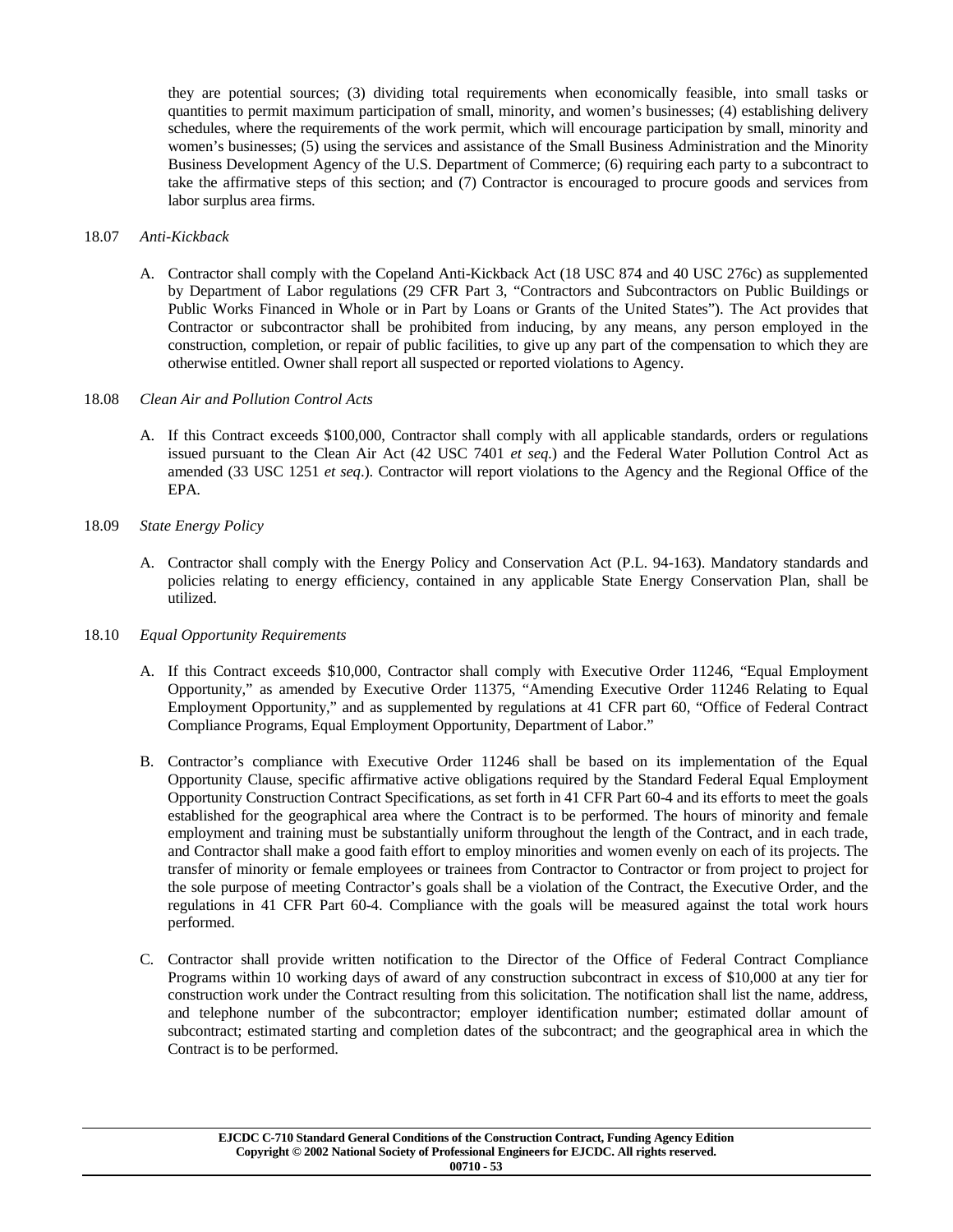they are potential sources; (3) dividing total requirements when economically feasible, into small tasks or quantities to permit maximum participation of small, minority, and women's businesses; (4) establishing delivery schedules, where the requirements of the work permit, which will encourage participation by small, minority and women's businesses; (5) using the services and assistance of the Small Business Administration and the Minority Business Development Agency of the U.S. Department of Commerce; (6) requiring each party to a subcontract to take the affirmative steps of this section; and (7) Contractor is encouraged to procure goods and services from labor surplus area firms.

18.07 *Anti-Kickback*

A. Contractor shall comply with the Copeland Anti-Kickback Act (18 USC 874 and 40 USC 276c) as supplemented by Department of Labor regulations (29 CFR Part 3, "Contractors and Subcontractors on Public Buildings or Public Works Financed in Whole or in Part by Loans or Grants of the United States"). The Act provides that Contractor or subcontractor shall be prohibited from inducing, by any means, any person employed in the construction, completion, or repair of public facilities, to give up any part of the compensation to which they are otherwise entitled. Owner shall report all suspected or reported violations to Agency.

18.08 *Clean Air and Pollution Control Acts*

A. If this Contract exceeds $100,000, Contractor shall comply with all applicable standards, orders or regulations issued pursuant to the Clean Air Act (42 USC 7401 *et seq.*) and the Federal Water Pollution Control Act as amended (33 USC 1251 *et seq*.). Contractor will report violations to the Agency and the Regional Office of the EPA.

18.09 *State Energy Policy*

A. Contractor shall comply with the Energy Policy and Conservation Act (P.L. 94-163). Mandatory standards and policies relating to energy efficiency, contained in any applicable State Energy Conservation Plan, shall be utilized.

18.10 *Equal Opportunity Requirements*

A. If this Contract exceeds $10,000, Contractor shall comply with Executive Order 11246, "Equal Employment Opportunity," as amended by Executive Order 11375, "Amending Executive Order 11246 Relating to Equal Employment Opportunity," and as supplemented by regulations at 41 CFR part 60, "Office of Federal Contract Compliance Programs, Equal Employment Opportunity, Department of Labor."

B. Contractor's compliance with Executive Order 11246 shall be based on its implementation of the Equal Opportunity Clause, specific affirmative active obligations required by the Standard Federal Equal Employment Opportunity Construction Contract Specifications, as set forth in 41 CFR Part 60-4 and its efforts to meet the goals established for the geographical area where the Contract is to be performed. The hours of minority and female employment and training must be substantially uniform throughout the length of the Contract, and in each trade, and Contractor shall make a good faith effort to employ minorities and women evenly on each of its projects. The transfer of minority or female employees or trainees from Contractor to Contractor or from project to project for the sole purpose of meeting Contractor's goals shall be a violation of the Contract, the Executive Order, and the regulations in 41 CFR Part 60-4. Compliance with the goals will be measured against the total work hours performed.

C. Contractor shall provide written notification to the Director of the Office of Federal Contract Compliance Programs within 10 working days of award of any construction subcontract in excess of $10,000 at any tier for construction work under the Contract resulting from this solicitation. The notification shall list the name, address, and telephone number of the subcontractor; employer identification number; estimated dollar amount of subcontract; estimated starting and completion dates of the subcontract; and the geographical area in which the Contract is to be performed.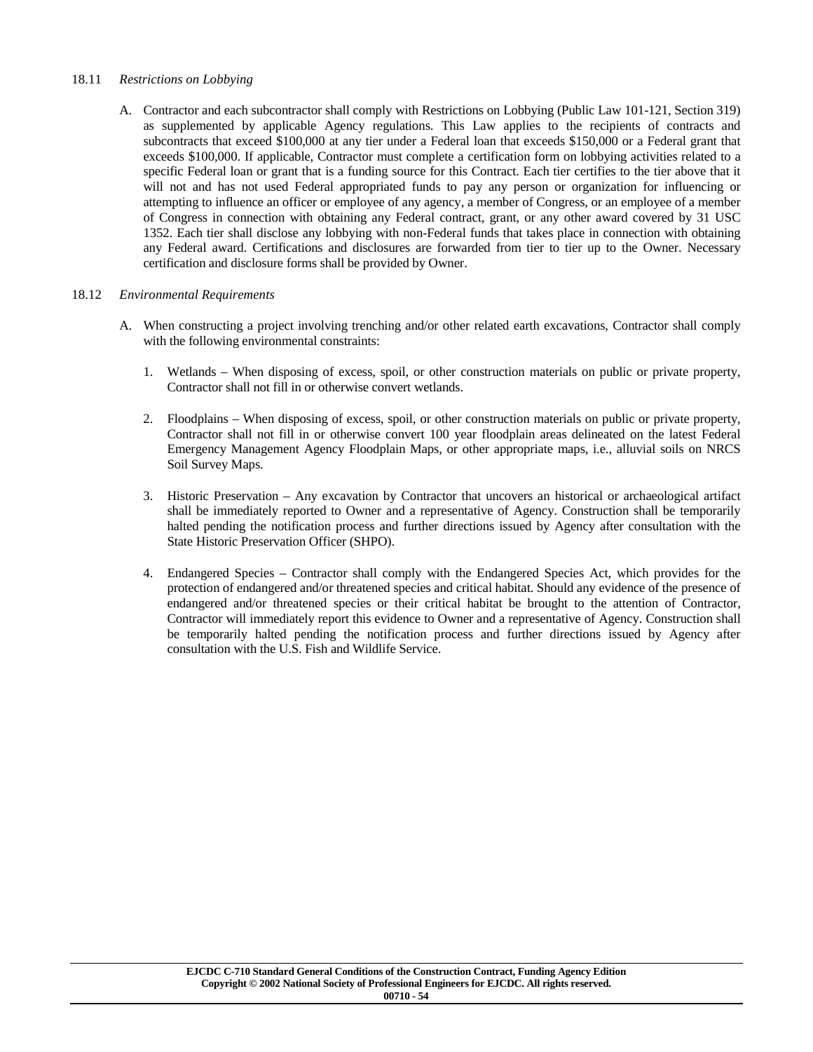18.11 *Restrictions on Lobbying*

A. Contractor and each subcontractor shall comply with Restrictions on Lobbying (Public Law 101-121, Section 319) as supplemented by applicable Agency regulations. This Law applies to the recipients of contracts and subcontracts that exceed $100,000 at any tier under a Federal loan that exceeds $150,000 or a Federal grant that exceeds $100,000. If applicable, Contractor must complete a certification form on lobbying activities related to a specific Federal loan or grant that is a funding source for this Contract. Each tier certifies to the tier above that it will not and has not used Federal appropriated funds to pay any person or organization for influencing or attempting to influence an officer or employee of any agency, a member of Congress, or an employee of a member of Congress in connection with obtaining any Federal contract, grant, or any other award covered by 31 USC 1352. Each tier shall disclose any lobbying with non-Federal funds that takes place in connection with obtaining any Federal award. Certifications and disclosures are forwarded from tier to tier up to the Owner. Necessary certification and disclosure forms shall be provided by Owner.

18.12 *Environmental Requirements*

A. When constructing a project involving trenching and/or other related earth excavations, Contractor shall comply with the following environmental constraints:

1. Wetlands – When disposing of excess, spoil, or other construction materials on public or private property, Contractor shall not fill in or otherwise convert wetlands.

2. Floodplains – When disposing of excess, spoil, or other construction materials on public or private property, Contractor shall not fill in or otherwise convert 100 year floodplain areas delineated on the latest Federal Emergency Management Agency Floodplain Maps, or other appropriate maps, i.e., alluvial soils on NRCS Soil Survey Maps.

3. Historic Preservation – Any excavation by Contractor that uncovers an historical or archaeological artifact shall be immediately reported to Owner and a representative of Agency. Construction shall be temporarily halted pending the notification process and further directions issued by Agency after consultation with the State Historic Preservation Officer (SHPO).

4. Endangered Species – Contractor shall comply with the Endangered Species Act, which provides for the protection of endangered and/or threatened species and critical habitat. Should any evidence of the presence of endangered and/or threatened species or their critical habitat be brought to the attention of Contractor, Contractor will immediately report this evidence to Owner and a representative of Agency. Construction shall be temporarily halted pending the notification process and further directions issued by Agency after consultation with the U.S. Fish and Wildlife Service.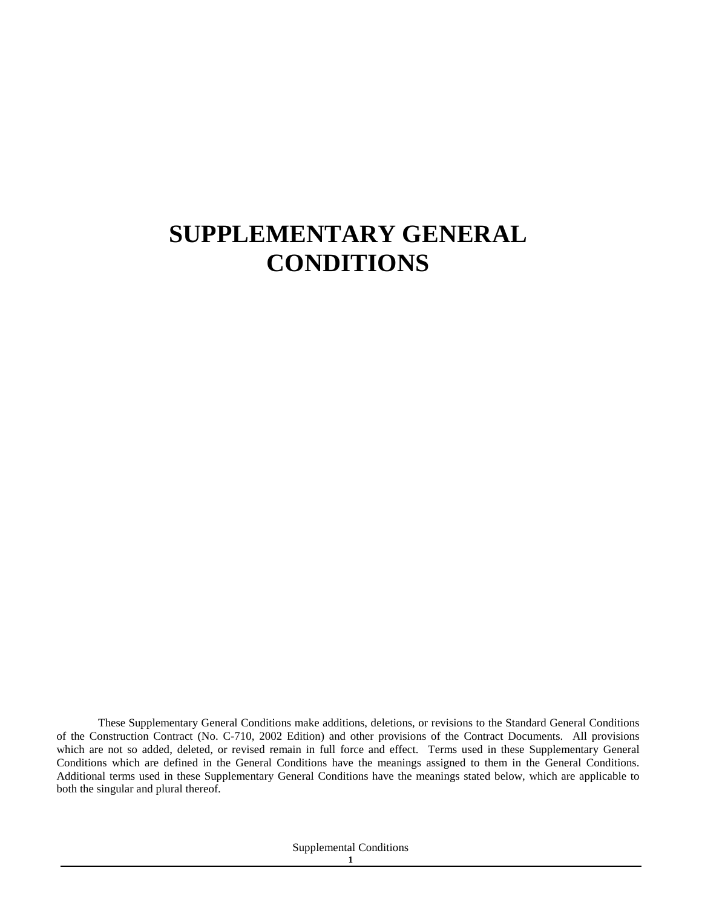# SUPPLEMENTARY GENERAL CONDITIONS

These Supplementary General Conditions make additions, deletions, or revisions to the Standard General Conditions of the Construction Contract (No. C-710, 2002 Edition) and other provisions of the Contract Documents. All provisions which are not so added, deleted, or revised remain in full force and effect. Terms used in these Supplementary General Conditions which are defined in the General Conditions have the meanings assigned to them in the General Conditions. Additional terms used in these Supplementary General Conditions have the meanings stated below, which are applicable to both the singular and plural thereof.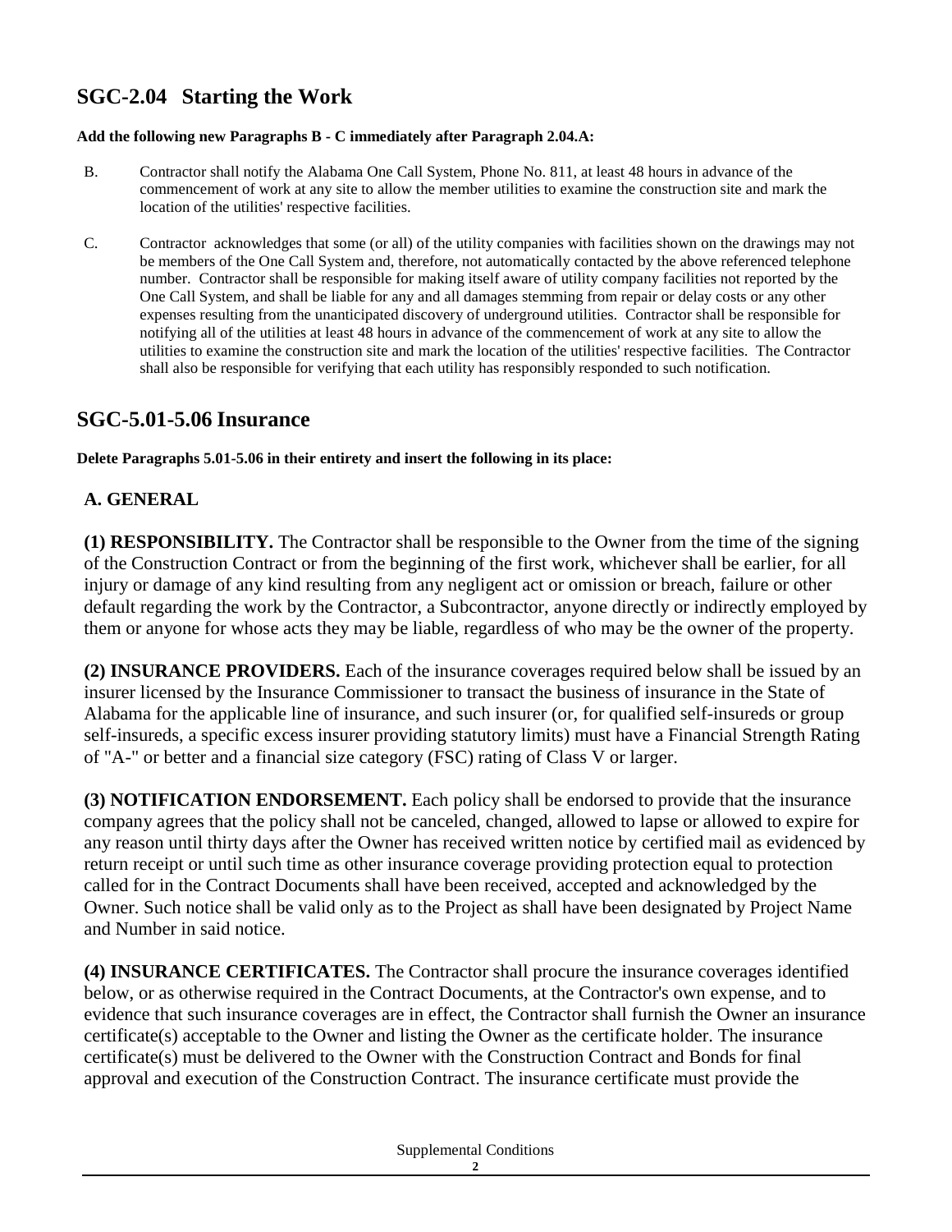## SGC-2.04 Starting the Work

**Add the following new Paragraphs B - C immediately after Paragraph 2.04.A:**

B. Contractor shall notify the Alabama One Call System, Phone No. 811, at least 48 hours in advance of the commencement of work at any site to allow the member utilities to examine the construction site and mark the location of the utilities' respective facilities.

C. Contractor acknowledges that some (or all) of the utility companies with facilities shown on the drawings may not be members of the One Call System and, therefore, not automatically contacted by the above referenced telephone number. Contractor shall be responsible for making itself aware of utility company facilities not reported by the One Call System, and shall be liable for any and all damages stemming from repair or delay costs or any other expenses resulting from the unanticipated discovery of underground utilities. Contractor shall be responsible for notifying all of the utilities at least 48 hours in advance of the commencement of work at any site to allow the utilities to examine the construction site and mark the location of the utilities' respective facilities. The Contractor shall also be responsible for verifying that each utility has responsibly responded to such notification.

## SGC-5.01-5.06 Insurance

**Delete Paragraphs 5.01-5.06 in their entirety and insert the following in its place:**

### A. GENERAL

**(1) RESPONSIBILITY.** The Contractor shall be responsible to the Owner from the time of the signing of the Construction Contract or from the beginning of the first work, whichever shall be earlier, for all injury or damage of any kind resulting from any negligent act or omission or breach, failure or other default regarding the work by the Contractor, a Subcontractor, anyone directly or indirectly employed by them or anyone for whose acts they may be liable, regardless of who may be the owner of the property.

**(2) INSURANCE PROVIDERS.** Each of the insurance coverages required below shall be issued by an insurer licensed by the Insurance Commissioner to transact the business of insurance in the State of Alabama for the applicable line of insurance, and such insurer (or, for qualified self-insureds or group self-insureds, a specific excess insurer providing statutory limits) must have a Financial Strength Rating of "A-" or better and a financial size category (FSC) rating of Class V or larger.

**(3) NOTIFICATION ENDORSEMENT.** Each policy shall be endorsed to provide that the insurance company agrees that the policy shall not be canceled, changed, allowed to lapse or allowed to expire for any reason until thirty days after the Owner has received written notice by certified mail as evidenced by return receipt or until such time as other insurance coverage providing protection equal to protection called for in the Contract Documents shall have been received, accepted and acknowledged by the Owner. Such notice shall be valid only as to the Project as shall have been designated by Project Name and Number in said notice.

**(4) INSURANCE CERTIFICATES.** The Contractor shall procure the insurance coverages identified below, or as otherwise required in the Contract Documents, at the Contractor's own expense, and to evidence that such insurance coverages are in effect, the Contractor shall furnish the Owner an insurance certificate(s) acceptable to the Owner and listing the Owner as the certificate holder. The insurance certificate(s) must be delivered to the Owner with the Construction Contract and Bonds for final approval and execution of the Construction Contract. The insurance certificate must provide the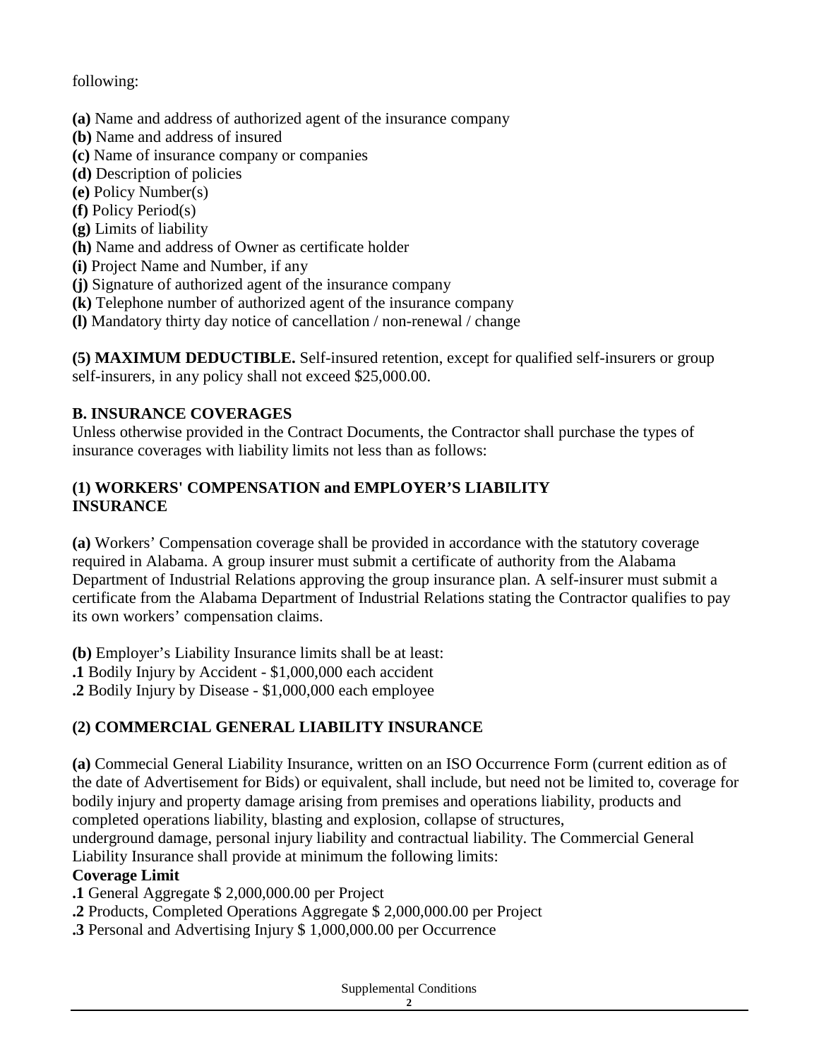following:

**(a)** Name and address of authorized agent of the insurance company
**(b)** Name and address of insured
**(c)** Name of insurance company or companies
**(d)** Description of policies
**(e)** Policy Number(s)
**(f)** Policy Period(s)
**(g)** Limits of liability
**(h)** Name and address of Owner as certificate holder
**(i)** Project Name and Number, if any
**(j)** Signature of authorized agent of the insurance company
**(k)** Telephone number of authorized agent of the insurance company
**(l)** Mandatory thirty day notice of cancellation / non-renewal / change

**(5) MAXIMUM DEDUCTIBLE.** Self-insured retention, except for qualified self-insurers or group self-insurers, in any policy shall not exceed $25,000.00.

**B. INSURANCE COVERAGES**

Unless otherwise provided in the Contract Documents, the Contractor shall purchase the types of insurance coverages with liability limits not less than as follows:

**(1) WORKERS' COMPENSATION and EMPLOYER'S LIABILITY INSURANCE**

**(a)** Workers' Compensation coverage shall be provided in accordance with the statutory coverage required in Alabama. A group insurer must submit a certificate of authority from the Alabama Department of Industrial Relations approving the group insurance plan. A self-insurer must submit a certificate from the Alabama Department of Industrial Relations stating the Contractor qualifies to pay its own workers' compensation claims.

**(b)** Employer's Liability Insurance limits shall be at least:
**.1** Bodily Injury by Accident - $1,000,000 each accident
**.2** Bodily Injury by Disease - $1,000,000 each employee

**(2) COMMERCIAL GENERAL LIABILITY INSURANCE**

**(a)** Commecial General Liability Insurance, written on an ISO Occurrence Form (current edition as of the date of Advertisement for Bids) or equivalent, shall include, but need not be limited to, coverage for bodily injury and property damage arising from premises and operations liability, products and completed operations liability, blasting and explosion, collapse of structures, underground damage, personal injury liability and contractual liability. The Commercial General Liability Insurance shall provide at minimum the following limits:

**Coverage Limit**
**.1** General Aggregate $ 2,000,000.00 per Project
**.2** Products, Completed Operations Aggregate $ 2,000,000.00 per Project
**.3** Personal and Advertising Injury $ 1,000,000.00 per Occurrence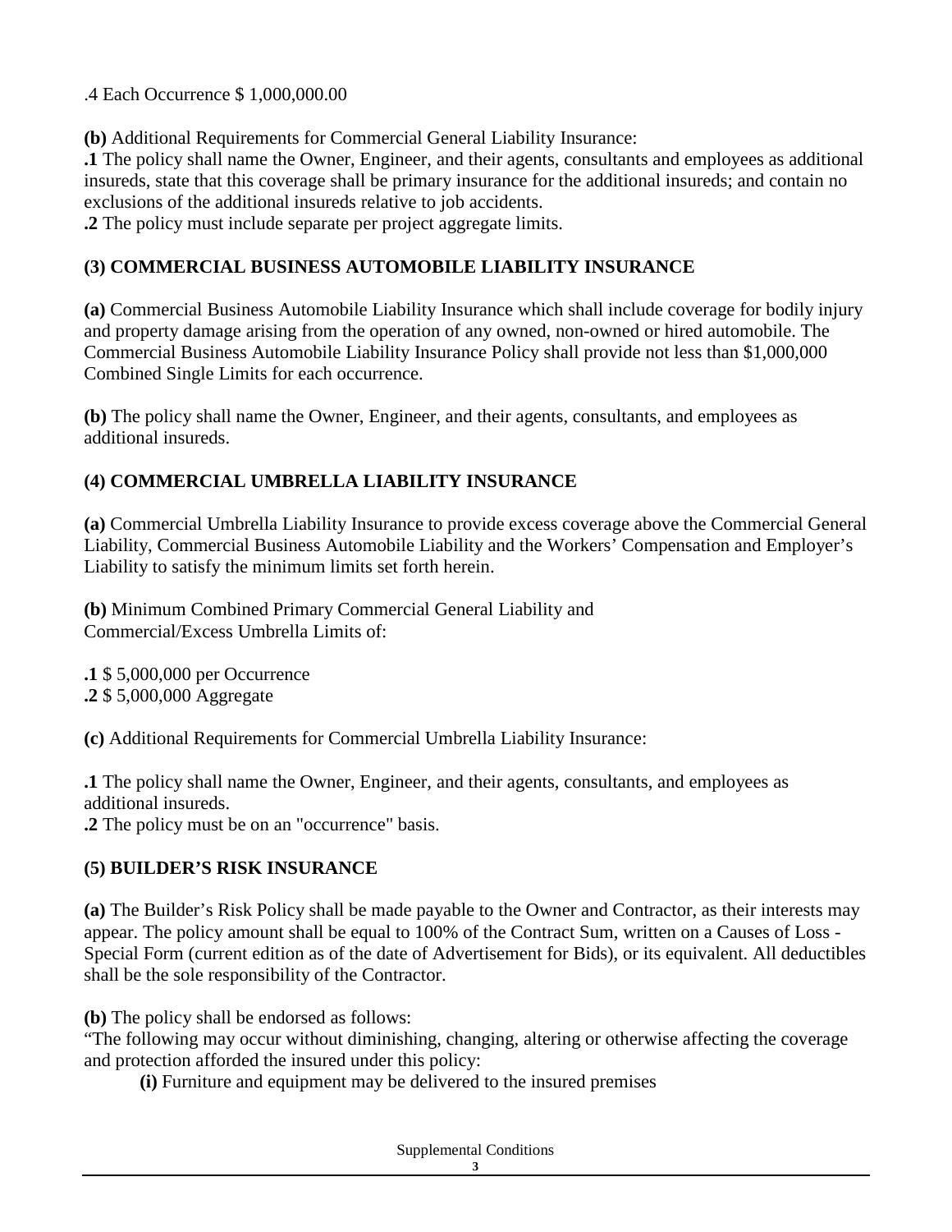.4 Each Occurrence $ 1,000,000.00

**(b)** Additional Requirements for Commercial General Liability Insurance:
**.1** The policy shall name the Owner, Engineer, and their agents, consultants and employees as additional insureds, state that this coverage shall be primary insurance for the additional insureds; and contain no exclusions of the additional insureds relative to job accidents.
**.2** The policy must include separate per project aggregate limits.

### (3) COMMERCIAL BUSINESS AUTOMOBILE LIABILITY INSURANCE

**(a)** Commercial Business Automobile Liability Insurance which shall include coverage for bodily injury and property damage arising from the operation of any owned, non-owned or hired automobile. The Commercial Business Automobile Liability Insurance Policy shall provide not less than $1,000,000 Combined Single Limits for each occurrence.

**(b)** The policy shall name the Owner, Engineer, and their agents, consultants, and employees as additional insureds.

### (4) COMMERCIAL UMBRELLA LIABILITY INSURANCE

**(a)** Commercial Umbrella Liability Insurance to provide excess coverage above the Commercial General Liability, Commercial Business Automobile Liability and the Workers' Compensation and Employer's Liability to satisfy the minimum limits set forth herein.

**(b)** Minimum Combined Primary Commercial General Liability and Commercial/Excess Umbrella Limits of:

**.1** $ 5,000,000 per Occurrence
**.2** $ 5,000,000 Aggregate

**(c)** Additional Requirements for Commercial Umbrella Liability Insurance:

**.1** The policy shall name the Owner, Engineer, and their agents, consultants, and employees as additional insureds.
**.2** The policy must be on an "occurrence" basis.

### (5) BUILDER'S RISK INSURANCE

**(a)** The Builder's Risk Policy shall be made payable to the Owner and Contractor, as their interests may appear. The policy amount shall be equal to 100% of the Contract Sum, written on a Causes of Loss - Special Form (current edition as of the date of Advertisement for Bids), or its equivalent. All deductibles shall be the sole responsibility of the Contractor.

**(b)** The policy shall be endorsed as follows:
"The following may occur without diminishing, changing, altering or otherwise affecting the coverage and protection afforded the insured under this policy:

**(i)** Furniture and equipment may be delivered to the insured premises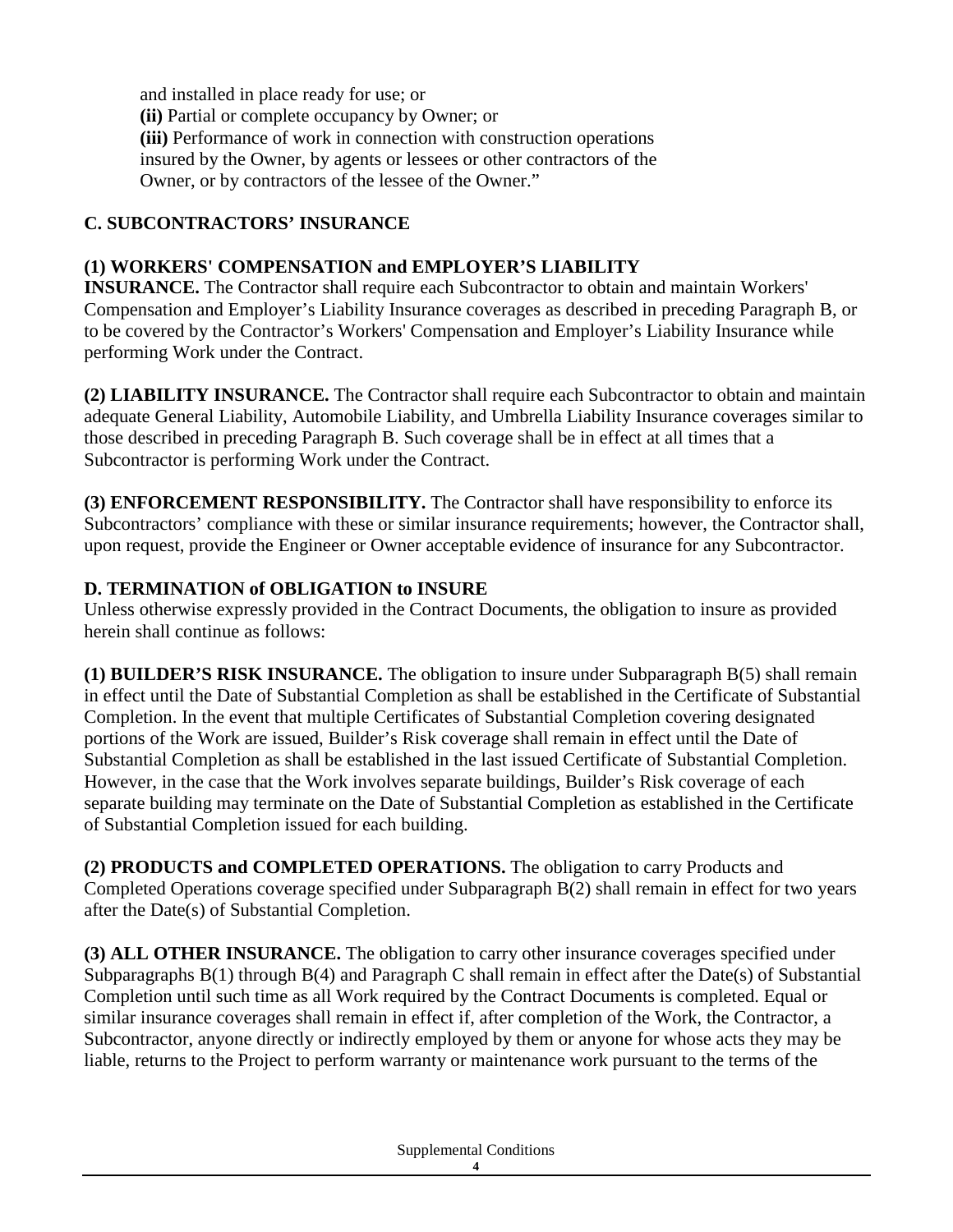and installed in place ready for use; or

**(ii)** Partial or complete occupancy by Owner; or

**(iii)** Performance of work in connection with construction operations insured by the Owner, by agents or lessees or other contractors of the Owner, or by contractors of the lessee of the Owner."

## C. SUBCONTRACTORS' INSURANCE

**(1) WORKERS' COMPENSATION and EMPLOYER'S LIABILITY INSURANCE.** The Contractor shall require each Subcontractor to obtain and maintain Workers' Compensation and Employer's Liability Insurance coverages as described in preceding Paragraph B, or to be covered by the Contractor's Workers' Compensation and Employer's Liability Insurance while performing Work under the Contract.

**(2) LIABILITY INSURANCE.** The Contractor shall require each Subcontractor to obtain and maintain adequate General Liability, Automobile Liability, and Umbrella Liability Insurance coverages similar to those described in preceding Paragraph B. Such coverage shall be in effect at all times that a Subcontractor is performing Work under the Contract.

**(3) ENFORCEMENT RESPONSIBILITY.** The Contractor shall have responsibility to enforce its Subcontractors' compliance with these or similar insurance requirements; however, the Contractor shall, upon request, provide the Engineer or Owner acceptable evidence of insurance for any Subcontractor.

## D. TERMINATION of OBLIGATION to INSURE

Unless otherwise expressly provided in the Contract Documents, the obligation to insure as provided herein shall continue as follows:

**(1) BUILDER'S RISK INSURANCE.** The obligation to insure under Subparagraph B(5) shall remain in effect until the Date of Substantial Completion as shall be established in the Certificate of Substantial Completion. In the event that multiple Certificates of Substantial Completion covering designated portions of the Work are issued, Builder's Risk coverage shall remain in effect until the Date of Substantial Completion as shall be established in the last issued Certificate of Substantial Completion. However, in the case that the Work involves separate buildings, Builder's Risk coverage of each separate building may terminate on the Date of Substantial Completion as established in the Certificate of Substantial Completion issued for each building.

**(2) PRODUCTS and COMPLETED OPERATIONS.** The obligation to carry Products and Completed Operations coverage specified under Subparagraph B(2) shall remain in effect for two years after the Date(s) of Substantial Completion.

**(3) ALL OTHER INSURANCE.** The obligation to carry other insurance coverages specified under Subparagraphs B(1) through B(4) and Paragraph C shall remain in effect after the Date(s) of Substantial Completion until such time as all Work required by the Contract Documents is completed. Equal or similar insurance coverages shall remain in effect if, after completion of the Work, the Contractor, a Subcontractor, anyone directly or indirectly employed by them or anyone for whose acts they may be liable, returns to the Project to perform warranty or maintenance work pursuant to the terms of the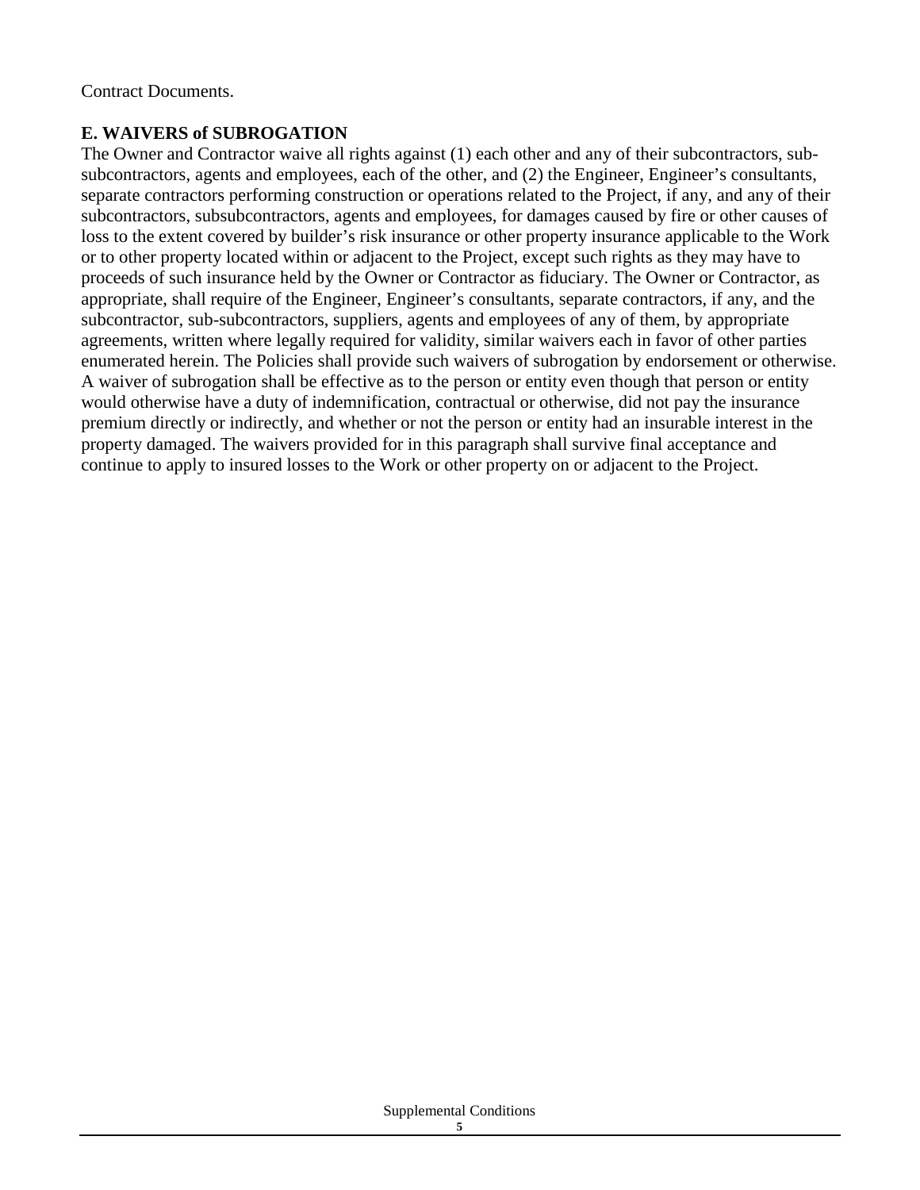Contract Documents.

## E. WAIVERS of SUBROGATION

The Owner and Contractor waive all rights against (1) each other and any of their subcontractors, sub-subcontractors, agents and employees, each of the other, and (2) the Engineer, Engineer's consultants, separate contractors performing construction or operations related to the Project, if any, and any of their subcontractors, subsubcontractors, agents and employees, for damages caused by fire or other causes of loss to the extent covered by builder's risk insurance or other property insurance applicable to the Work or to other property located within or adjacent to the Project, except such rights as they may have to proceeds of such insurance held by the Owner or Contractor as fiduciary. The Owner or Contractor, as appropriate, shall require of the Engineer, Engineer's consultants, separate contractors, if any, and the subcontractor, sub-subcontractors, suppliers, agents and employees of any of them, by appropriate agreements, written where legally required for validity, similar waivers each in favor of other parties enumerated herein. The Policies shall provide such waivers of subrogation by endorsement or otherwise. A waiver of subrogation shall be effective as to the person or entity even though that person or entity would otherwise have a duty of indemnification, contractual or otherwise, did not pay the insurance premium directly or indirectly, and whether or not the person or entity had an insurable interest in the property damaged. The waivers provided for in this paragraph shall survive final acceptance and continue to apply to insured losses to the Work or other property on or adjacent to the Project.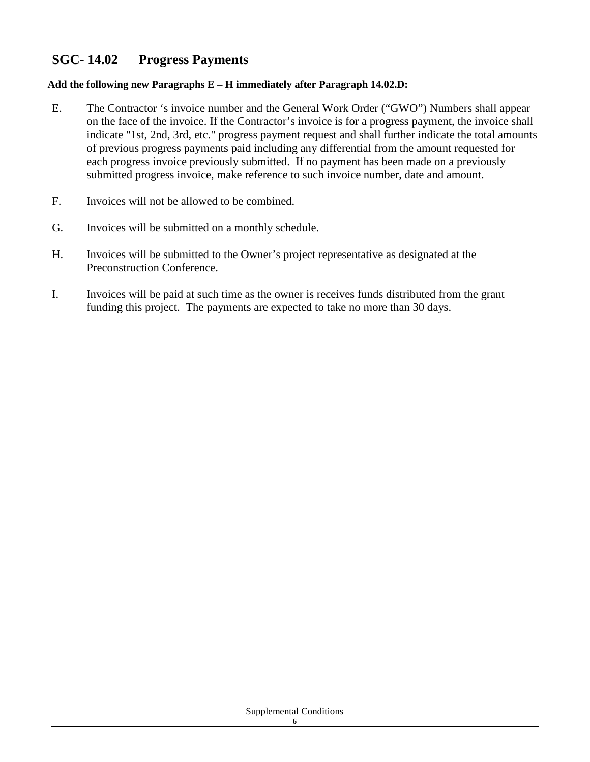## SGC- 14.02 Progress Payments

**Add the following new Paragraphs E – H immediately after Paragraph 14.02.D:**

E. The Contractor ‘s invoice number and the General Work Order (“GWO”) Numbers shall appear on the face of the invoice. If the Contractor’s invoice is for a progress payment, the invoice shall indicate "1st, 2nd, 3rd, etc." progress payment request and shall further indicate the total amounts of previous progress payments paid including any differential from the amount requested for each progress invoice previously submitted. If no payment has been made on a previously submitted progress invoice, make reference to such invoice number, date and amount.

F. Invoices will not be allowed to be combined.

G. Invoices will be submitted on a monthly schedule.

H. Invoices will be submitted to the Owner’s project representative as designated at the Preconstruction Conference.

I. Invoices will be paid at such time as the owner is receives funds distributed from the grant funding this project. The payments are expected to take no more than 30 days.